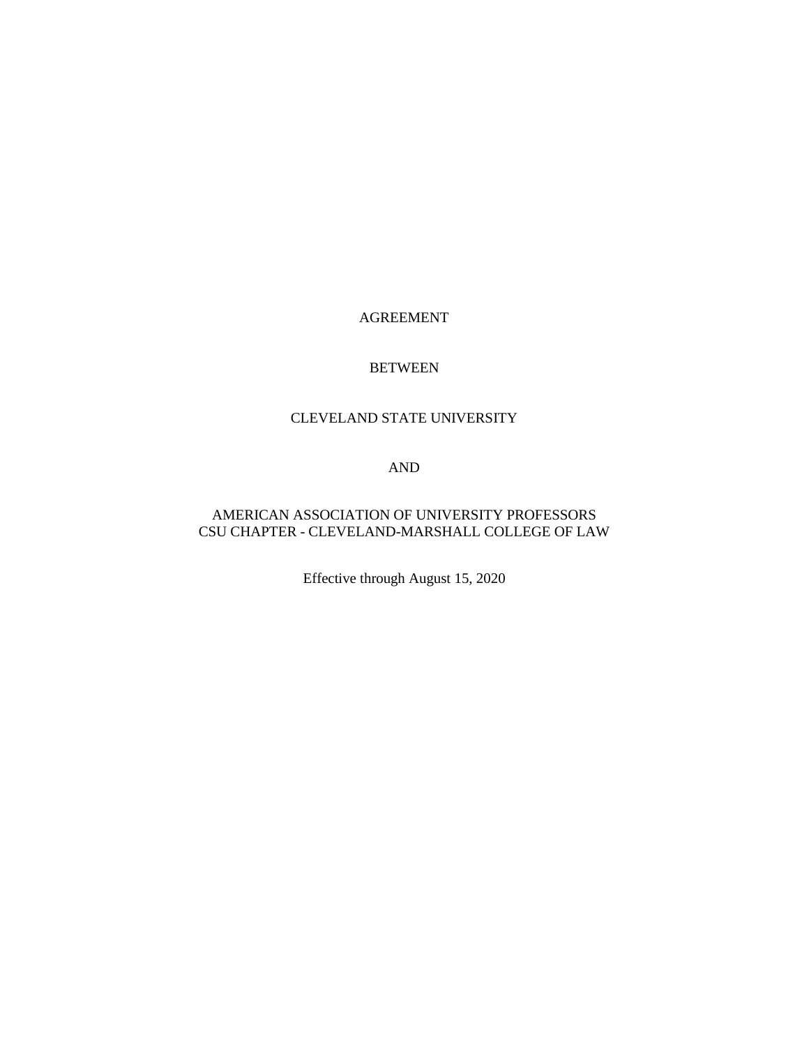# AGREEMENT

BETWEEN

CLEVELAND STATE UNIVERSITY

AND

AMERICAN ASSOCIATION OF UNIVERSITY PROFESSORS
CSU CHAPTER - CLEVELAND-MARSHALL COLLEGE OF LAW

Effective through August 15, 2020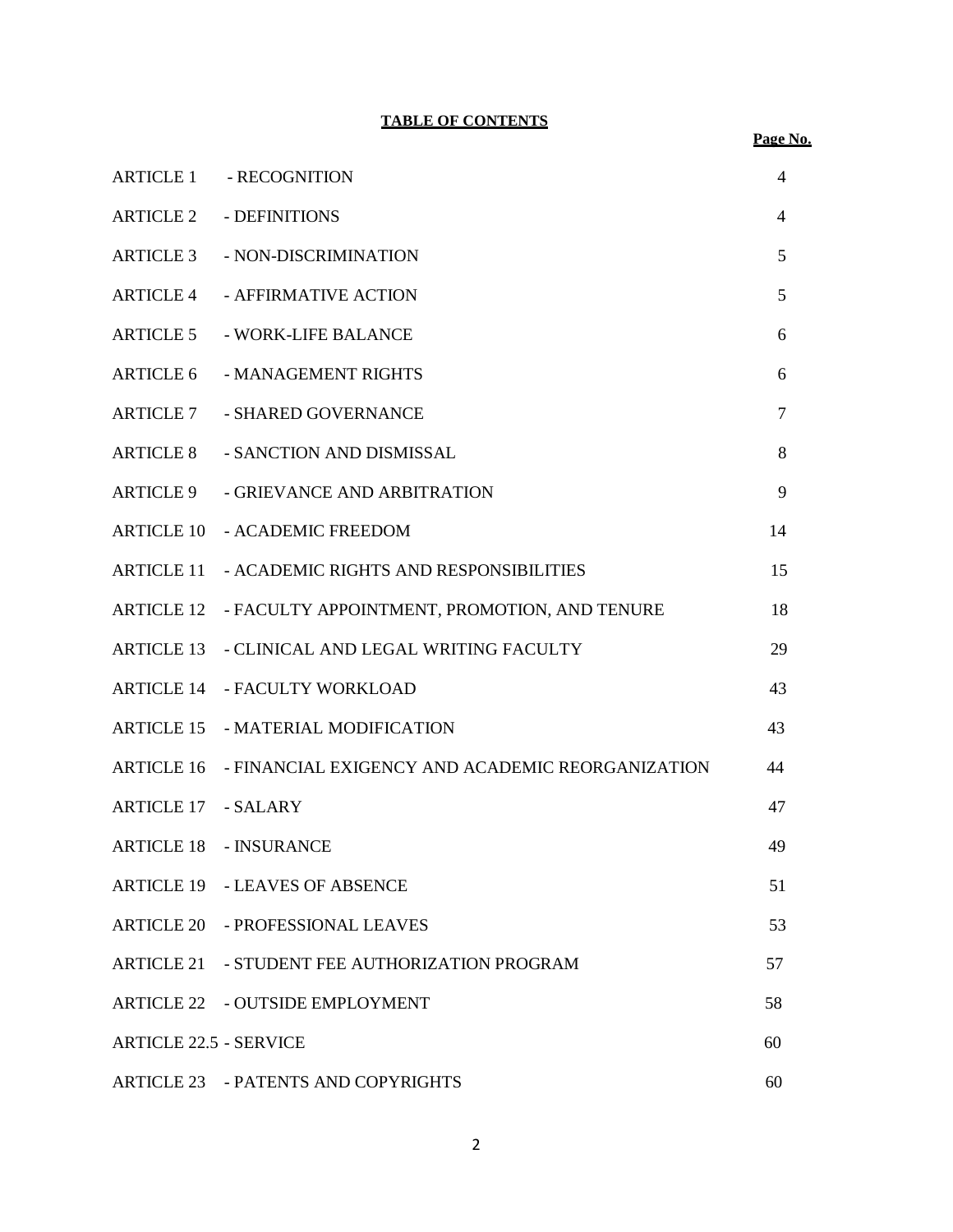**TABLE OF CONTENTS**

| | | **Page No.** |
|---|---|---|
| ARTICLE 1 | - RECOGNITION | 4 |
| ARTICLE 2 | - DEFINITIONS | 4 |
| ARTICLE 3 | - NON-DISCRIMINATION | 5 |
| ARTICLE 4 | - AFFIRMATIVE ACTION | 5 |
| ARTICLE 5 | - WORK-LIFE BALANCE | 6 |
| ARTICLE 6 | - MANAGEMENT RIGHTS | 6 |
| ARTICLE 7 | - SHARED GOVERNANCE | 7 |
| ARTICLE 8 | - SANCTION AND DISMISSAL | 8 |
| ARTICLE 9 | - GRIEVANCE AND ARBITRATION | 9 |
| ARTICLE 10 | - ACADEMIC FREEDOM | 14 |
| ARTICLE 11 | - ACADEMIC RIGHTS AND RESPONSIBILITIES | 15 |
| ARTICLE 12 | - FACULTY APPOINTMENT, PROMOTION, AND TENURE | 18 |
| ARTICLE 13 | - CLINICAL AND LEGAL WRITING FACULTY | 29 |
| ARTICLE 14 | - FACULTY WORKLOAD | 43 |
| ARTICLE 15 | - MATERIAL MODIFICATION | 43 |
| ARTICLE 16 | - FINANCIAL EXIGENCY AND ACADEMIC REORGANIZATION | 44 |
| ARTICLE 17 | - SALARY | 47 |
| ARTICLE 18 | - INSURANCE | 49 |
| ARTICLE 19 | - LEAVES OF ABSENCE | 51 |
| ARTICLE 20 | - PROFESSIONAL LEAVES | 53 |
| ARTICLE 21 | - STUDENT FEE AUTHORIZATION PROGRAM | 57 |
| ARTICLE 22 | - OUTSIDE EMPLOYMENT | 58 |
| ARTICLE 22.5 | - SERVICE | 60 |
| ARTICLE 23 | - PATENTS AND COPYRIGHTS | 60 |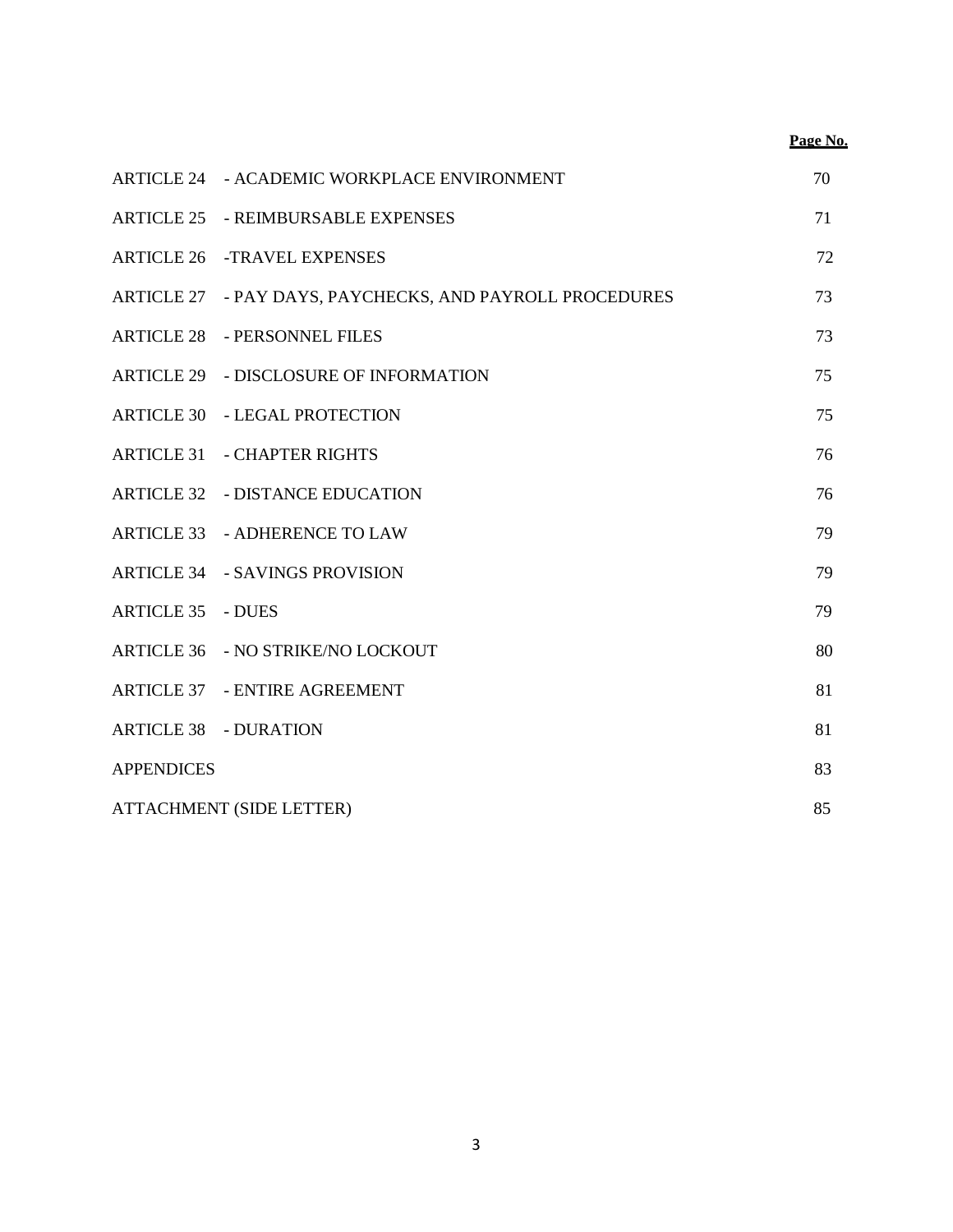| | | Page No. |
|---|---|---|
| ARTICLE 24 | - ACADEMIC WORKPLACE ENVIRONMENT | 70 |
| ARTICLE 25 | - REIMBURSABLE EXPENSES | 71 |
| ARTICLE 26 | -TRAVEL EXPENSES | 72 |
| ARTICLE 27 | - PAY DAYS, PAYCHECKS, AND PAYROLL PROCEDURES | 73 |
| ARTICLE 28 | - PERSONNEL FILES | 73 |
| ARTICLE 29 | - DISCLOSURE OF INFORMATION | 75 |
| ARTICLE 30 | - LEGAL PROTECTION | 75 |
| ARTICLE 31 | - CHAPTER RIGHTS | 76 |
| ARTICLE 32 | - DISTANCE EDUCATION | 76 |
| ARTICLE 33 | - ADHERENCE TO LAW | 79 |
| ARTICLE 34 | - SAVINGS PROVISION | 79 |
| ARTICLE 35 | - DUES | 79 |
| ARTICLE 36 | - NO STRIKE/NO LOCKOUT | 80 |
| ARTICLE 37 | - ENTIRE AGREEMENT | 81 |
| ARTICLE 38 | - DURATION | 81 |
| APPENDICES | | 83 |
| ATTACHMENT (SIDE LETTER) | | 85 |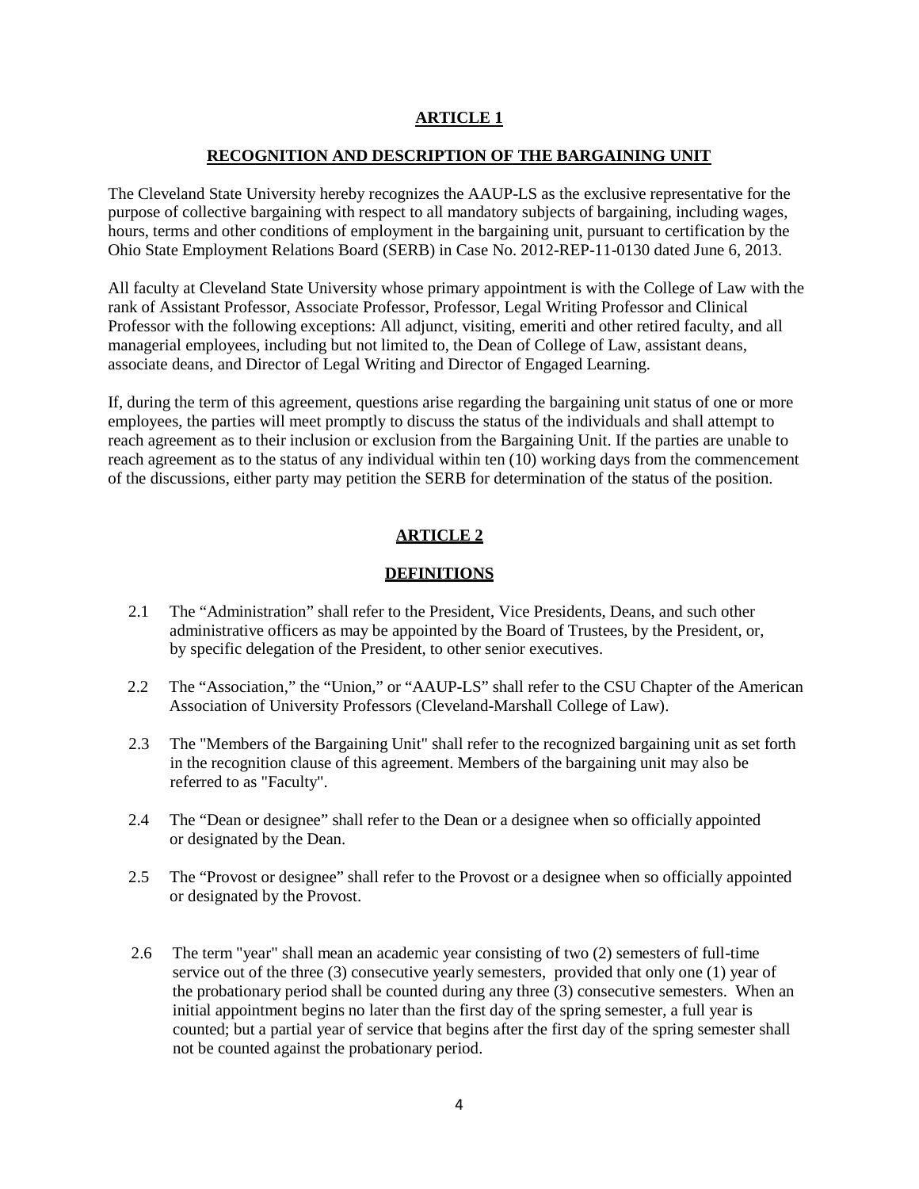## ARTICLE 1

## RECOGNITION AND DESCRIPTION OF THE BARGAINING UNIT

The Cleveland State University hereby recognizes the AAUP-LS as the exclusive representative for the purpose of collective bargaining with respect to all mandatory subjects of bargaining, including wages, hours, terms and other conditions of employment in the bargaining unit, pursuant to certification by the Ohio State Employment Relations Board (SERB) in Case No. 2012-REP-11-0130 dated June 6, 2013.

All faculty at Cleveland State University whose primary appointment is with the College of Law with the rank of Assistant Professor, Associate Professor, Professor, Legal Writing Professor and Clinical Professor with the following exceptions: All adjunct, visiting, emeriti and other retired faculty, and all managerial employees, including but not limited to, the Dean of College of Law, assistant deans, associate deans, and Director of Legal Writing and Director of Engaged Learning.

If, during the term of this agreement, questions arise regarding the bargaining unit status of one or more employees, the parties will meet promptly to discuss the status of the individuals and shall attempt to reach agreement as to their inclusion or exclusion from the Bargaining Unit. If the parties are unable to reach agreement as to the status of any individual within ten (10) working days from the commencement of the discussions, either party may petition the SERB for determination of the status of the position.

## ARTICLE 2

## DEFINITIONS

2.1 The "Administration" shall refer to the President, Vice Presidents, Deans, and such other administrative officers as may be appointed by the Board of Trustees, by the President, or, by specific delegation of the President, to other senior executives.

2.2 The "Association," the "Union," or "AAUP-LS" shall refer to the CSU Chapter of the American Association of University Professors (Cleveland-Marshall College of Law).

2.3 The "Members of the Bargaining Unit" shall refer to the recognized bargaining unit as set forth in the recognition clause of this agreement. Members of the bargaining unit may also be referred to as "Faculty".

2.4 The "Dean or designee" shall refer to the Dean or a designee when so officially appointed or designated by the Dean.

2.5 The "Provost or designee" shall refer to the Provost or a designee when so officially appointed or designated by the Provost.

2.6 The term "year" shall mean an academic year consisting of two (2) semesters of full-time service out of the three (3) consecutive yearly semesters, provided that only one (1) year of the probationary period shall be counted during any three (3) consecutive semesters. When an initial appointment begins no later than the first day of the spring semester, a full year is counted; but a partial year of service that begins after the first day of the spring semester shall not be counted against the probationary period.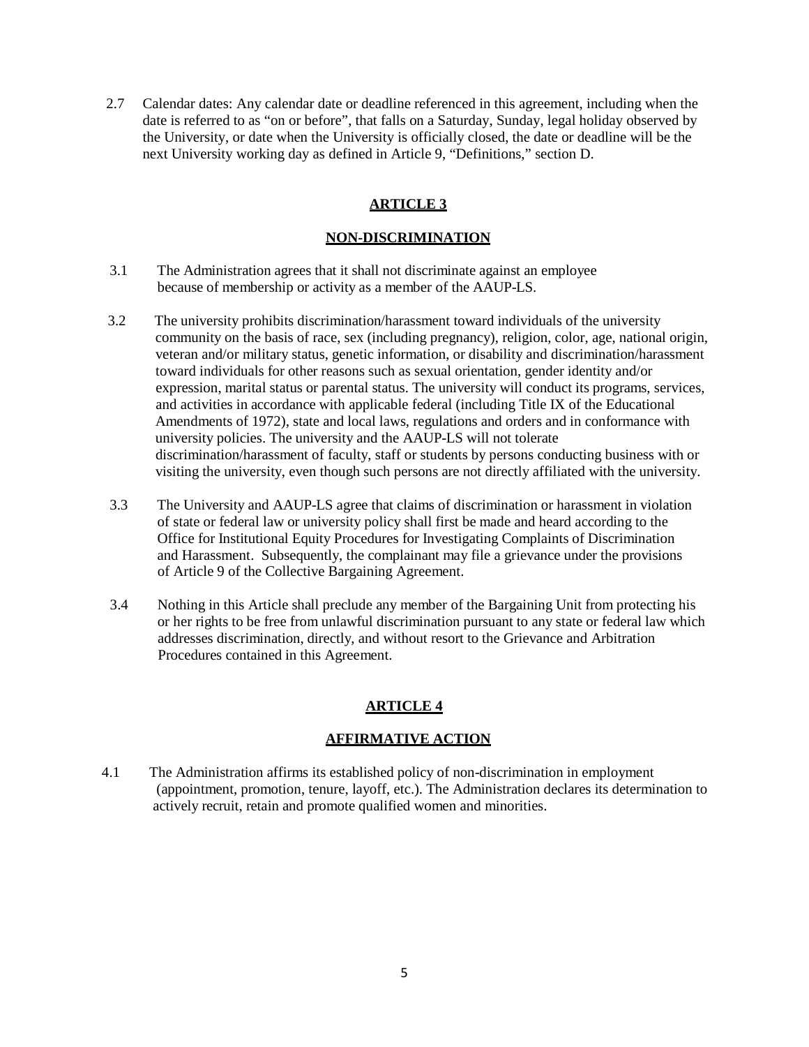2.7 Calendar dates: Any calendar date or deadline referenced in this agreement, including when the date is referred to as "on or before", that falls on a Saturday, Sunday, legal holiday observed by the University, or date when the University is officially closed, the date or deadline will be the next University working day as defined in Article 9, "Definitions," section D.

## ARTICLE 3

## NON-DISCRIMINATION

3.1 The Administration agrees that it shall not discriminate against an employee because of membership or activity as a member of the AAUP-LS.

3.2 The university prohibits discrimination/harassment toward individuals of the university community on the basis of race, sex (including pregnancy), religion, color, age, national origin, veteran and/or military status, genetic information, or disability and discrimination/harassment toward individuals for other reasons such as sexual orientation, gender identity and/or expression, marital status or parental status. The university will conduct its programs, services, and activities in accordance with applicable federal (including Title IX of the Educational Amendments of 1972), state and local laws, regulations and orders and in conformance with university policies. The university and the AAUP-LS will not tolerate discrimination/harassment of faculty, staff or students by persons conducting business with or visiting the university, even though such persons are not directly affiliated with the university.

3.3 The University and AAUP-LS agree that claims of discrimination or harassment in violation of state or federal law or university policy shall first be made and heard according to the Office for Institutional Equity Procedures for Investigating Complaints of Discrimination and Harassment. Subsequently, the complainant may file a grievance under the provisions of Article 9 of the Collective Bargaining Agreement.

3.4 Nothing in this Article shall preclude any member of the Bargaining Unit from protecting his or her rights to be free from unlawful discrimination pursuant to any state or federal law which addresses discrimination, directly, and without resort to the Grievance and Arbitration Procedures contained in this Agreement.

## ARTICLE 4

## AFFIRMATIVE ACTION

4.1 The Administration affirms its established policy of non-discrimination in employment (appointment, promotion, tenure, layoff, etc.). The Administration declares its determination to actively recruit, retain and promote qualified women and minorities.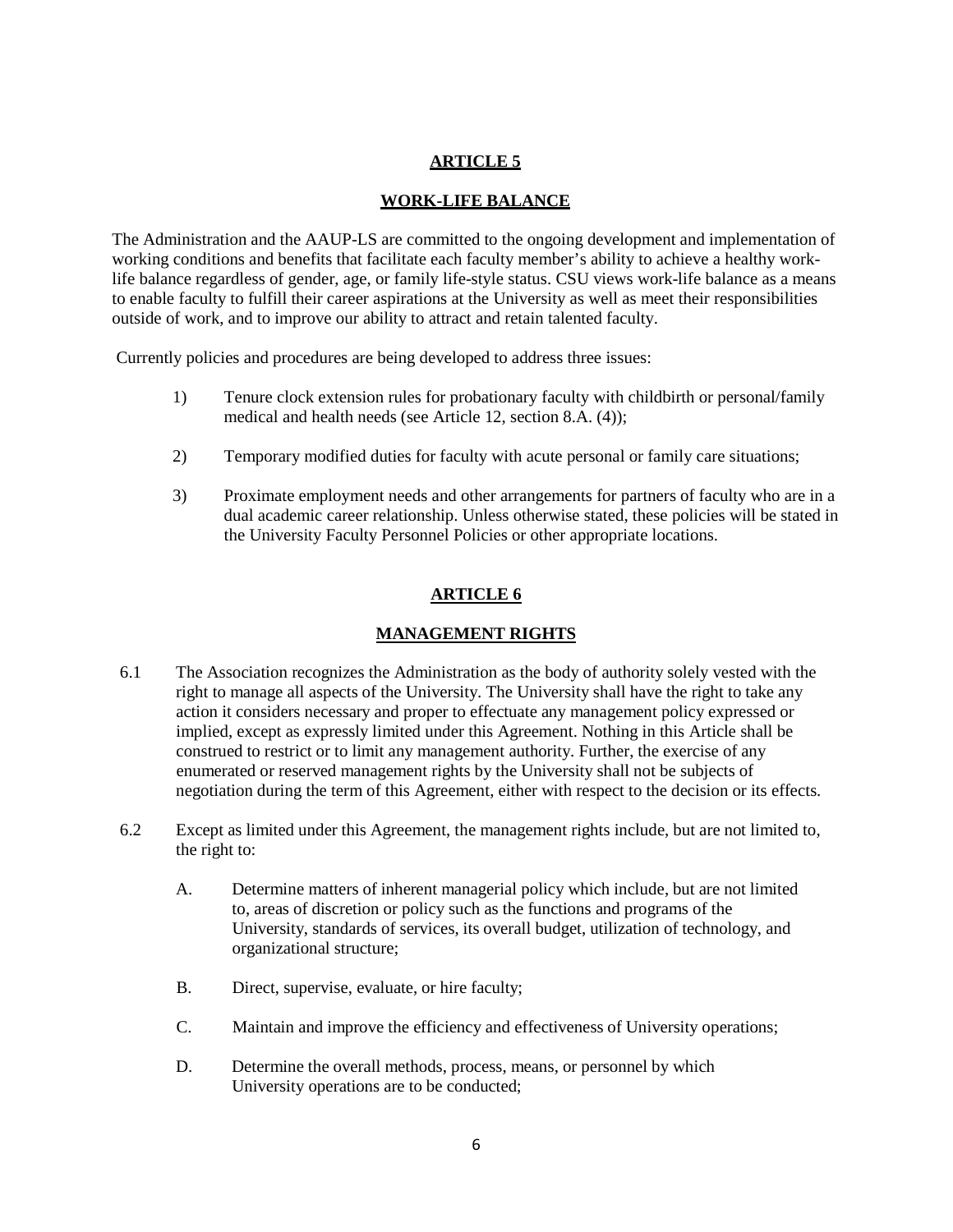## ARTICLE 5

## WORK-LIFE BALANCE

The Administration and the AAUP-LS are committed to the ongoing development and implementation of working conditions and benefits that facilitate each faculty member's ability to achieve a healthy work-life balance regardless of gender, age, or family life-style status. CSU views work-life balance as a means to enable faculty to fulfill their career aspirations at the University as well as meet their responsibilities outside of work, and to improve our ability to attract and retain talented faculty.

Currently policies and procedures are being developed to address three issues:

1) Tenure clock extension rules for probationary faculty with childbirth or personal/family medical and health needs (see Article 12, section 8.A. (4));

2) Temporary modified duties for faculty with acute personal or family care situations;

3) Proximate employment needs and other arrangements for partners of faculty who are in a dual academic career relationship. Unless otherwise stated, these policies will be stated in the University Faculty Personnel Policies or other appropriate locations.

## ARTICLE 6

## MANAGEMENT RIGHTS

6.1 The Association recognizes the Administration as the body of authority solely vested with the right to manage all aspects of the University. The University shall have the right to take any action it considers necessary and proper to effectuate any management policy expressed or implied, except as expressly limited under this Agreement. Nothing in this Article shall be construed to restrict or to limit any management authority. Further, the exercise of any enumerated or reserved management rights by the University shall not be subjects of negotiation during the term of this Agreement, either with respect to the decision or its effects.

6.2 Except as limited under this Agreement, the management rights include, but are not limited to, the right to:

A. Determine matters of inherent managerial policy which include, but are not limited to, areas of discretion or policy such as the functions and programs of the University, standards of services, its overall budget, utilization of technology, and organizational structure;

B. Direct, supervise, evaluate, or hire faculty;

C. Maintain and improve the efficiency and effectiveness of University operations;

D. Determine the overall methods, process, means, or personnel by which University operations are to be conducted;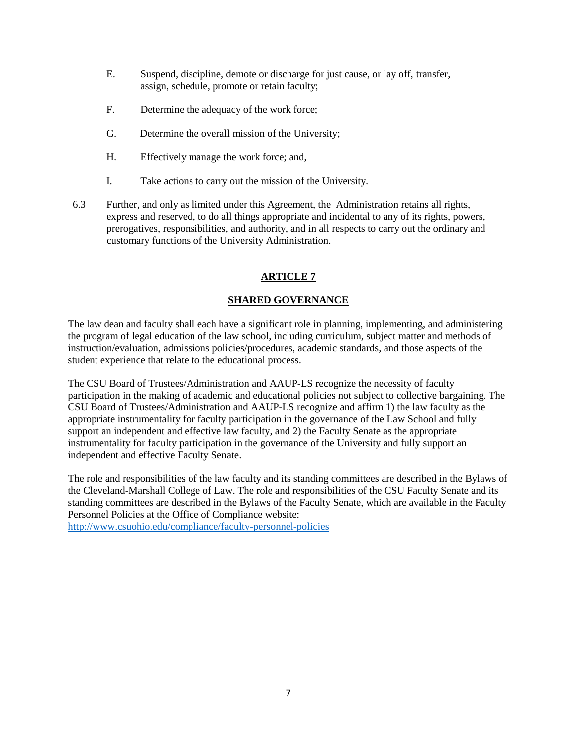E. Suspend, discipline, demote or discharge for just cause, or lay off, transfer, assign, schedule, promote or retain faculty;

F. Determine the adequacy of the work force;

G. Determine the overall mission of the University;

H. Effectively manage the work force; and,

I. Take actions to carry out the mission of the University.

6.3 Further, and only as limited under this Agreement, the Administration retains all rights, express and reserved, to do all things appropriate and incidental to any of its rights, powers, prerogatives, responsibilities, and authority, and in all respects to carry out the ordinary and customary functions of the University Administration.

## ARTICLE 7

## SHARED GOVERNANCE

The law dean and faculty shall each have a significant role in planning, implementing, and administering the program of legal education of the law school, including curriculum, subject matter and methods of instruction/evaluation, admissions policies/procedures, academic standards, and those aspects of the student experience that relate to the educational process.

The CSU Board of Trustees/Administration and AAUP-LS recognize the necessity of faculty participation in the making of academic and educational policies not subject to collective bargaining. The CSU Board of Trustees/Administration and AAUP-LS recognize and affirm 1) the law faculty as the appropriate instrumentality for faculty participation in the governance of the Law School and fully support an independent and effective law faculty, and 2) the Faculty Senate as the appropriate instrumentality for faculty participation in the governance of the University and fully support an independent and effective Faculty Senate.

The role and responsibilities of the law faculty and its standing committees are described in the Bylaws of the Cleveland-Marshall College of Law. The role and responsibilities of the CSU Faculty Senate and its standing committees are described in the Bylaws of the Faculty Senate, which are available in the Faculty Personnel Policies at the Office of Compliance website: http://www.csuohio.edu/compliance/faculty-personnel-policies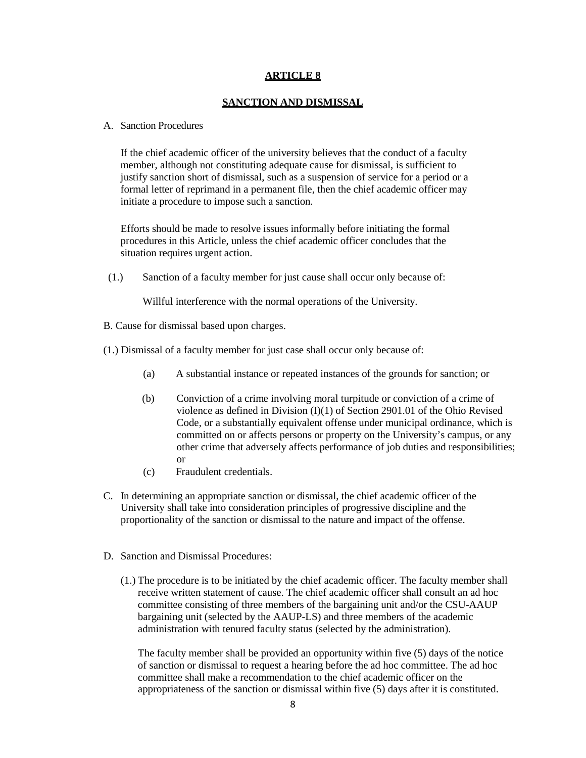# ARTICLE 8

## SANCTION AND DISMISSAL

A. Sanction Procedures

If the chief academic officer of the university believes that the conduct of a faculty member, although not constituting adequate cause for dismissal, is sufficient to justify sanction short of dismissal, such as a suspension of service for a period or a formal letter of reprimand in a permanent file, then the chief academic officer may initiate a procedure to impose such a sanction.

Efforts should be made to resolve issues informally before initiating the formal procedures in this Article, unless the chief academic officer concludes that the situation requires urgent action.

(1.) Sanction of a faculty member for just cause shall occur only because of:

Willful interference with the normal operations of the University.

B. Cause for dismissal based upon charges.

(1.) Dismissal of a faculty member for just case shall occur only because of:

(a) A substantial instance or repeated instances of the grounds for sanction; or

(b) Conviction of a crime involving moral turpitude or conviction of a crime of violence as defined in Division (I)(1) of Section 2901.01 of the Ohio Revised Code, or a substantially equivalent offense under municipal ordinance, which is committed on or affects persons or property on the University's campus, or any other crime that adversely affects performance of job duties and responsibilities; or

(c) Fraudulent credentials.

C. In determining an appropriate sanction or dismissal, the chief academic officer of the University shall take into consideration principles of progressive discipline and the proportionality of the sanction or dismissal to the nature and impact of the offense.

D. Sanction and Dismissal Procedures:

(1.) The procedure is to be initiated by the chief academic officer. The faculty member shall receive written statement of cause. The chief academic officer shall consult an ad hoc committee consisting of three members of the bargaining unit and/or the CSU-AAUP bargaining unit (selected by the AAUP-LS) and three members of the academic administration with tenured faculty status (selected by the administration).

The faculty member shall be provided an opportunity within five (5) days of the notice of sanction or dismissal to request a hearing before the ad hoc committee. The ad hoc committee shall make a recommendation to the chief academic officer on the appropriateness of the sanction or dismissal within five (5) days after it is constituted.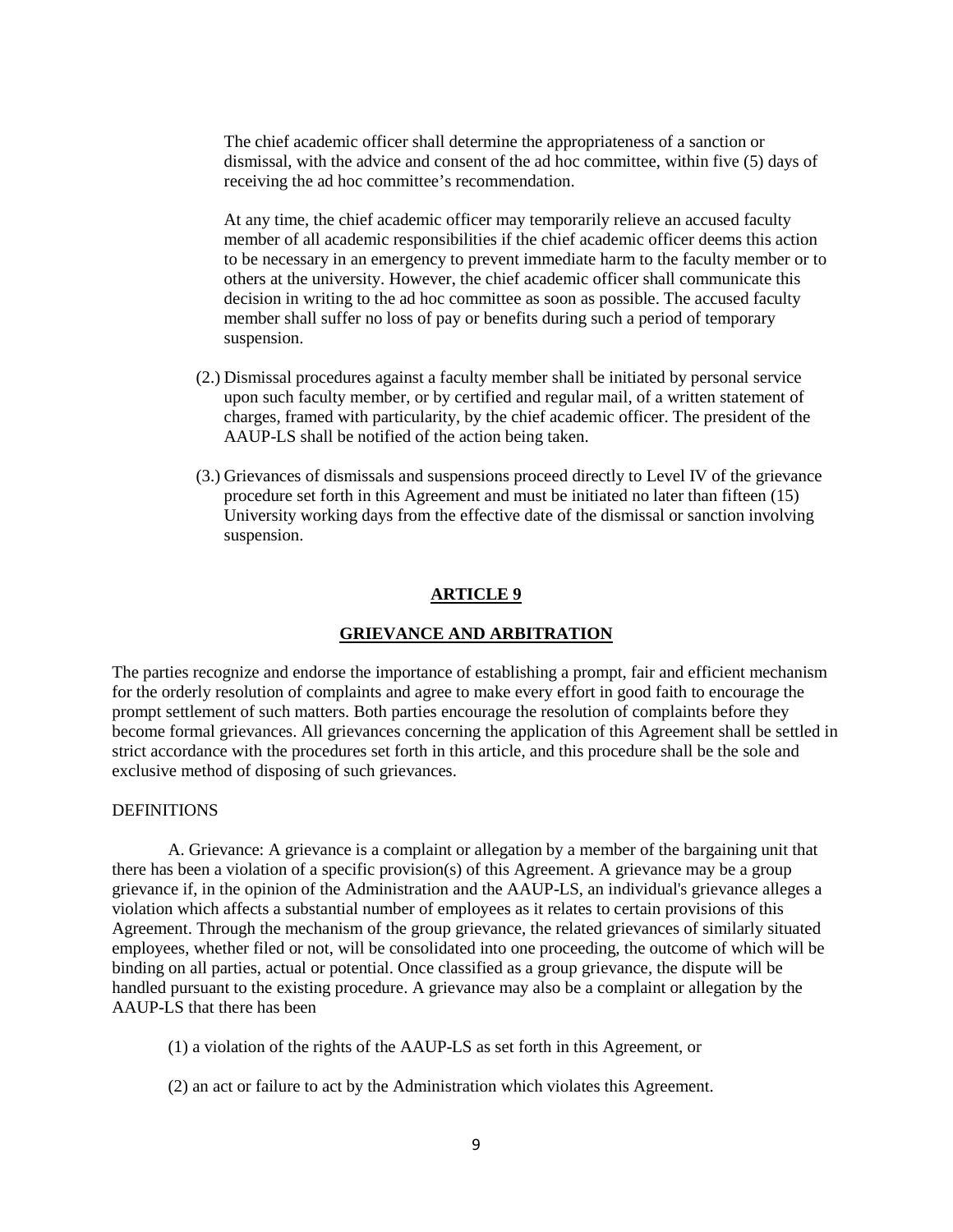The chief academic officer shall determine the appropriateness of a sanction or dismissal, with the advice and consent of the ad hoc committee, within five (5) days of receiving the ad hoc committee's recommendation.

At any time, the chief academic officer may temporarily relieve an accused faculty member of all academic responsibilities if the chief academic officer deems this action to be necessary in an emergency to prevent immediate harm to the faculty member or to others at the university. However, the chief academic officer shall communicate this decision in writing to the ad hoc committee as soon as possible. The accused faculty member shall suffer no loss of pay or benefits during such a period of temporary suspension.

(2.) Dismissal procedures against a faculty member shall be initiated by personal service upon such faculty member, or by certified and regular mail, of a written statement of charges, framed with particularity, by the chief academic officer. The president of the AAUP-LS shall be notified of the action being taken.

(3.) Grievances of dismissals and suspensions proceed directly to Level IV of the grievance procedure set forth in this Agreement and must be initiated no later than fifteen (15) University working days from the effective date of the dismissal or sanction involving suspension.

## ARTICLE 9

## GRIEVANCE AND ARBITRATION

The parties recognize and endorse the importance of establishing a prompt, fair and efficient mechanism for the orderly resolution of complaints and agree to make every effort in good faith to encourage the prompt settlement of such matters. Both parties encourage the resolution of complaints before they become formal grievances. All grievances concerning the application of this Agreement shall be settled in strict accordance with the procedures set forth in this article, and this procedure shall be the sole and exclusive method of disposing of such grievances.

DEFINITIONS

A. Grievance: A grievance is a complaint or allegation by a member of the bargaining unit that there has been a violation of a specific provision(s) of this Agreement. A grievance may be a group grievance if, in the opinion of the Administration and the AAUP-LS, an individual's grievance alleges a violation which affects a substantial number of employees as it relates to certain provisions of this Agreement. Through the mechanism of the group grievance, the related grievances of similarly situated employees, whether filed or not, will be consolidated into one proceeding, the outcome of which will be binding on all parties, actual or potential. Once classified as a group grievance, the dispute will be handled pursuant to the existing procedure. A grievance may also be a complaint or allegation by the AAUP-LS that there has been

(1) a violation of the rights of the AAUP-LS as set forth in this Agreement, or

(2) an act or failure to act by the Administration which violates this Agreement.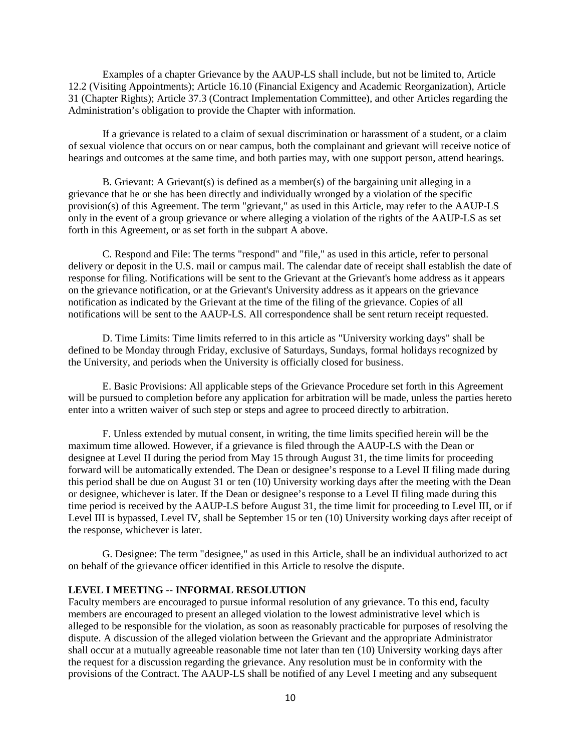Examples of a chapter Grievance by the AAUP-LS shall include, but not be limited to, Article 12.2 (Visiting Appointments); Article 16.10 (Financial Exigency and Academic Reorganization), Article 31 (Chapter Rights); Article 37.3 (Contract Implementation Committee), and other Articles regarding the Administration's obligation to provide the Chapter with information.

If a grievance is related to a claim of sexual discrimination or harassment of a student, or a claim of sexual violence that occurs on or near campus, both the complainant and grievant will receive notice of hearings and outcomes at the same time, and both parties may, with one support person, attend hearings.

B. Grievant: A Grievant(s) is defined as a member(s) of the bargaining unit alleging in a grievance that he or she has been directly and individually wronged by a violation of the specific provision(s) of this Agreement. The term "grievant," as used in this Article, may refer to the AAUP-LS only in the event of a group grievance or where alleging a violation of the rights of the AAUP-LS as set forth in this Agreement, or as set forth in the subpart A above.

C. Respond and File: The terms "respond" and "file," as used in this article, refer to personal delivery or deposit in the U.S. mail or campus mail. The calendar date of receipt shall establish the date of response for filing. Notifications will be sent to the Grievant at the Grievant's home address as it appears on the grievance notification, or at the Grievant's University address as it appears on the grievance notification as indicated by the Grievant at the time of the filing of the grievance. Copies of all notifications will be sent to the AAUP-LS. All correspondence shall be sent return receipt requested.

D. Time Limits: Time limits referred to in this article as "University working days" shall be defined to be Monday through Friday, exclusive of Saturdays, Sundays, formal holidays recognized by the University, and periods when the University is officially closed for business.

E. Basic Provisions: All applicable steps of the Grievance Procedure set forth in this Agreement will be pursued to completion before any application for arbitration will be made, unless the parties hereto enter into a written waiver of such step or steps and agree to proceed directly to arbitration.

F. Unless extended by mutual consent, in writing, the time limits specified herein will be the maximum time allowed. However, if a grievance is filed through the AAUP-LS with the Dean or designee at Level II during the period from May 15 through August 31, the time limits for proceeding forward will be automatically extended. The Dean or designee's response to a Level II filing made during this period shall be due on August 31 or ten (10) University working days after the meeting with the Dean or designee, whichever is later. If the Dean or designee's response to a Level II filing made during this time period is received by the AAUP-LS before August 31, the time limit for proceeding to Level III, or if Level III is bypassed, Level IV, shall be September 15 or ten (10) University working days after receipt of the response, whichever is later.

G. Designee: The term "designee," as used in this Article, shall be an individual authorized to act on behalf of the grievance officer identified in this Article to resolve the dispute.

**LEVEL I MEETING -- INFORMAL RESOLUTION**

Faculty members are encouraged to pursue informal resolution of any grievance. To this end, faculty members are encouraged to present an alleged violation to the lowest administrative level which is alleged to be responsible for the violation, as soon as reasonably practicable for purposes of resolving the dispute. A discussion of the alleged violation between the Grievant and the appropriate Administrator shall occur at a mutually agreeable reasonable time not later than ten (10) University working days after the request for a discussion regarding the grievance. Any resolution must be in conformity with the provisions of the Contract. The AAUP-LS shall be notified of any Level I meeting and any subsequent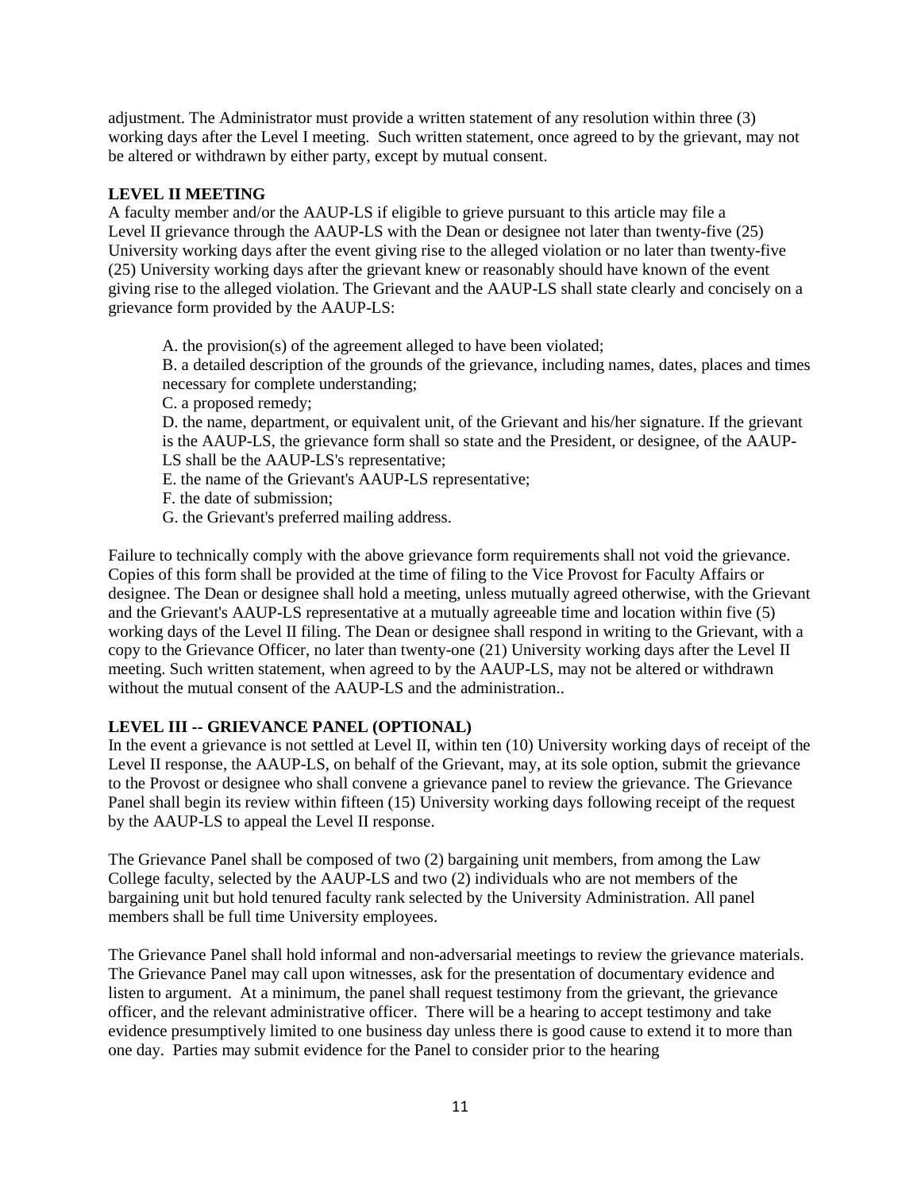adjustment. The Administrator must provide a written statement of any resolution within three (3) working days after the Level I meeting. Such written statement, once agreed to by the grievant, may not be altered or withdrawn by either party, except by mutual consent.

**LEVEL II MEETING**

A faculty member and/or the AAUP-LS if eligible to grieve pursuant to this article may file a Level II grievance through the AAUP-LS with the Dean or designee not later than twenty-five (25) University working days after the event giving rise to the alleged violation or no later than twenty-five (25) University working days after the grievant knew or reasonably should have known of the event giving rise to the alleged violation. The Grievant and the AAUP-LS shall state clearly and concisely on a grievance form provided by the AAUP-LS:

A. the provision(s) of the agreement alleged to have been violated;
B. a detailed description of the grounds of the grievance, including names, dates, places and times necessary for complete understanding;
C. a proposed remedy;
D. the name, department, or equivalent unit, of the Grievant and his/her signature. If the grievant is the AAUP-LS, the grievance form shall so state and the President, or designee, of the AAUP-LS shall be the AAUP-LS's representative;
E. the name of the Grievant's AAUP-LS representative;
F. the date of submission;
G. the Grievant's preferred mailing address.

Failure to technically comply with the above grievance form requirements shall not void the grievance. Copies of this form shall be provided at the time of filing to the Vice Provost for Faculty Affairs or designee. The Dean or designee shall hold a meeting, unless mutually agreed otherwise, with the Grievant and the Grievant's AAUP-LS representative at a mutually agreeable time and location within five (5) working days of the Level II filing. The Dean or designee shall respond in writing to the Grievant, with a copy to the Grievance Officer, no later than twenty-one (21) University working days after the Level II meeting. Such written statement, when agreed to by the AAUP-LS, may not be altered or withdrawn without the mutual consent of the AAUP-LS and the administration..

**LEVEL III -- GRIEVANCE PANEL (OPTIONAL)**

In the event a grievance is not settled at Level II, within ten (10) University working days of receipt of the Level II response, the AAUP-LS, on behalf of the Grievant, may, at its sole option, submit the grievance to the Provost or designee who shall convene a grievance panel to review the grievance. The Grievance Panel shall begin its review within fifteen (15) University working days following receipt of the request by the AAUP-LS to appeal the Level II response.

The Grievance Panel shall be composed of two (2) bargaining unit members, from among the Law College faculty, selected by the AAUP-LS and two (2) individuals who are not members of the bargaining unit but hold tenured faculty rank selected by the University Administration. All panel members shall be full time University employees.

The Grievance Panel shall hold informal and non-adversarial meetings to review the grievance materials. The Grievance Panel may call upon witnesses, ask for the presentation of documentary evidence and listen to argument. At a minimum, the panel shall request testimony from the grievant, the grievance officer, and the relevant administrative officer. There will be a hearing to accept testimony and take evidence presumptively limited to one business day unless there is good cause to extend it to more than one day. Parties may submit evidence for the Panel to consider prior to the hearing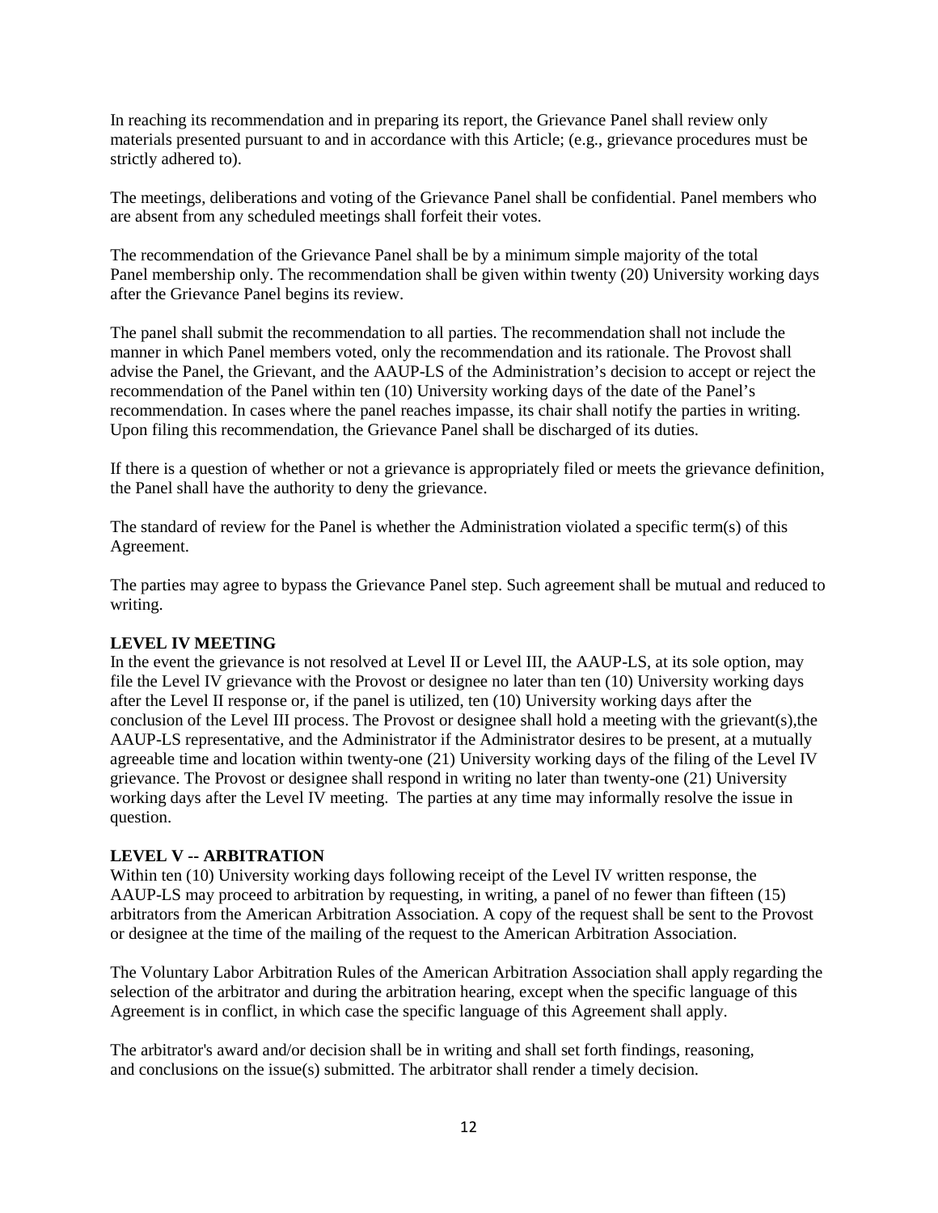In reaching its recommendation and in preparing its report, the Grievance Panel shall review only materials presented pursuant to and in accordance with this Article; (e.g., grievance procedures must be strictly adhered to).

The meetings, deliberations and voting of the Grievance Panel shall be confidential. Panel members who are absent from any scheduled meetings shall forfeit their votes.

The recommendation of the Grievance Panel shall be by a minimum simple majority of the total Panel membership only. The recommendation shall be given within twenty (20) University working days after the Grievance Panel begins its review.

The panel shall submit the recommendation to all parties. The recommendation shall not include the manner in which Panel members voted, only the recommendation and its rationale. The Provost shall advise the Panel, the Grievant, and the AAUP-LS of the Administration's decision to accept or reject the recommendation of the Panel within ten (10) University working days of the date of the Panel's recommendation. In cases where the panel reaches impasse, its chair shall notify the parties in writing. Upon filing this recommendation, the Grievance Panel shall be discharged of its duties.

If there is a question of whether or not a grievance is appropriately filed or meets the grievance definition, the Panel shall have the authority to deny the grievance.

The standard of review for the Panel is whether the Administration violated a specific term(s) of this Agreement.

The parties may agree to bypass the Grievance Panel step. Such agreement shall be mutual and reduced to writing.

**LEVEL IV MEETING**

In the event the grievance is not resolved at Level II or Level III, the AAUP-LS, at its sole option, may file the Level IV grievance with the Provost or designee no later than ten (10) University working days after the Level II response or, if the panel is utilized, ten (10) University working days after the conclusion of the Level III process. The Provost or designee shall hold a meeting with the grievant(s),the AAUP-LS representative, and the Administrator if the Administrator desires to be present, at a mutually agreeable time and location within twenty-one (21) University working days of the filing of the Level IV grievance. The Provost or designee shall respond in writing no later than twenty-one (21) University working days after the Level IV meeting. The parties at any time may informally resolve the issue in question.

**LEVEL V -- ARBITRATION**

Within ten (10) University working days following receipt of the Level IV written response, the AAUP-LS may proceed to arbitration by requesting, in writing, a panel of no fewer than fifteen (15) arbitrators from the American Arbitration Association. A copy of the request shall be sent to the Provost or designee at the time of the mailing of the request to the American Arbitration Association.

The Voluntary Labor Arbitration Rules of the American Arbitration Association shall apply regarding the selection of the arbitrator and during the arbitration hearing, except when the specific language of this Agreement is in conflict, in which case the specific language of this Agreement shall apply.

The arbitrator's award and/or decision shall be in writing and shall set forth findings, reasoning, and conclusions on the issue(s) submitted. The arbitrator shall render a timely decision.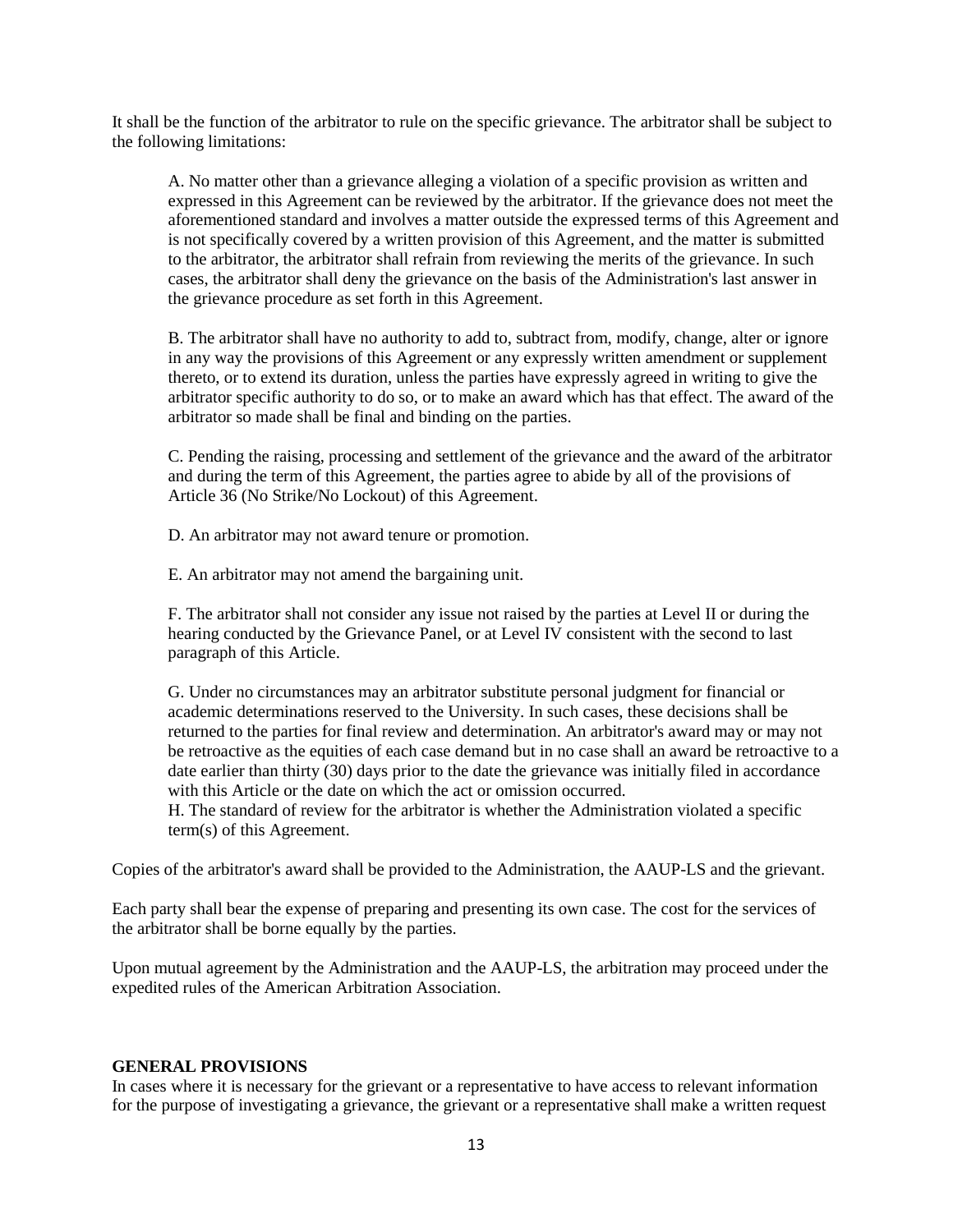It shall be the function of the arbitrator to rule on the specific grievance. The arbitrator shall be subject to the following limitations:

A. No matter other than a grievance alleging a violation of a specific provision as written and expressed in this Agreement can be reviewed by the arbitrator. If the grievance does not meet the aforementioned standard and involves a matter outside the expressed terms of this Agreement and is not specifically covered by a written provision of this Agreement, and the matter is submitted to the arbitrator, the arbitrator shall refrain from reviewing the merits of the grievance. In such cases, the arbitrator shall deny the grievance on the basis of the Administration's last answer in the grievance procedure as set forth in this Agreement.

B. The arbitrator shall have no authority to add to, subtract from, modify, change, alter or ignore in any way the provisions of this Agreement or any expressly written amendment or supplement thereto, or to extend its duration, unless the parties have expressly agreed in writing to give the arbitrator specific authority to do so, or to make an award which has that effect. The award of the arbitrator so made shall be final and binding on the parties.

C. Pending the raising, processing and settlement of the grievance and the award of the arbitrator and during the term of this Agreement, the parties agree to abide by all of the provisions of Article 36 (No Strike/No Lockout) of this Agreement.

D. An arbitrator may not award tenure or promotion.

E. An arbitrator may not amend the bargaining unit.

F. The arbitrator shall not consider any issue not raised by the parties at Level II or during the hearing conducted by the Grievance Panel, or at Level IV consistent with the second to last paragraph of this Article.

G. Under no circumstances may an arbitrator substitute personal judgment for financial or academic determinations reserved to the University. In such cases, these decisions shall be returned to the parties for final review and determination. An arbitrator's award may or may not be retroactive as the equities of each case demand but in no case shall an award be retroactive to a date earlier than thirty (30) days prior to the date the grievance was initially filed in accordance with this Article or the date on which the act or omission occurred.

H. The standard of review for the arbitrator is whether the Administration violated a specific term(s) of this Agreement.

Copies of the arbitrator's award shall be provided to the Administration, the AAUP-LS and the grievant.

Each party shall bear the expense of preparing and presenting its own case. The cost for the services of the arbitrator shall be borne equally by the parties.

Upon mutual agreement by the Administration and the AAUP-LS, the arbitration may proceed under the expedited rules of the American Arbitration Association.

**GENERAL PROVISIONS**

In cases where it is necessary for the grievant or a representative to have access to relevant information for the purpose of investigating a grievance, the grievant or a representative shall make a written request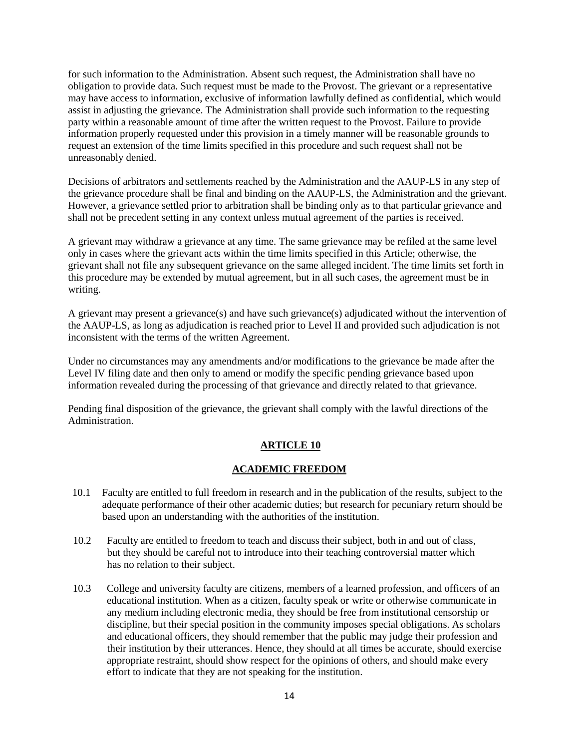for such information to the Administration. Absent such request, the Administration shall have no obligation to provide data. Such request must be made to the Provost. The grievant or a representative may have access to information, exclusive of information lawfully defined as confidential, which would assist in adjusting the grievance. The Administration shall provide such information to the requesting party within a reasonable amount of time after the written request to the Provost. Failure to provide information properly requested under this provision in a timely manner will be reasonable grounds to request an extension of the time limits specified in this procedure and such request shall not be unreasonably denied.

Decisions of arbitrators and settlements reached by the Administration and the AAUP-LS in any step of the grievance procedure shall be final and binding on the AAUP-LS, the Administration and the grievant. However, a grievance settled prior to arbitration shall be binding only as to that particular grievance and shall not be precedent setting in any context unless mutual agreement of the parties is received.

A grievant may withdraw a grievance at any time. The same grievance may be refiled at the same level only in cases where the grievant acts within the time limits specified in this Article; otherwise, the grievant shall not file any subsequent grievance on the same alleged incident. The time limits set forth in this procedure may be extended by mutual agreement, but in all such cases, the agreement must be in writing.

A grievant may present a grievance(s) and have such grievance(s) adjudicated without the intervention of the AAUP-LS, as long as adjudication is reached prior to Level II and provided such adjudication is not inconsistent with the terms of the written Agreement.

Under no circumstances may any amendments and/or modifications to the grievance be made after the Level IV filing date and then only to amend or modify the specific pending grievance based upon information revealed during the processing of that grievance and directly related to that grievance.

Pending final disposition of the grievance, the grievant shall comply with the lawful directions of the Administration.

## ARTICLE 10

## ACADEMIC FREEDOM

10.1 Faculty are entitled to full freedom in research and in the publication of the results, subject to the adequate performance of their other academic duties; but research for pecuniary return should be based upon an understanding with the authorities of the institution.

10.2 Faculty are entitled to freedom to teach and discuss their subject, both in and out of class, but they should be careful not to introduce into their teaching controversial matter which has no relation to their subject.

10.3 College and university faculty are citizens, members of a learned profession, and officers of an educational institution. When as a citizen, faculty speak or write or otherwise communicate in any medium including electronic media, they should be free from institutional censorship or discipline, but their special position in the community imposes special obligations. As scholars and educational officers, they should remember that the public may judge their profession and their institution by their utterances. Hence, they should at all times be accurate, should exercise appropriate restraint, should show respect for the opinions of others, and should make every effort to indicate that they are not speaking for the institution.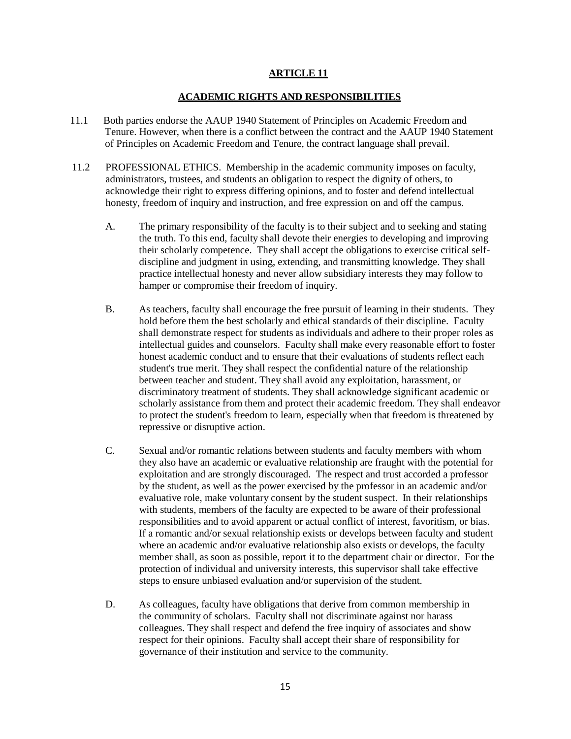# ARTICLE 11

## ACADEMIC RIGHTS AND RESPONSIBILITIES

11.1 Both parties endorse the AAUP 1940 Statement of Principles on Academic Freedom and Tenure. However, when there is a conflict between the contract and the AAUP 1940 Statement of Principles on Academic Freedom and Tenure, the contract language shall prevail.

11.2 PROFESSIONAL ETHICS. Membership in the academic community imposes on faculty, administrators, trustees, and students an obligation to respect the dignity of others, to acknowledge their right to express differing opinions, and to foster and defend intellectual honesty, freedom of inquiry and instruction, and free expression on and off the campus.

A. The primary responsibility of the faculty is to their subject and to seeking and stating the truth. To this end, faculty shall devote their energies to developing and improving their scholarly competence. They shall accept the obligations to exercise critical self-discipline and judgment in using, extending, and transmitting knowledge. They shall practice intellectual honesty and never allow subsidiary interests they may follow to hamper or compromise their freedom of inquiry.

B. As teachers, faculty shall encourage the free pursuit of learning in their students. They hold before them the best scholarly and ethical standards of their discipline. Faculty shall demonstrate respect for students as individuals and adhere to their proper roles as intellectual guides and counselors. Faculty shall make every reasonable effort to foster honest academic conduct and to ensure that their evaluations of students reflect each student's true merit. They shall respect the confidential nature of the relationship between teacher and student. They shall avoid any exploitation, harassment, or discriminatory treatment of students. They shall acknowledge significant academic or scholarly assistance from them and protect their academic freedom. They shall endeavor to protect the student's freedom to learn, especially when that freedom is threatened by repressive or disruptive action.

C. Sexual and/or romantic relations between students and faculty members with whom they also have an academic or evaluative relationship are fraught with the potential for exploitation and are strongly discouraged. The respect and trust accorded a professor by the student, as well as the power exercised by the professor in an academic and/or evaluative role, make voluntary consent by the student suspect. In their relationships with students, members of the faculty are expected to be aware of their professional responsibilities and to avoid apparent or actual conflict of interest, favoritism, or bias. If a romantic and/or sexual relationship exists or develops between faculty and student where an academic and/or evaluative relationship also exists or develops, the faculty member shall, as soon as possible, report it to the department chair or director. For the protection of individual and university interests, this supervisor shall take effective steps to ensure unbiased evaluation and/or supervision of the student.

D. As colleagues, faculty have obligations that derive from common membership in the community of scholars. Faculty shall not discriminate against nor harass colleagues. They shall respect and defend the free inquiry of associates and show respect for their opinions. Faculty shall accept their share of responsibility for governance of their institution and service to the community.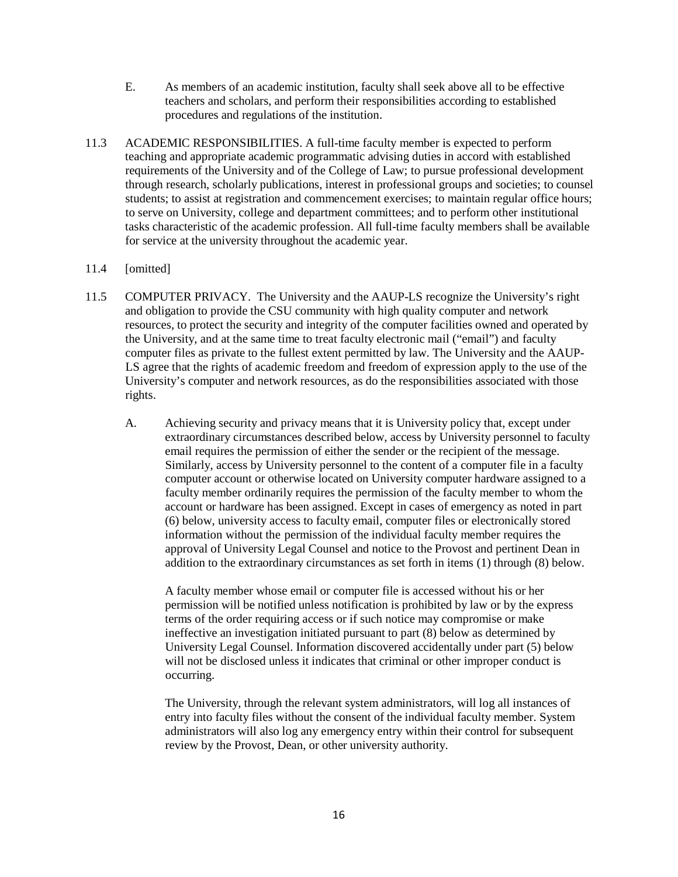E. As members of an academic institution, faculty shall seek above all to be effective teachers and scholars, and perform their responsibilities according to established procedures and regulations of the institution.

11.3 ACADEMIC RESPONSIBILITIES. A full-time faculty member is expected to perform teaching and appropriate academic programmatic advising duties in accord with established requirements of the University and of the College of Law; to pursue professional development through research, scholarly publications, interest in professional groups and societies; to counsel students; to assist at registration and commencement exercises; to maintain regular office hours; to serve on University, college and department committees; and to perform other institutional tasks characteristic of the academic profession. All full-time faculty members shall be available for service at the university throughout the academic year.

11.4 [omitted]

11.5 COMPUTER PRIVACY. The University and the AAUP-LS recognize the University's right and obligation to provide the CSU community with high quality computer and network resources, to protect the security and integrity of the computer facilities owned and operated by the University, and at the same time to treat faculty electronic mail ("email") and faculty computer files as private to the fullest extent permitted by law. The University and the AAUP-LS agree that the rights of academic freedom and freedom of expression apply to the use of the University's computer and network resources, as do the responsibilities associated with those rights.

A. Achieving security and privacy means that it is University policy that, except under extraordinary circumstances described below, access by University personnel to faculty email requires the permission of either the sender or the recipient of the message. Similarly, access by University personnel to the content of a computer file in a faculty computer account or otherwise located on University computer hardware assigned to a faculty member ordinarily requires the permission of the faculty member to whom the account or hardware has been assigned. Except in cases of emergency as noted in part (6) below, university access to faculty email, computer files or electronically stored information without the permission of the individual faculty member requires the approval of University Legal Counsel and notice to the Provost and pertinent Dean in addition to the extraordinary circumstances as set forth in items (1) through (8) below.

A faculty member whose email or computer file is accessed without his or her permission will be notified unless notification is prohibited by law or by the express terms of the order requiring access or if such notice may compromise or make ineffective an investigation initiated pursuant to part (8) below as determined by University Legal Counsel. Information discovered accidentally under part (5) below will not be disclosed unless it indicates that criminal or other improper conduct is occurring.

The University, through the relevant system administrators, will log all instances of entry into faculty files without the consent of the individual faculty member. System administrators will also log any emergency entry within their control for subsequent review by the Provost, Dean, or other university authority.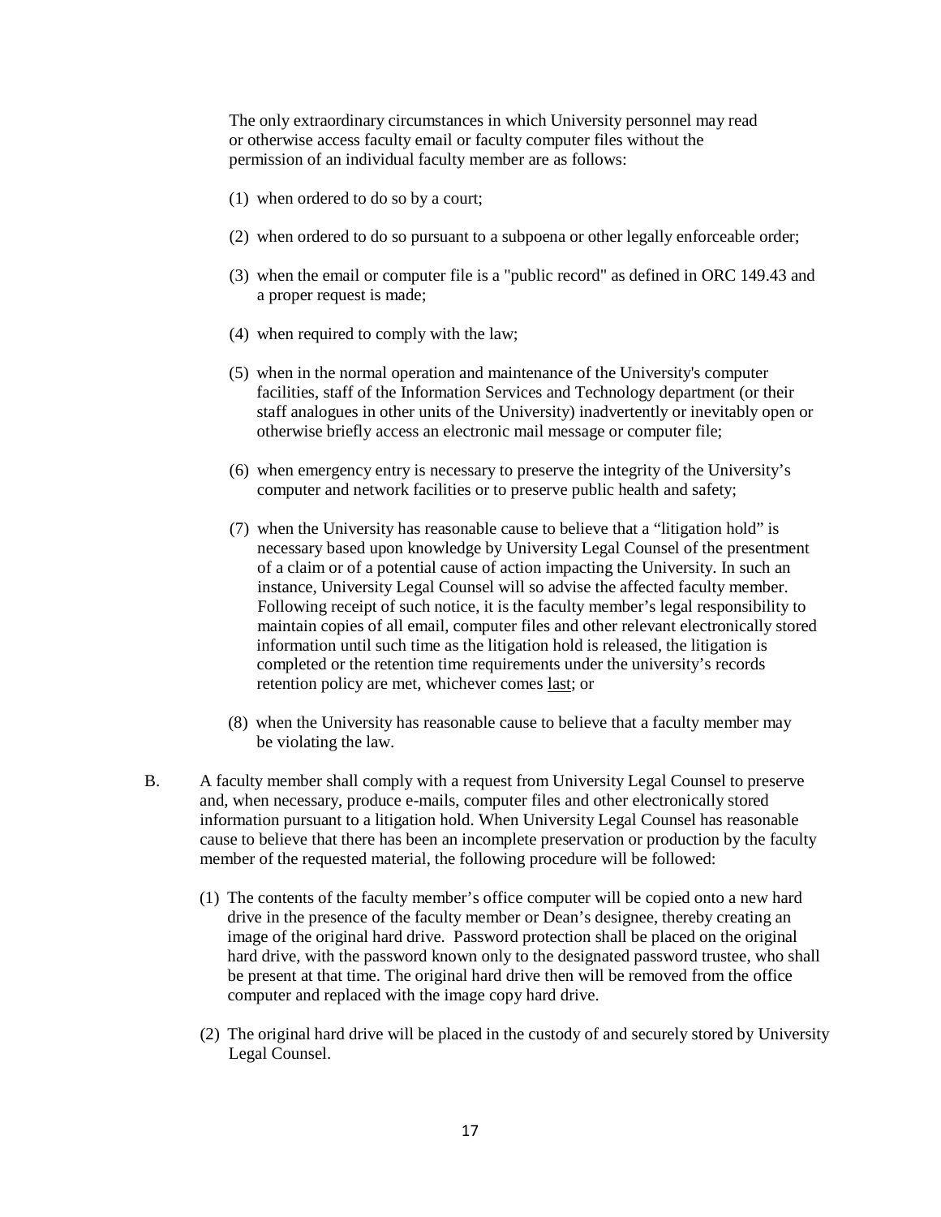The only extraordinary circumstances in which University personnel may read or otherwise access faculty email or faculty computer files without the permission of an individual faculty member are as follows:

(1) when ordered to do so by a court;

(2) when ordered to do so pursuant to a subpoena or other legally enforceable order;

(3) when the email or computer file is a "public record" as defined in ORC 149.43 and a proper request is made;

(4) when required to comply with the law;

(5) when in the normal operation and maintenance of the University's computer facilities, staff of the Information Services and Technology department (or their staff analogues in other units of the University) inadvertently or inevitably open or otherwise briefly access an electronic mail message or computer file;

(6) when emergency entry is necessary to preserve the integrity of the University's computer and network facilities or to preserve public health and safety;

(7) when the University has reasonable cause to believe that a "litigation hold" is necessary based upon knowledge by University Legal Counsel of the presentment of a claim or of a potential cause of action impacting the University. In such an instance, University Legal Counsel will so advise the affected faculty member. Following receipt of such notice, it is the faculty member's legal responsibility to maintain copies of all email, computer files and other relevant electronically stored information until such time as the litigation hold is released, the litigation is completed or the retention time requirements under the university's records retention policy are met, whichever comes <u>last</u>; or

(8) when the University has reasonable cause to believe that a faculty member may be violating the law.

B. A faculty member shall comply with a request from University Legal Counsel to preserve and, when necessary, produce e-mails, computer files and other electronically stored information pursuant to a litigation hold. When University Legal Counsel has reasonable cause to believe that there has been an incomplete preservation or production by the faculty member of the requested material, the following procedure will be followed:

(1) The contents of the faculty member's office computer will be copied onto a new hard drive in the presence of the faculty member or Dean's designee, thereby creating an image of the original hard drive. Password protection shall be placed on the original hard drive, with the password known only to the designated password trustee, who shall be present at that time. The original hard drive then will be removed from the office computer and replaced with the image copy hard drive.

(2) The original hard drive will be placed in the custody of and securely stored by University Legal Counsel.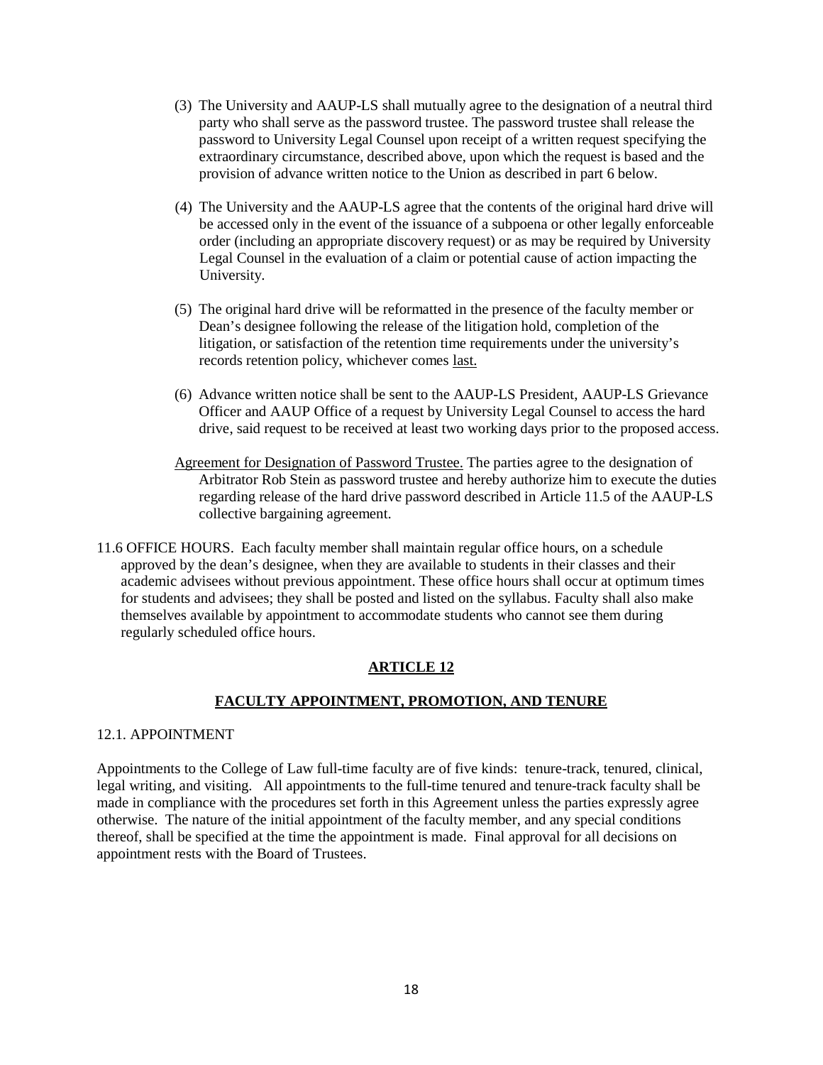(3) The University and AAUP-LS shall mutually agree to the designation of a neutral third party who shall serve as the password trustee. The password trustee shall release the password to University Legal Counsel upon receipt of a written request specifying the extraordinary circumstance, described above, upon which the request is based and the provision of advance written notice to the Union as described in part 6 below.

(4) The University and the AAUP-LS agree that the contents of the original hard drive will be accessed only in the event of the issuance of a subpoena or other legally enforceable order (including an appropriate discovery request) or as may be required by University Legal Counsel in the evaluation of a claim or potential cause of action impacting the University.

(5) The original hard drive will be reformatted in the presence of the faculty member or Dean's designee following the release of the litigation hold, completion of the litigation, or satisfaction of the retention time requirements under the university's records retention policy, whichever comes last.

(6) Advance written notice shall be sent to the AAUP-LS President, AAUP-LS Grievance Officer and AAUP Office of a request by University Legal Counsel to access the hard drive, said request to be received at least two working days prior to the proposed access.

Agreement for Designation of Password Trustee. The parties agree to the designation of Arbitrator Rob Stein as password trustee and hereby authorize him to execute the duties regarding release of the hard drive password described in Article 11.5 of the AAUP-LS collective bargaining agreement.

11.6 OFFICE HOURS. Each faculty member shall maintain regular office hours, on a schedule approved by the dean's designee, when they are available to students in their classes and their academic advisees without previous appointment. These office hours shall occur at optimum times for students and advisees; they shall be posted and listed on the syllabus. Faculty shall also make themselves available by appointment to accommodate students who cannot see them during regularly scheduled office hours.

## ARTICLE 12

## FACULTY APPOINTMENT, PROMOTION, AND TENURE

12.1. APPOINTMENT

Appointments to the College of Law full-time faculty are of five kinds: tenure-track, tenured, clinical, legal writing, and visiting. All appointments to the full-time tenured and tenure-track faculty shall be made in compliance with the procedures set forth in this Agreement unless the parties expressly agree otherwise. The nature of the initial appointment of the faculty member, and any special conditions thereof, shall be specified at the time the appointment is made. Final approval for all decisions on appointment rests with the Board of Trustees.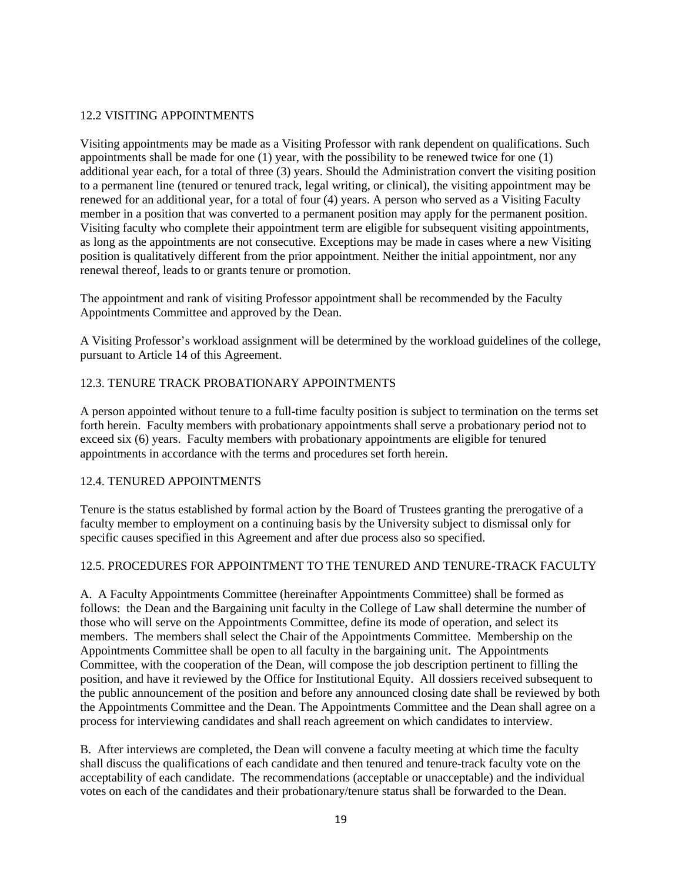## 12.2 VISITING APPOINTMENTS

Visiting appointments may be made as a Visiting Professor with rank dependent on qualifications. Such appointments shall be made for one (1) year, with the possibility to be renewed twice for one (1) additional year each, for a total of three (3) years. Should the Administration convert the visiting position to a permanent line (tenured or tenured track, legal writing, or clinical), the visiting appointment may be renewed for an additional year, for a total of four (4) years. A person who served as a Visiting Faculty member in a position that was converted to a permanent position may apply for the permanent position. Visiting faculty who complete their appointment term are eligible for subsequent visiting appointments, as long as the appointments are not consecutive. Exceptions may be made in cases where a new Visiting position is qualitatively different from the prior appointment. Neither the initial appointment, nor any renewal thereof, leads to or grants tenure or promotion.

The appointment and rank of visiting Professor appointment shall be recommended by the Faculty Appointments Committee and approved by the Dean.

A Visiting Professor's workload assignment will be determined by the workload guidelines of the college, pursuant to Article 14 of this Agreement.

## 12.3. TENURE TRACK PROBATIONARY APPOINTMENTS

A person appointed without tenure to a full-time faculty position is subject to termination on the terms set forth herein. Faculty members with probationary appointments shall serve a probationary period not to exceed six (6) years. Faculty members with probationary appointments are eligible for tenured appointments in accordance with the terms and procedures set forth herein.

## 12.4. TENURED APPOINTMENTS

Tenure is the status established by formal action by the Board of Trustees granting the prerogative of a faculty member to employment on a continuing basis by the University subject to dismissal only for specific causes specified in this Agreement and after due process also so specified.

## 12.5. PROCEDURES FOR APPOINTMENT TO THE TENURED AND TENURE-TRACK FACULTY

A. A Faculty Appointments Committee (hereinafter Appointments Committee) shall be formed as follows: the Dean and the Bargaining unit faculty in the College of Law shall determine the number of those who will serve on the Appointments Committee, define its mode of operation, and select its members. The members shall select the Chair of the Appointments Committee. Membership on the Appointments Committee shall be open to all faculty in the bargaining unit. The Appointments Committee, with the cooperation of the Dean, will compose the job description pertinent to filling the position, and have it reviewed by the Office for Institutional Equity. All dossiers received subsequent to the public announcement of the position and before any announced closing date shall be reviewed by both the Appointments Committee and the Dean. The Appointments Committee and the Dean shall agree on a process for interviewing candidates and shall reach agreement on which candidates to interview.

B. After interviews are completed, the Dean will convene a faculty meeting at which time the faculty shall discuss the qualifications of each candidate and then tenured and tenure-track faculty vote on the acceptability of each candidate. The recommendations (acceptable or unacceptable) and the individual votes on each of the candidates and their probationary/tenure status shall be forwarded to the Dean.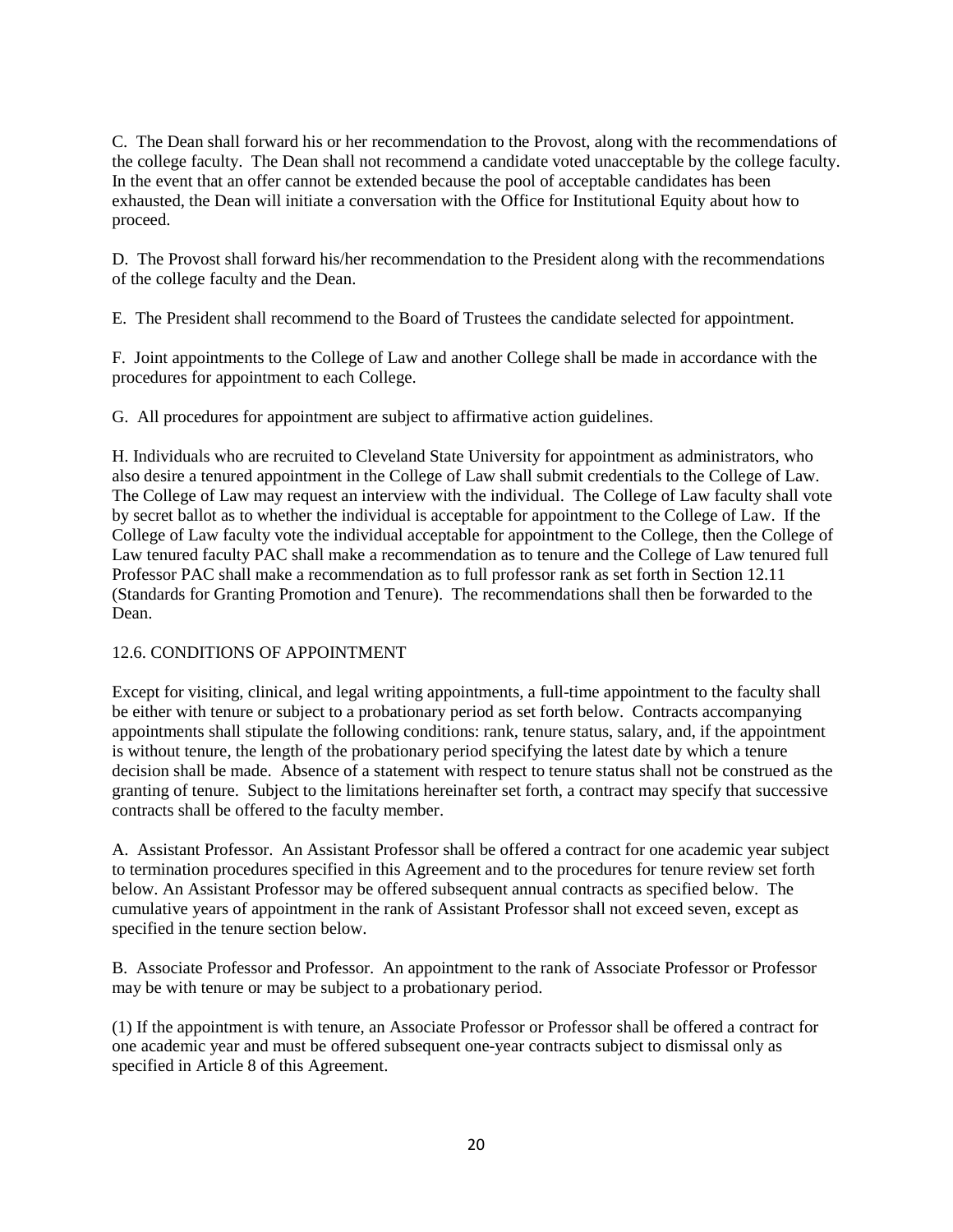C. The Dean shall forward his or her recommendation to the Provost, along with the recommendations of the college faculty. The Dean shall not recommend a candidate voted unacceptable by the college faculty. In the event that an offer cannot be extended because the pool of acceptable candidates has been exhausted, the Dean will initiate a conversation with the Office for Institutional Equity about how to proceed.

D. The Provost shall forward his/her recommendation to the President along with the recommendations of the college faculty and the Dean.

E. The President shall recommend to the Board of Trustees the candidate selected for appointment.

F. Joint appointments to the College of Law and another College shall be made in accordance with the procedures for appointment to each College.

G. All procedures for appointment are subject to affirmative action guidelines.

H. Individuals who are recruited to Cleveland State University for appointment as administrators, who also desire a tenured appointment in the College of Law shall submit credentials to the College of Law. The College of Law may request an interview with the individual. The College of Law faculty shall vote by secret ballot as to whether the individual is acceptable for appointment to the College of Law. If the College of Law faculty vote the individual acceptable for appointment to the College, then the College of Law tenured faculty PAC shall make a recommendation as to tenure and the College of Law tenured full Professor PAC shall make a recommendation as to full professor rank as set forth in Section 12.11 (Standards for Granting Promotion and Tenure). The recommendations shall then be forwarded to the Dean.

## 12.6. CONDITIONS OF APPOINTMENT

Except for visiting, clinical, and legal writing appointments, a full-time appointment to the faculty shall be either with tenure or subject to a probationary period as set forth below. Contracts accompanying appointments shall stipulate the following conditions: rank, tenure status, salary, and, if the appointment is without tenure, the length of the probationary period specifying the latest date by which a tenure decision shall be made. Absence of a statement with respect to tenure status shall not be construed as the granting of tenure. Subject to the limitations hereinafter set forth, a contract may specify that successive contracts shall be offered to the faculty member.

A. Assistant Professor. An Assistant Professor shall be offered a contract for one academic year subject to termination procedures specified in this Agreement and to the procedures for tenure review set forth below. An Assistant Professor may be offered subsequent annual contracts as specified below. The cumulative years of appointment in the rank of Assistant Professor shall not exceed seven, except as specified in the tenure section below.

B. Associate Professor and Professor. An appointment to the rank of Associate Professor or Professor may be with tenure or may be subject to a probationary period.

(1) If the appointment is with tenure, an Associate Professor or Professor shall be offered a contract for one academic year and must be offered subsequent one-year contracts subject to dismissal only as specified in Article 8 of this Agreement.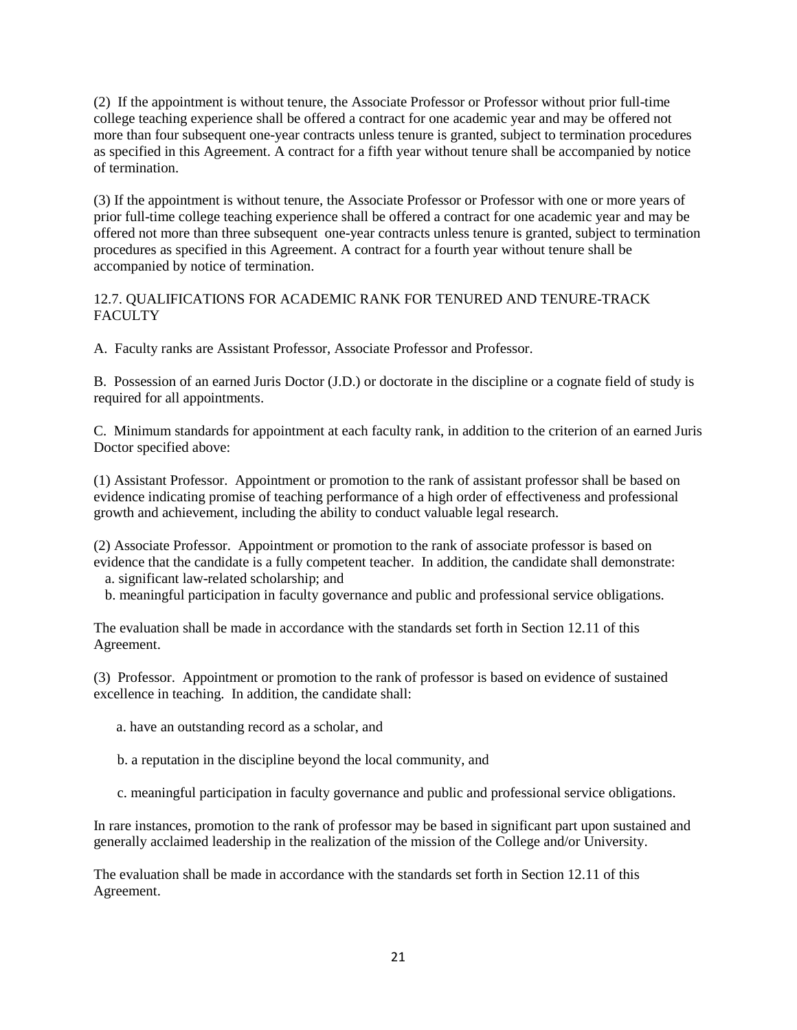(2) If the appointment is without tenure, the Associate Professor or Professor without prior full-time college teaching experience shall be offered a contract for one academic year and may be offered not more than four subsequent one-year contracts unless tenure is granted, subject to termination procedures as specified in this Agreement. A contract for a fifth year without tenure shall be accompanied by notice of termination.

(3) If the appointment is without tenure, the Associate Professor or Professor with one or more years of prior full-time college teaching experience shall be offered a contract for one academic year and may be offered not more than three subsequent one-year contracts unless tenure is granted, subject to termination procedures as specified in this Agreement. A contract for a fourth year without tenure shall be accompanied by notice of termination.

## 12.7. QUALIFICATIONS FOR ACADEMIC RANK FOR TENURED AND TENURE-TRACK FACULTY

A. Faculty ranks are Assistant Professor, Associate Professor and Professor.

B. Possession of an earned Juris Doctor (J.D.) or doctorate in the discipline or a cognate field of study is required for all appointments.

C. Minimum standards for appointment at each faculty rank, in addition to the criterion of an earned Juris Doctor specified above:

(1) Assistant Professor. Appointment or promotion to the rank of assistant professor shall be based on evidence indicating promise of teaching performance of a high order of effectiveness and professional growth and achievement, including the ability to conduct valuable legal research.

(2) Associate Professor. Appointment or promotion to the rank of associate professor is based on evidence that the candidate is a fully competent teacher. In addition, the candidate shall demonstrate:

a. significant law-related scholarship; and

b. meaningful participation in faculty governance and public and professional service obligations.

The evaluation shall be made in accordance with the standards set forth in Section 12.11 of this Agreement.

(3) Professor. Appointment or promotion to the rank of professor is based on evidence of sustained excellence in teaching. In addition, the candidate shall:

a. have an outstanding record as a scholar, and

b. a reputation in the discipline beyond the local community, and

c. meaningful participation in faculty governance and public and professional service obligations.

In rare instances, promotion to the rank of professor may be based in significant part upon sustained and generally acclaimed leadership in the realization of the mission of the College and/or University.

The evaluation shall be made in accordance with the standards set forth in Section 12.11 of this Agreement.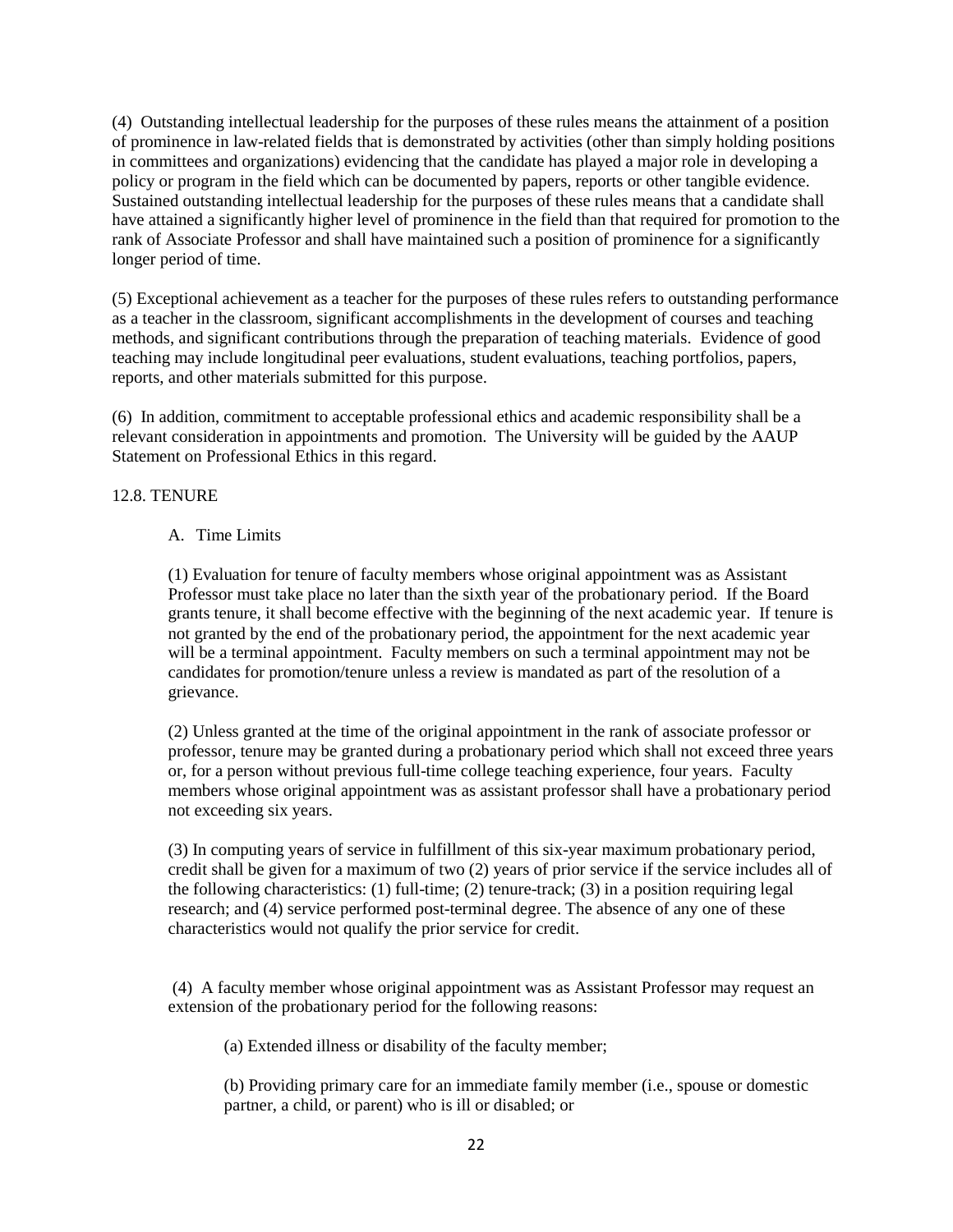(4) Outstanding intellectual leadership for the purposes of these rules means the attainment of a position of prominence in law-related fields that is demonstrated by activities (other than simply holding positions in committees and organizations) evidencing that the candidate has played a major role in developing a policy or program in the field which can be documented by papers, reports or other tangible evidence. Sustained outstanding intellectual leadership for the purposes of these rules means that a candidate shall have attained a significantly higher level of prominence in the field than that required for promotion to the rank of Associate Professor and shall have maintained such a position of prominence for a significantly longer period of time.

(5) Exceptional achievement as a teacher for the purposes of these rules refers to outstanding performance as a teacher in the classroom, significant accomplishments in the development of courses and teaching methods, and significant contributions through the preparation of teaching materials. Evidence of good teaching may include longitudinal peer evaluations, student evaluations, teaching portfolios, papers, reports, and other materials submitted for this purpose.

(6) In addition, commitment to acceptable professional ethics and academic responsibility shall be a relevant consideration in appointments and promotion. The University will be guided by the AAUP Statement on Professional Ethics in this regard.

## 12.8. TENURE

### A. Time Limits

(1) Evaluation for tenure of faculty members whose original appointment was as Assistant Professor must take place no later than the sixth year of the probationary period. If the Board grants tenure, it shall become effective with the beginning of the next academic year. If tenure is not granted by the end of the probationary period, the appointment for the next academic year will be a terminal appointment. Faculty members on such a terminal appointment may not be candidates for promotion/tenure unless a review is mandated as part of the resolution of a grievance.

(2) Unless granted at the time of the original appointment in the rank of associate professor or professor, tenure may be granted during a probationary period which shall not exceed three years or, for a person without previous full-time college teaching experience, four years. Faculty members whose original appointment was as assistant professor shall have a probationary period not exceeding six years.

(3) In computing years of service in fulfillment of this six-year maximum probationary period, credit shall be given for a maximum of two (2) years of prior service if the service includes all of the following characteristics: (1) full-time; (2) tenure-track; (3) in a position requiring legal research; and (4) service performed post-terminal degree. The absence of any one of these characteristics would not qualify the prior service for credit.

(4) A faculty member whose original appointment was as Assistant Professor may request an extension of the probationary period for the following reasons:

(a) Extended illness or disability of the faculty member;

(b) Providing primary care for an immediate family member (i.e., spouse or domestic partner, a child, or parent) who is ill or disabled; or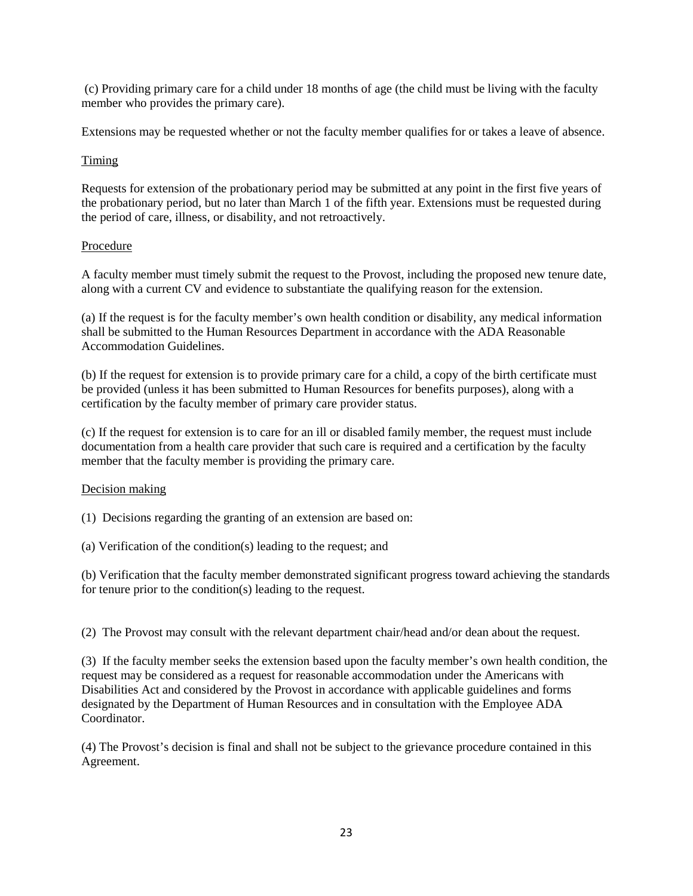(c) Providing primary care for a child under 18 months of age (the child must be living with the faculty member who provides the primary care).

Extensions may be requested whether or not the faculty member qualifies for or takes a leave of absence.

Timing

Requests for extension of the probationary period may be submitted at any point in the first five years of the probationary period, but no later than March 1 of the fifth year. Extensions must be requested during the period of care, illness, or disability, and not retroactively.

Procedure

A faculty member must timely submit the request to the Provost, including the proposed new tenure date, along with a current CV and evidence to substantiate the qualifying reason for the extension.

(a) If the request is for the faculty member's own health condition or disability, any medical information shall be submitted to the Human Resources Department in accordance with the ADA Reasonable Accommodation Guidelines.

(b) If the request for extension is to provide primary care for a child, a copy of the birth certificate must be provided (unless it has been submitted to Human Resources for benefits purposes), along with a certification by the faculty member of primary care provider status.

(c) If the request for extension is to care for an ill or disabled family member, the request must include documentation from a health care provider that such care is required and a certification by the faculty member that the faculty member is providing the primary care.

Decision making

(1) Decisions regarding the granting of an extension are based on:

(a) Verification of the condition(s) leading to the request; and

(b) Verification that the faculty member demonstrated significant progress toward achieving the standards for tenure prior to the condition(s) leading to the request.

(2) The Provost may consult with the relevant department chair/head and/or dean about the request.

(3) If the faculty member seeks the extension based upon the faculty member's own health condition, the request may be considered as a request for reasonable accommodation under the Americans with Disabilities Act and considered by the Provost in accordance with applicable guidelines and forms designated by the Department of Human Resources and in consultation with the Employee ADA Coordinator.

(4) The Provost's decision is final and shall not be subject to the grievance procedure contained in this Agreement.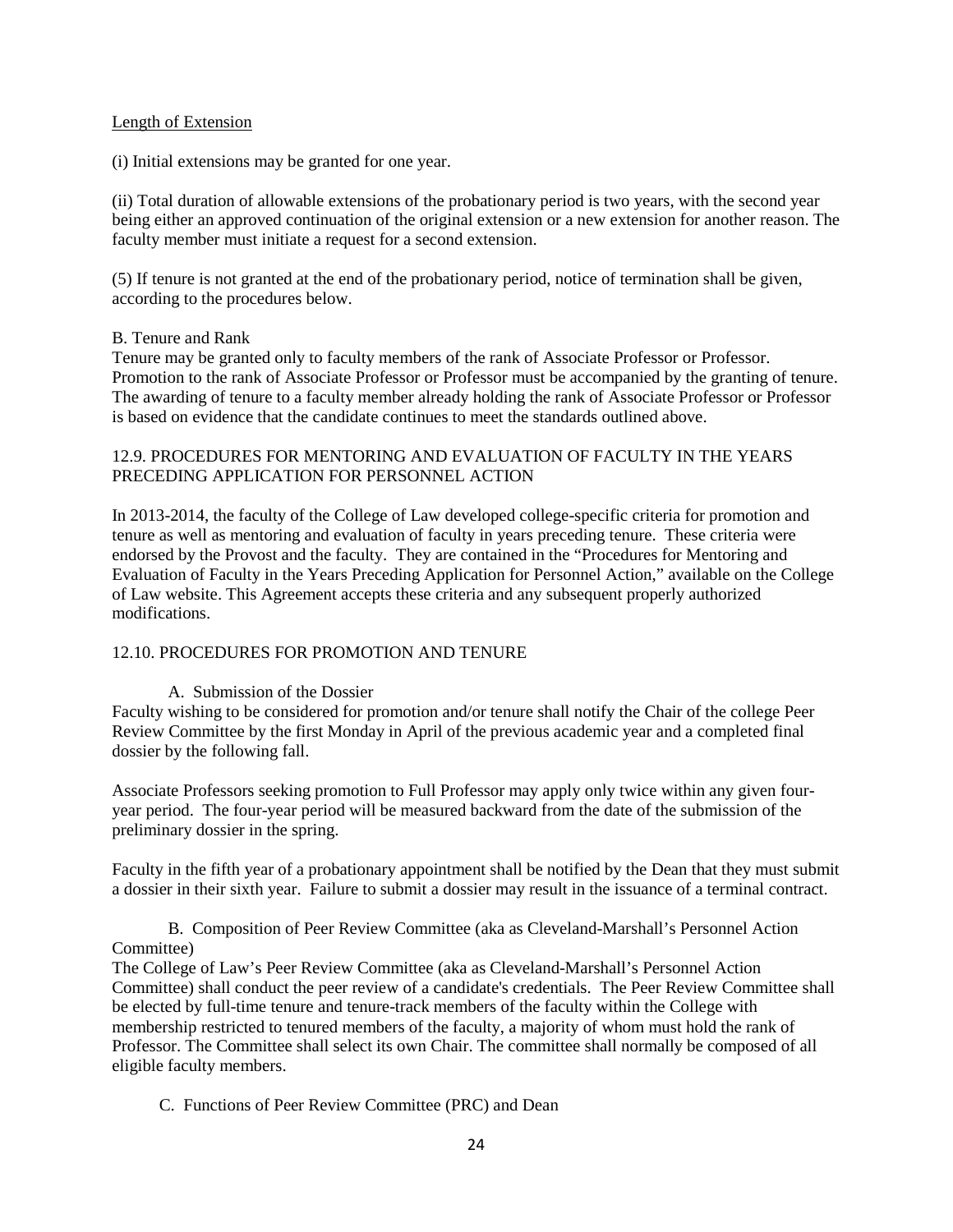Length of Extension

(i) Initial extensions may be granted for one year.

(ii) Total duration of allowable extensions of the probationary period is two years, with the second year being either an approved continuation of the original extension or a new extension for another reason. The faculty member must initiate a request for a second extension.

(5) If tenure is not granted at the end of the probationary period, notice of termination shall be given, according to the procedures below.

B. Tenure and Rank

Tenure may be granted only to faculty members of the rank of Associate Professor or Professor. Promotion to the rank of Associate Professor or Professor must be accompanied by the granting of tenure. The awarding of tenure to a faculty member already holding the rank of Associate Professor or Professor is based on evidence that the candidate continues to meet the standards outlined above.

## 12.9. PROCEDURES FOR MENTORING AND EVALUATION OF FACULTY IN THE YEARS PRECEDING APPLICATION FOR PERSONNEL ACTION

In 2013-2014, the faculty of the College of Law developed college-specific criteria for promotion and tenure as well as mentoring and evaluation of faculty in years preceding tenure. These criteria were endorsed by the Provost and the faculty. They are contained in the "Procedures for Mentoring and Evaluation of Faculty in the Years Preceding Application for Personnel Action," available on the College of Law website. This Agreement accepts these criteria and any subsequent properly authorized modifications.

## 12.10. PROCEDURES FOR PROMOTION AND TENURE

A. Submission of the Dossier

Faculty wishing to be considered for promotion and/or tenure shall notify the Chair of the college Peer Review Committee by the first Monday in April of the previous academic year and a completed final dossier by the following fall.

Associate Professors seeking promotion to Full Professor may apply only twice within any given four-year period. The four-year period will be measured backward from the date of the submission of the preliminary dossier in the spring.

Faculty in the fifth year of a probationary appointment shall be notified by the Dean that they must submit a dossier in their sixth year. Failure to submit a dossier may result in the issuance of a terminal contract.

B. Composition of Peer Review Committee (aka as Cleveland-Marshall's Personnel Action Committee)

The College of Law's Peer Review Committee (aka as Cleveland-Marshall's Personnel Action Committee) shall conduct the peer review of a candidate's credentials. The Peer Review Committee shall be elected by full-time tenure and tenure-track members of the faculty within the College with membership restricted to tenured members of the faculty, a majority of whom must hold the rank of Professor. The Committee shall select its own Chair. The committee shall normally be composed of all eligible faculty members.

C. Functions of Peer Review Committee (PRC) and Dean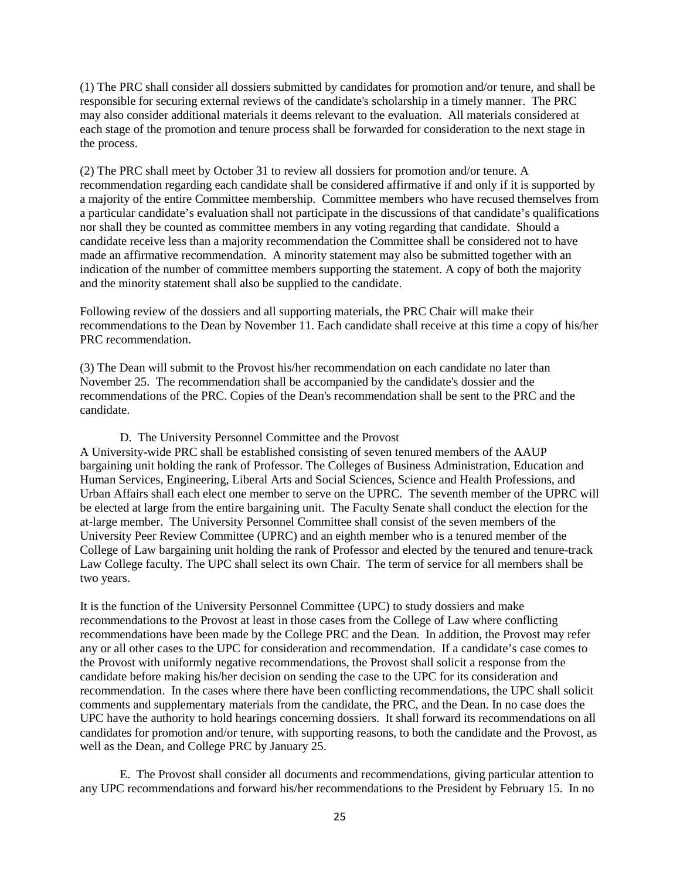(1) The PRC shall consider all dossiers submitted by candidates for promotion and/or tenure, and shall be responsible for securing external reviews of the candidate's scholarship in a timely manner. The PRC may also consider additional materials it deems relevant to the evaluation. All materials considered at each stage of the promotion and tenure process shall be forwarded for consideration to the next stage in the process.

(2) The PRC shall meet by October 31 to review all dossiers for promotion and/or tenure. A recommendation regarding each candidate shall be considered affirmative if and only if it is supported by a majority of the entire Committee membership. Committee members who have recused themselves from a particular candidate's evaluation shall not participate in the discussions of that candidate's qualifications nor shall they be counted as committee members in any voting regarding that candidate. Should a candidate receive less than a majority recommendation the Committee shall be considered not to have made an affirmative recommendation. A minority statement may also be submitted together with an indication of the number of committee members supporting the statement. A copy of both the majority and the minority statement shall also be supplied to the candidate.

Following review of the dossiers and all supporting materials, the PRC Chair will make their recommendations to the Dean by November 11. Each candidate shall receive at this time a copy of his/her PRC recommendation.

(3) The Dean will submit to the Provost his/her recommendation on each candidate no later than November 25. The recommendation shall be accompanied by the candidate's dossier and the recommendations of the PRC. Copies of the Dean's recommendation shall be sent to the PRC and the candidate.

D. The University Personnel Committee and the Provost

A University-wide PRC shall be established consisting of seven tenured members of the AAUP bargaining unit holding the rank of Professor. The Colleges of Business Administration, Education and Human Services, Engineering, Liberal Arts and Social Sciences, Science and Health Professions, and Urban Affairs shall each elect one member to serve on the UPRC. The seventh member of the UPRC will be elected at large from the entire bargaining unit. The Faculty Senate shall conduct the election for the at-large member. The University Personnel Committee shall consist of the seven members of the University Peer Review Committee (UPRC) and an eighth member who is a tenured member of the College of Law bargaining unit holding the rank of Professor and elected by the tenured and tenure-track Law College faculty. The UPC shall select its own Chair. The term of service for all members shall be two years.

It is the function of the University Personnel Committee (UPC) to study dossiers and make recommendations to the Provost at least in those cases from the College of Law where conflicting recommendations have been made by the College PRC and the Dean. In addition, the Provost may refer any or all other cases to the UPC for consideration and recommendation. If a candidate's case comes to the Provost with uniformly negative recommendations, the Provost shall solicit a response from the candidate before making his/her decision on sending the case to the UPC for its consideration and recommendation. In the cases where there have been conflicting recommendations, the UPC shall solicit comments and supplementary materials from the candidate, the PRC, and the Dean. In no case does the UPC have the authority to hold hearings concerning dossiers. It shall forward its recommendations on all candidates for promotion and/or tenure, with supporting reasons, to both the candidate and the Provost, as well as the Dean, and College PRC by January 25.

E. The Provost shall consider all documents and recommendations, giving particular attention to any UPC recommendations and forward his/her recommendations to the President by February 15. In no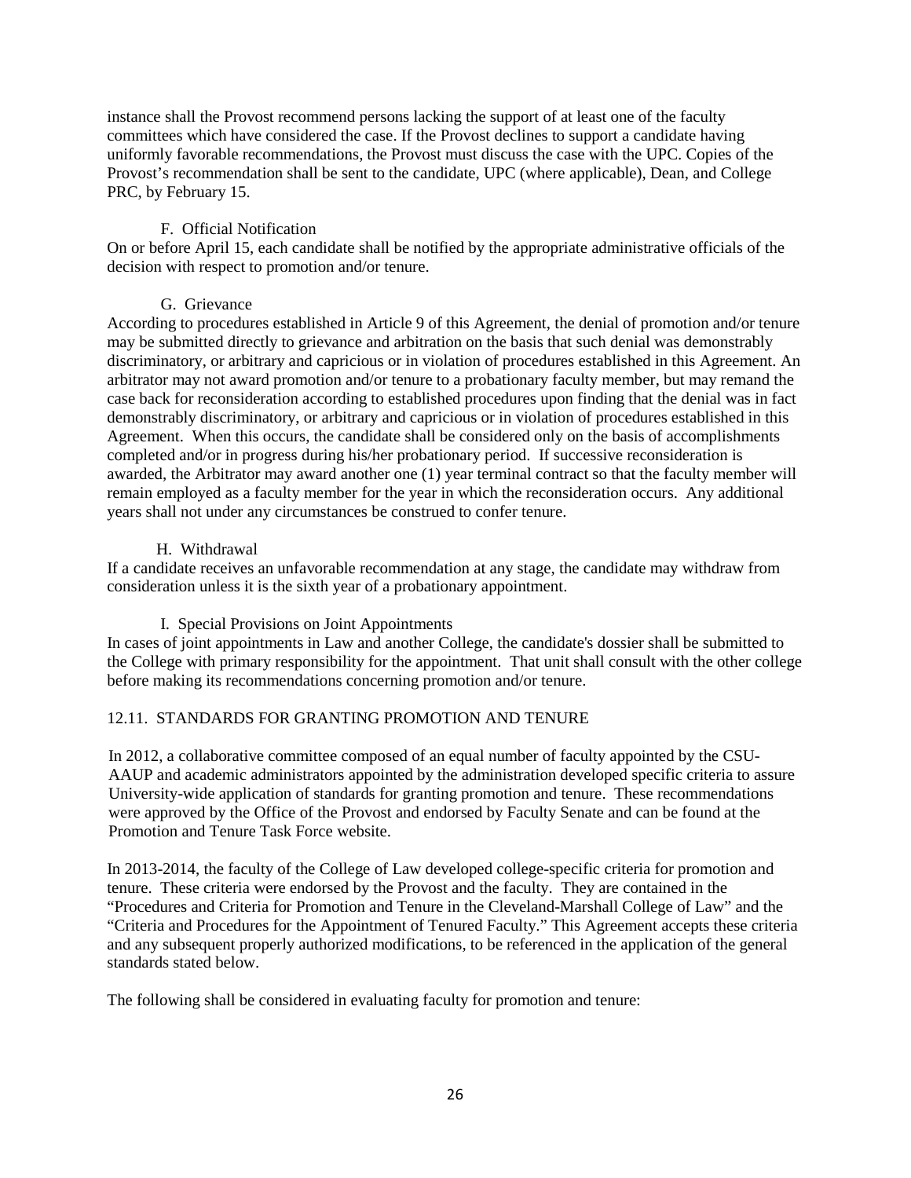instance shall the Provost recommend persons lacking the support of at least one of the faculty committees which have considered the case. If the Provost declines to support a candidate having uniformly favorable recommendations, the Provost must discuss the case with the UPC. Copies of the Provost's recommendation shall be sent to the candidate, UPC (where applicable), Dean, and College PRC, by February 15.

F. Official Notification

On or before April 15, each candidate shall be notified by the appropriate administrative officials of the decision with respect to promotion and/or tenure.

G. Grievance

According to procedures established in Article 9 of this Agreement, the denial of promotion and/or tenure may be submitted directly to grievance and arbitration on the basis that such denial was demonstrably discriminatory, or arbitrary and capricious or in violation of procedures established in this Agreement. An arbitrator may not award promotion and/or tenure to a probationary faculty member, but may remand the case back for reconsideration according to established procedures upon finding that the denial was in fact demonstrably discriminatory, or arbitrary and capricious or in violation of procedures established in this Agreement. When this occurs, the candidate shall be considered only on the basis of accomplishments completed and/or in progress during his/her probationary period. If successive reconsideration is awarded, the Arbitrator may award another one (1) year terminal contract so that the faculty member will remain employed as a faculty member for the year in which the reconsideration occurs. Any additional years shall not under any circumstances be construed to confer tenure.

H. Withdrawal

If a candidate receives an unfavorable recommendation at any stage, the candidate may withdraw from consideration unless it is the sixth year of a probationary appointment.

I. Special Provisions on Joint Appointments

In cases of joint appointments in Law and another College, the candidate's dossier shall be submitted to the College with primary responsibility for the appointment. That unit shall consult with the other college before making its recommendations concerning promotion and/or tenure.

## 12.11. STANDARDS FOR GRANTING PROMOTION AND TENURE

In 2012, a collaborative committee composed of an equal number of faculty appointed by the CSU-AAUP and academic administrators appointed by the administration developed specific criteria to assure University-wide application of standards for granting promotion and tenure. These recommendations were approved by the Office of the Provost and endorsed by Faculty Senate and can be found at the Promotion and Tenure Task Force website.

In 2013-2014, the faculty of the College of Law developed college-specific criteria for promotion and tenure. These criteria were endorsed by the Provost and the faculty. They are contained in the "Procedures and Criteria for Promotion and Tenure in the Cleveland-Marshall College of Law" and the "Criteria and Procedures for the Appointment of Tenured Faculty." This Agreement accepts these criteria and any subsequent properly authorized modifications, to be referenced in the application of the general standards stated below.

The following shall be considered in evaluating faculty for promotion and tenure: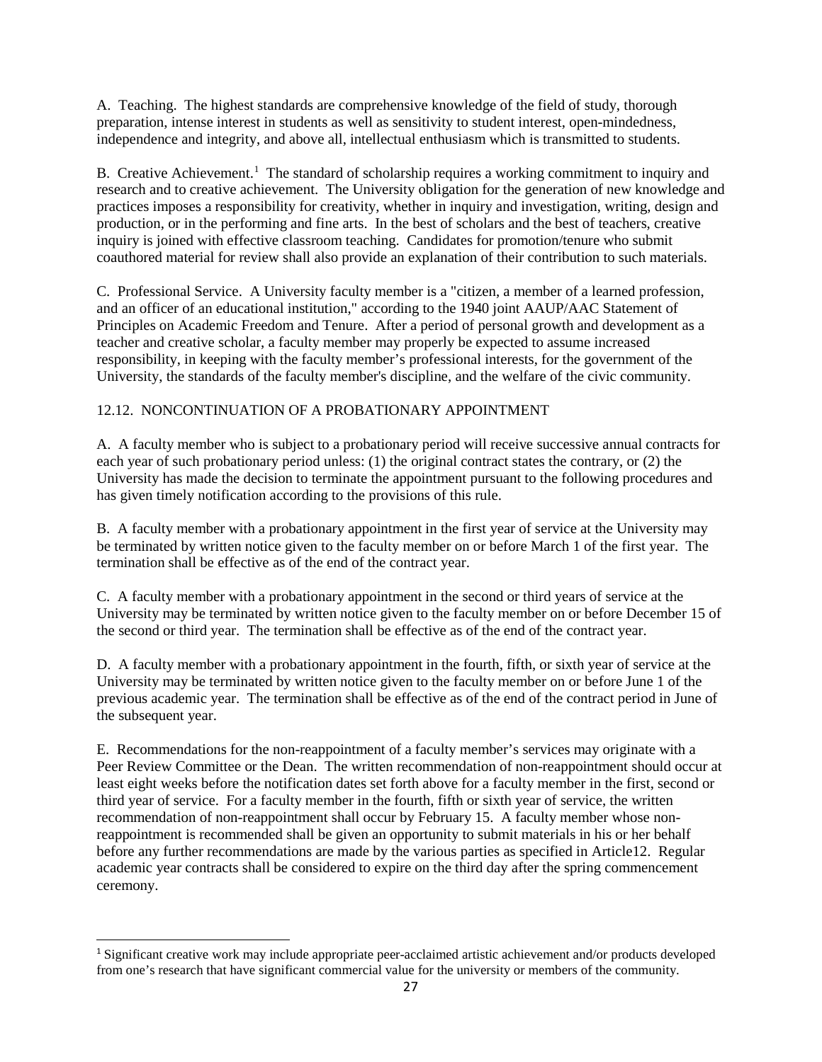A. Teaching. The highest standards are comprehensive knowledge of the field of study, thorough preparation, intense interest in students as well as sensitivity to student interest, open-mindedness, independence and integrity, and above all, intellectual enthusiasm which is transmitted to students.

B. Creative Achievement.[1] The standard of scholarship requires a working commitment to inquiry and research and to creative achievement. The University obligation for the generation of new knowledge and practices imposes a responsibility for creativity, whether in inquiry and investigation, writing, design and production, or in the performing and fine arts. In the best of scholars and the best of teachers, creative inquiry is joined with effective classroom teaching. Candidates for promotion/tenure who submit coauthored material for review shall also provide an explanation of their contribution to such materials.

C. Professional Service. A University faculty member is a "citizen, a member of a learned profession, and an officer of an educational institution," according to the 1940 joint AAUP/AAC Statement of Principles on Academic Freedom and Tenure. After a period of personal growth and development as a teacher and creative scholar, a faculty member may properly be expected to assume increased responsibility, in keeping with the faculty member's professional interests, for the government of the University, the standards of the faculty member's discipline, and the welfare of the civic community.

## 12.12. NONCONTINUATION OF A PROBATIONARY APPOINTMENT

A. A faculty member who is subject to a probationary period will receive successive annual contracts for each year of such probationary period unless: (1) the original contract states the contrary, or (2) the University has made the decision to terminate the appointment pursuant to the following procedures and has given timely notification according to the provisions of this rule.

B. A faculty member with a probationary appointment in the first year of service at the University may be terminated by written notice given to the faculty member on or before March 1 of the first year. The termination shall be effective as of the end of the contract year.

C. A faculty member with a probationary appointment in the second or third years of service at the University may be terminated by written notice given to the faculty member on or before December 15 of the second or third year. The termination shall be effective as of the end of the contract year.

D. A faculty member with a probationary appointment in the fourth, fifth, or sixth year of service at the University may be terminated by written notice given to the faculty member on or before June 1 of the previous academic year. The termination shall be effective as of the end of the contract period in June of the subsequent year.

E. Recommendations for the non-reappointment of a faculty member's services may originate with a Peer Review Committee or the Dean. The written recommendation of non-reappointment should occur at least eight weeks before the notification dates set forth above for a faculty member in the first, second or third year of service. For a faculty member in the fourth, fifth or sixth year of service, the written recommendation of non-reappointment shall occur by February 15. A faculty member whose non-reappointment is recommended shall be given an opportunity to submit materials in his or her behalf before any further recommendations are made by the various parties as specified in Article12. Regular academic year contracts shall be considered to expire on the third day after the spring commencement ceremony.

[1] Significant creative work may include appropriate peer-acclaimed artistic achievement and/or products developed from one's research that have significant commercial value for the university or members of the community.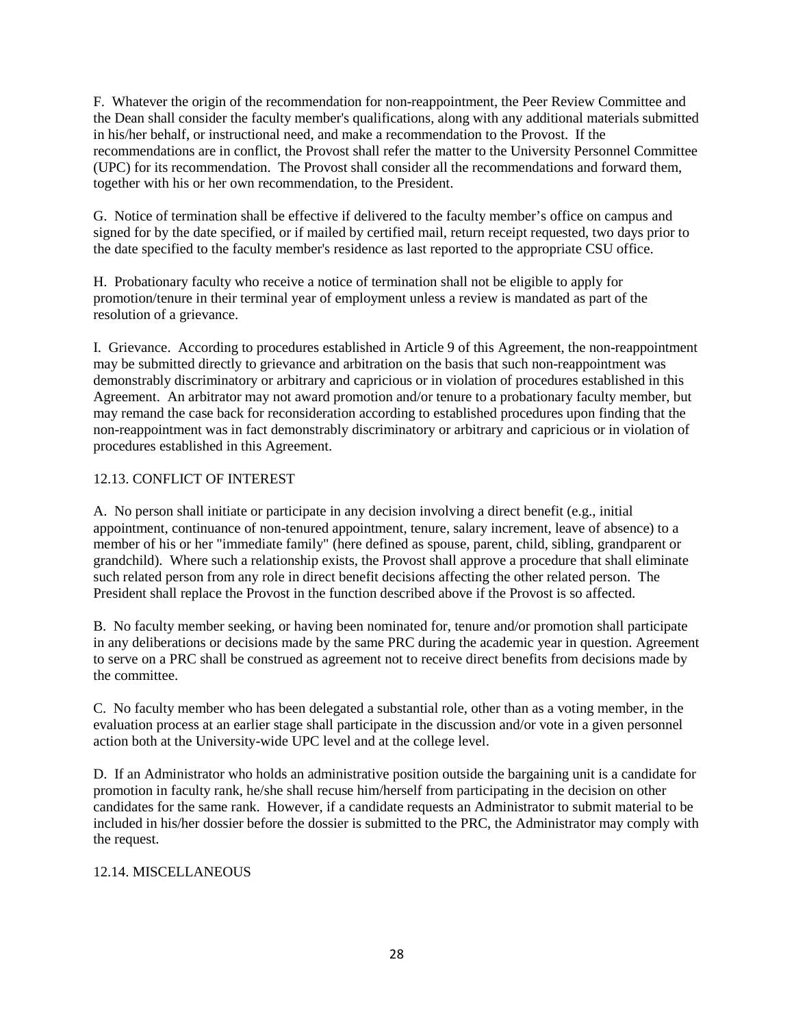F. Whatever the origin of the recommendation for non-reappointment, the Peer Review Committee and the Dean shall consider the faculty member's qualifications, along with any additional materials submitted in his/her behalf, or instructional need, and make a recommendation to the Provost. If the recommendations are in conflict, the Provost shall refer the matter to the University Personnel Committee (UPC) for its recommendation. The Provost shall consider all the recommendations and forward them, together with his or her own recommendation, to the President.

G. Notice of termination shall be effective if delivered to the faculty member's office on campus and signed for by the date specified, or if mailed by certified mail, return receipt requested, two days prior to the date specified to the faculty member's residence as last reported to the appropriate CSU office.

H. Probationary faculty who receive a notice of termination shall not be eligible to apply for promotion/tenure in their terminal year of employment unless a review is mandated as part of the resolution of a grievance.

I. Grievance. According to procedures established in Article 9 of this Agreement, the non-reappointment may be submitted directly to grievance and arbitration on the basis that such non-reappointment was demonstrably discriminatory or arbitrary and capricious or in violation of procedures established in this Agreement. An arbitrator may not award promotion and/or tenure to a probationary faculty member, but may remand the case back for reconsideration according to established procedures upon finding that the non-reappointment was in fact demonstrably discriminatory or arbitrary and capricious or in violation of procedures established in this Agreement.

## 12.13. CONFLICT OF INTEREST

A. No person shall initiate or participate in any decision involving a direct benefit (e.g., initial appointment, continuance of non-tenured appointment, tenure, salary increment, leave of absence) to a member of his or her "immediate family" (here defined as spouse, parent, child, sibling, grandparent or grandchild). Where such a relationship exists, the Provost shall approve a procedure that shall eliminate such related person from any role in direct benefit decisions affecting the other related person. The President shall replace the Provost in the function described above if the Provost is so affected.

B. No faculty member seeking, or having been nominated for, tenure and/or promotion shall participate in any deliberations or decisions made by the same PRC during the academic year in question. Agreement to serve on a PRC shall be construed as agreement not to receive direct benefits from decisions made by the committee.

C. No faculty member who has been delegated a substantial role, other than as a voting member, in the evaluation process at an earlier stage shall participate in the discussion and/or vote in a given personnel action both at the University-wide UPC level and at the college level.

D. If an Administrator who holds an administrative position outside the bargaining unit is a candidate for promotion in faculty rank, he/she shall recuse him/herself from participating in the decision on other candidates for the same rank. However, if a candidate requests an Administrator to submit material to be included in his/her dossier before the dossier is submitted to the PRC, the Administrator may comply with the request.

## 12.14. MISCELLANEOUS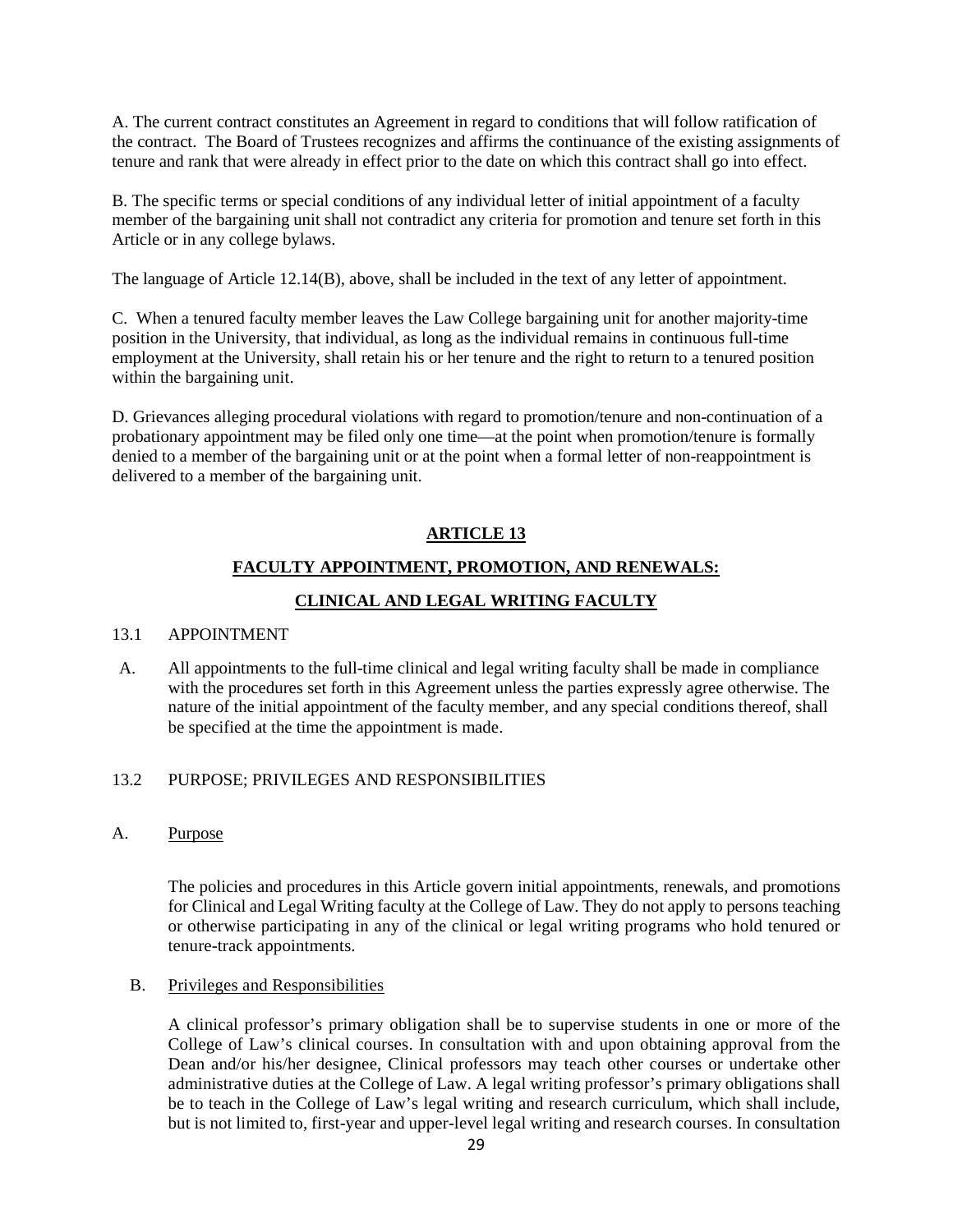A. The current contract constitutes an Agreement in regard to conditions that will follow ratification of the contract. The Board of Trustees recognizes and affirms the continuance of the existing assignments of tenure and rank that were already in effect prior to the date on which this contract shall go into effect.

B. The specific terms or special conditions of any individual letter of initial appointment of a faculty member of the bargaining unit shall not contradict any criteria for promotion and tenure set forth in this Article or in any college bylaws.

The language of Article 12.14(B), above, shall be included in the text of any letter of appointment.

C. When a tenured faculty member leaves the Law College bargaining unit for another majority-time position in the University, that individual, as long as the individual remains in continuous full-time employment at the University, shall retain his or her tenure and the right to return to a tenured position within the bargaining unit.

D. Grievances alleging procedural violations with regard to promotion/tenure and non-continuation of a probationary appointment may be filed only one time—at the point when promotion/tenure is formally denied to a member of the bargaining unit or at the point when a formal letter of non-reappointment is delivered to a member of the bargaining unit.

# ARTICLE 13

## FACULTY APPOINTMENT, PROMOTION, AND RENEWALS:

## CLINICAL AND LEGAL WRITING FACULTY

### 13.1 APPOINTMENT

A. All appointments to the full-time clinical and legal writing faculty shall be made in compliance with the procedures set forth in this Agreement unless the parties expressly agree otherwise. The nature of the initial appointment of the faculty member, and any special conditions thereof, shall be specified at the time the appointment is made.

### 13.2 PURPOSE; PRIVILEGES AND RESPONSIBILITIES

A. Purpose

The policies and procedures in this Article govern initial appointments, renewals, and promotions for Clinical and Legal Writing faculty at the College of Law. They do not apply to persons teaching or otherwise participating in any of the clinical or legal writing programs who hold tenured or tenure-track appointments.

B. Privileges and Responsibilities

A clinical professor's primary obligation shall be to supervise students in one or more of the College of Law's clinical courses. In consultation with and upon obtaining approval from the Dean and/or his/her designee, Clinical professors may teach other courses or undertake other administrative duties at the College of Law. A legal writing professor's primary obligations shall be to teach in the College of Law's legal writing and research curriculum, which shall include, but is not limited to, first-year and upper-level legal writing and research courses. In consultation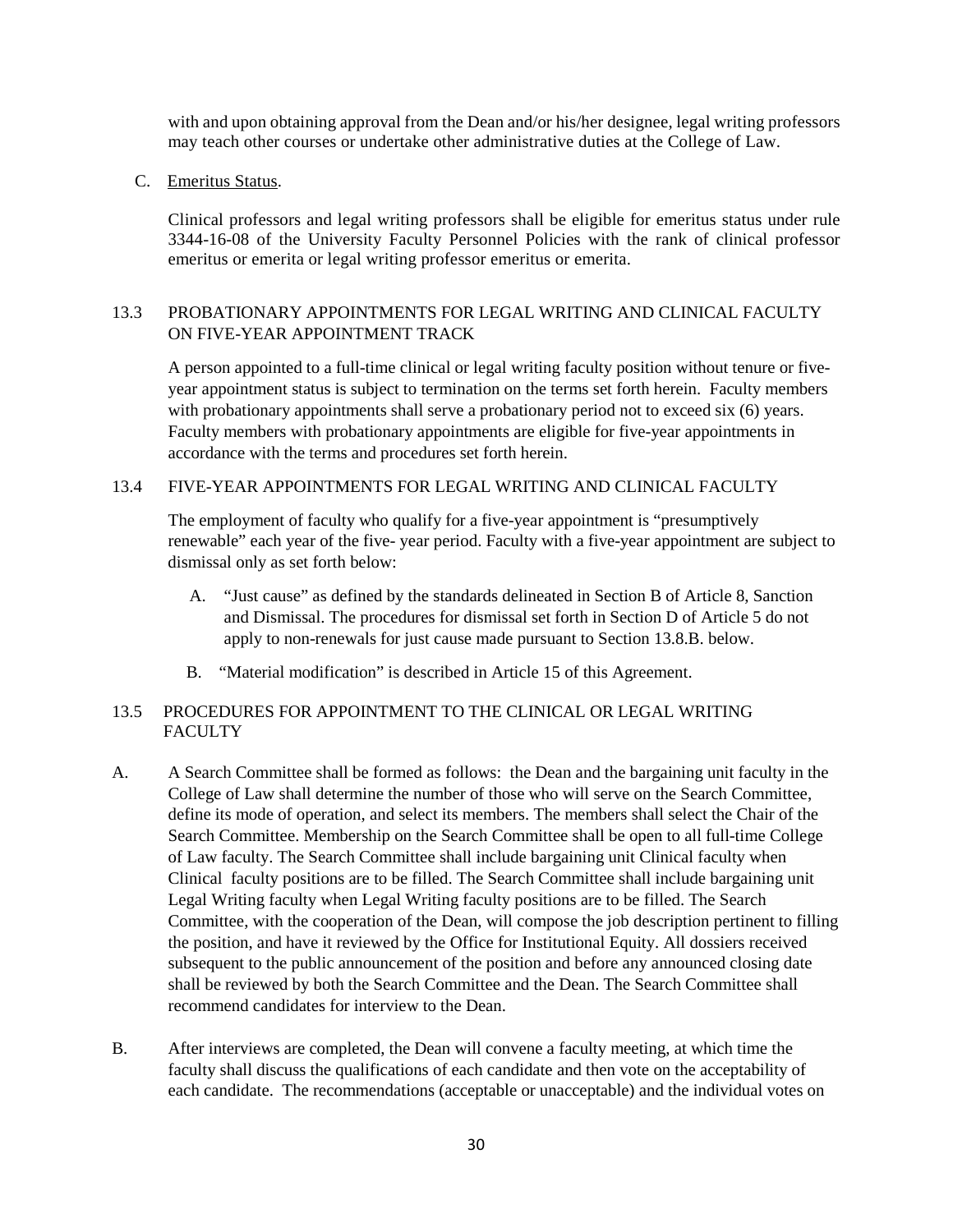with and upon obtaining approval from the Dean and/or his/her designee, legal writing professors may teach other courses or undertake other administrative duties at the College of Law.

C. Emeritus Status.

Clinical professors and legal writing professors shall be eligible for emeritus status under rule 3344-16-08 of the University Faculty Personnel Policies with the rank of clinical professor emeritus or emerita or legal writing professor emeritus or emerita.

## 13.3 PROBATIONARY APPOINTMENTS FOR LEGAL WRITING AND CLINICAL FACULTY ON FIVE-YEAR APPOINTMENT TRACK

A person appointed to a full-time clinical or legal writing faculty position without tenure or five-year appointment status is subject to termination on the terms set forth herein. Faculty members with probationary appointments shall serve a probationary period not to exceed six (6) years. Faculty members with probationary appointments are eligible for five-year appointments in accordance with the terms and procedures set forth herein.

## 13.4 FIVE-YEAR APPOINTMENTS FOR LEGAL WRITING AND CLINICAL FACULTY

The employment of faculty who qualify for a five-year appointment is "presumptively renewable" each year of the five- year period. Faculty with a five-year appointment are subject to dismissal only as set forth below:

A. "Just cause" as defined by the standards delineated in Section B of Article 8, Sanction and Dismissal. The procedures for dismissal set forth in Section D of Article 5 do not apply to non-renewals for just cause made pursuant to Section 13.8.B. below.

B. "Material modification" is described in Article 15 of this Agreement.

## 13.5 PROCEDURES FOR APPOINTMENT TO THE CLINICAL OR LEGAL WRITING FACULTY

A. A Search Committee shall be formed as follows: the Dean and the bargaining unit faculty in the College of Law shall determine the number of those who will serve on the Search Committee, define its mode of operation, and select its members. The members shall select the Chair of the Search Committee. Membership on the Search Committee shall be open to all full-time College of Law faculty. The Search Committee shall include bargaining unit Clinical faculty when Clinical faculty positions are to be filled. The Search Committee shall include bargaining unit Legal Writing faculty when Legal Writing faculty positions are to be filled. The Search Committee, with the cooperation of the Dean, will compose the job description pertinent to filling the position, and have it reviewed by the Office for Institutional Equity. All dossiers received subsequent to the public announcement of the position and before any announced closing date shall be reviewed by both the Search Committee and the Dean. The Search Committee shall recommend candidates for interview to the Dean.

B. After interviews are completed, the Dean will convene a faculty meeting, at which time the faculty shall discuss the qualifications of each candidate and then vote on the acceptability of each candidate. The recommendations (acceptable or unacceptable) and the individual votes on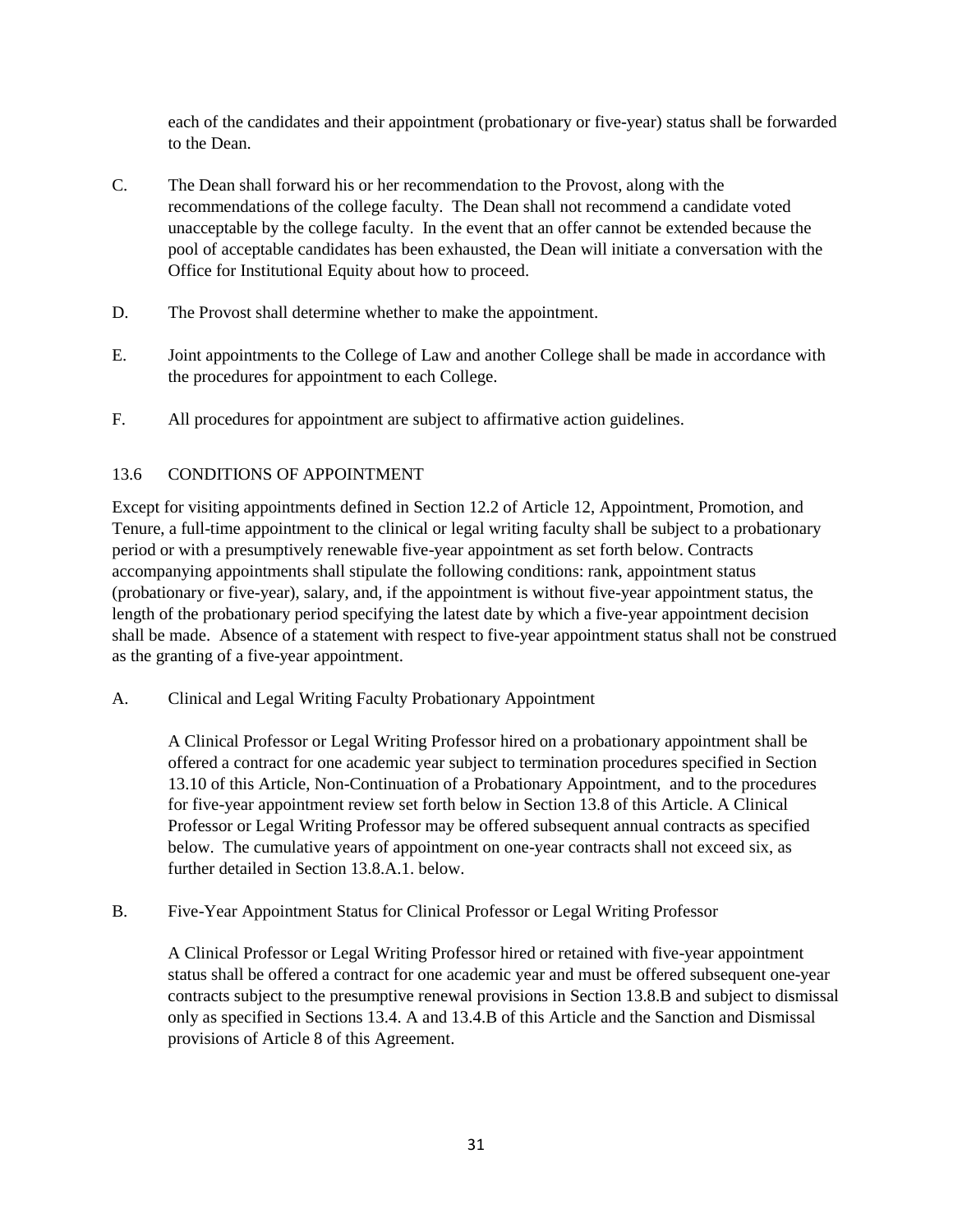each of the candidates and their appointment (probationary or five-year) status shall be forwarded to the Dean.

C. The Dean shall forward his or her recommendation to the Provost, along with the recommendations of the college faculty. The Dean shall not recommend a candidate voted unacceptable by the college faculty. In the event that an offer cannot be extended because the pool of acceptable candidates has been exhausted, the Dean will initiate a conversation with the Office for Institutional Equity about how to proceed.

D. The Provost shall determine whether to make the appointment.

E. Joint appointments to the College of Law and another College shall be made in accordance with the procedures for appointment to each College.

F. All procedures for appointment are subject to affirmative action guidelines.

## 13.6 CONDITIONS OF APPOINTMENT

Except for visiting appointments defined in Section 12.2 of Article 12, Appointment, Promotion, and Tenure, a full-time appointment to the clinical or legal writing faculty shall be subject to a probationary period or with a presumptively renewable five-year appointment as set forth below. Contracts accompanying appointments shall stipulate the following conditions: rank, appointment status (probationary or five-year), salary, and, if the appointment is without five-year appointment status, the length of the probationary period specifying the latest date by which a five-year appointment decision shall be made. Absence of a statement with respect to five-year appointment status shall not be construed as the granting of a five-year appointment.

A. Clinical and Legal Writing Faculty Probationary Appointment

A Clinical Professor or Legal Writing Professor hired on a probationary appointment shall be offered a contract for one academic year subject to termination procedures specified in Section 13.10 of this Article, Non-Continuation of a Probationary Appointment, and to the procedures for five-year appointment review set forth below in Section 13.8 of this Article. A Clinical Professor or Legal Writing Professor may be offered subsequent annual contracts as specified below. The cumulative years of appointment on one-year contracts shall not exceed six, as further detailed in Section 13.8.A.1. below.

B. Five-Year Appointment Status for Clinical Professor or Legal Writing Professor

A Clinical Professor or Legal Writing Professor hired or retained with five-year appointment status shall be offered a contract for one academic year and must be offered subsequent one-year contracts subject to the presumptive renewal provisions in Section 13.8.B and subject to dismissal only as specified in Sections 13.4. A and 13.4.B of this Article and the Sanction and Dismissal provisions of Article 8 of this Agreement.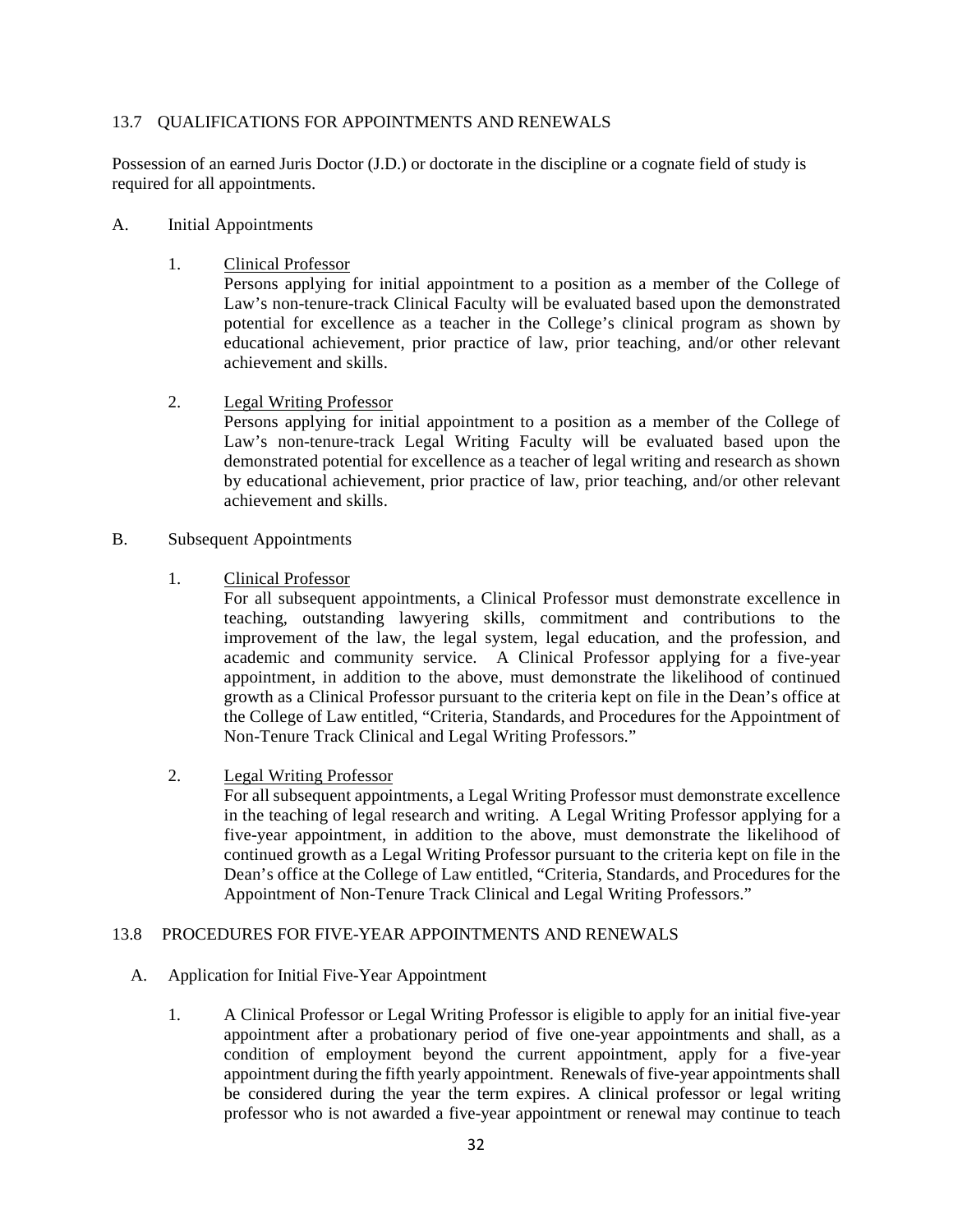## 13.7 QUALIFICATIONS FOR APPOINTMENTS AND RENEWALS

Possession of an earned Juris Doctor (J.D.) or doctorate in the discipline or a cognate field of study is required for all appointments.

A. Initial Appointments

1. Clinical Professor

   Persons applying for initial appointment to a position as a member of the College of Law's non-tenure-track Clinical Faculty will be evaluated based upon the demonstrated potential for excellence as a teacher in the College's clinical program as shown by educational achievement, prior practice of law, prior teaching, and/or other relevant achievement and skills.

2. Legal Writing Professor

   Persons applying for initial appointment to a position as a member of the College of Law's non-tenure-track Legal Writing Faculty will be evaluated based upon the demonstrated potential for excellence as a teacher of legal writing and research as shown by educational achievement, prior practice of law, prior teaching, and/or other relevant achievement and skills.

B. Subsequent Appointments

1. Clinical Professor

   For all subsequent appointments, a Clinical Professor must demonstrate excellence in teaching, outstanding lawyering skills, commitment and contributions to the improvement of the law, the legal system, legal education, and the profession, and academic and community service. A Clinical Professor applying for a five-year appointment, in addition to the above, must demonstrate the likelihood of continued growth as a Clinical Professor pursuant to the criteria kept on file in the Dean's office at the College of Law entitled, "Criteria, Standards, and Procedures for the Appointment of Non-Tenure Track Clinical and Legal Writing Professors."

2. Legal Writing Professor

   For all subsequent appointments, a Legal Writing Professor must demonstrate excellence in the teaching of legal research and writing. A Legal Writing Professor applying for a five-year appointment, in addition to the above, must demonstrate the likelihood of continued growth as a Legal Writing Professor pursuant to the criteria kept on file in the Dean's office at the College of Law entitled, "Criteria, Standards, and Procedures for the Appointment of Non-Tenure Track Clinical and Legal Writing Professors."

## 13.8 PROCEDURES FOR FIVE-YEAR APPOINTMENTS AND RENEWALS

A. Application for Initial Five-Year Appointment

1. A Clinical Professor or Legal Writing Professor is eligible to apply for an initial five-year appointment after a probationary period of five one-year appointments and shall, as a condition of employment beyond the current appointment, apply for a five-year appointment during the fifth yearly appointment. Renewals of five-year appointments shall be considered during the year the term expires. A clinical professor or legal writing professor who is not awarded a five-year appointment or renewal may continue to teach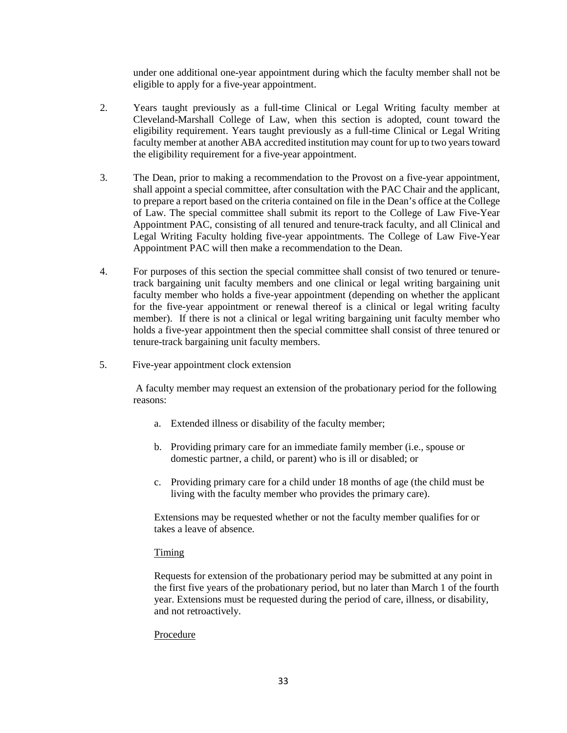under one additional one-year appointment during which the faculty member shall not be eligible to apply for a five-year appointment.

2. Years taught previously as a full-time Clinical or Legal Writing faculty member at Cleveland-Marshall College of Law, when this section is adopted, count toward the eligibility requirement. Years taught previously as a full-time Clinical or Legal Writing faculty member at another ABA accredited institution may count for up to two years toward the eligibility requirement for a five-year appointment.

3. The Dean, prior to making a recommendation to the Provost on a five-year appointment, shall appoint a special committee, after consultation with the PAC Chair and the applicant, to prepare a report based on the criteria contained on file in the Dean's office at the College of Law. The special committee shall submit its report to the College of Law Five-Year Appointment PAC, consisting of all tenured and tenure-track faculty, and all Clinical and Legal Writing Faculty holding five-year appointments. The College of Law Five-Year Appointment PAC will then make a recommendation to the Dean.

4. For purposes of this section the special committee shall consist of two tenured or tenure-track bargaining unit faculty members and one clinical or legal writing bargaining unit faculty member who holds a five-year appointment (depending on whether the applicant for the five-year appointment or renewal thereof is a clinical or legal writing faculty member). If there is not a clinical or legal writing bargaining unit faculty member who holds a five-year appointment then the special committee shall consist of three tenured or tenure-track bargaining unit faculty members.

5. Five-year appointment clock extension

A faculty member may request an extension of the probationary period for the following reasons:

a. Extended illness or disability of the faculty member;

b. Providing primary care for an immediate family member (i.e., spouse or domestic partner, a child, or parent) who is ill or disabled; or

c. Providing primary care for a child under 18 months of age (the child must be living with the faculty member who provides the primary care).

Extensions may be requested whether or not the faculty member qualifies for or takes a leave of absence.

Timing

Requests for extension of the probationary period may be submitted at any point in the first five years of the probationary period, but no later than March 1 of the fourth year. Extensions must be requested during the period of care, illness, or disability, and not retroactively.

Procedure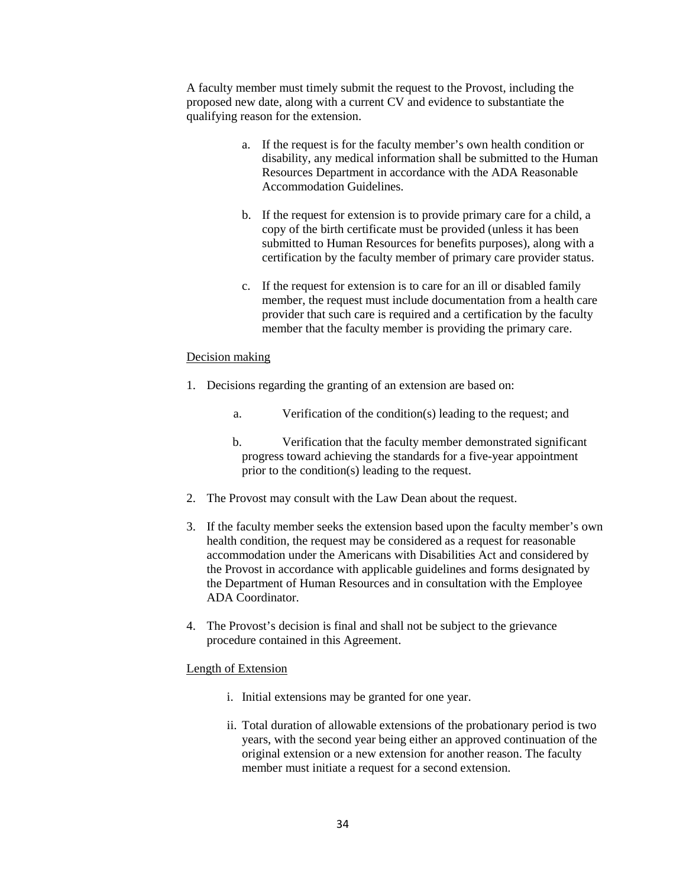A faculty member must timely submit the request to the Provost, including the proposed new date, along with a current CV and evidence to substantiate the qualifying reason for the extension.

a. If the request is for the faculty member's own health condition or disability, any medical information shall be submitted to the Human Resources Department in accordance with the ADA Reasonable Accommodation Guidelines.

b. If the request for extension is to provide primary care for a child, a copy of the birth certificate must be provided (unless it has been submitted to Human Resources for benefits purposes), along with a certification by the faculty member of primary care provider status.

c. If the request for extension is to care for an ill or disabled family member, the request must include documentation from a health care provider that such care is required and a certification by the faculty member that the faculty member is providing the primary care.

<u>Decision making</u>

1. Decisions regarding the granting of an extension are based on:

   a. Verification of the condition(s) leading to the request; and

   b. Verification that the faculty member demonstrated significant progress toward achieving the standards for a five-year appointment prior to the condition(s) leading to the request.

2. The Provost may consult with the Law Dean about the request.

3. If the faculty member seeks the extension based upon the faculty member's own health condition, the request may be considered as a request for reasonable accommodation under the Americans with Disabilities Act and considered by the Provost in accordance with applicable guidelines and forms designated by the Department of Human Resources and in consultation with the Employee ADA Coordinator.

4. The Provost's decision is final and shall not be subject to the grievance procedure contained in this Agreement.

<u>Length of Extension</u>

i. Initial extensions may be granted for one year.

ii. Total duration of allowable extensions of the probationary period is two years, with the second year being either an approved continuation of the original extension or a new extension for another reason. The faculty member must initiate a request for a second extension.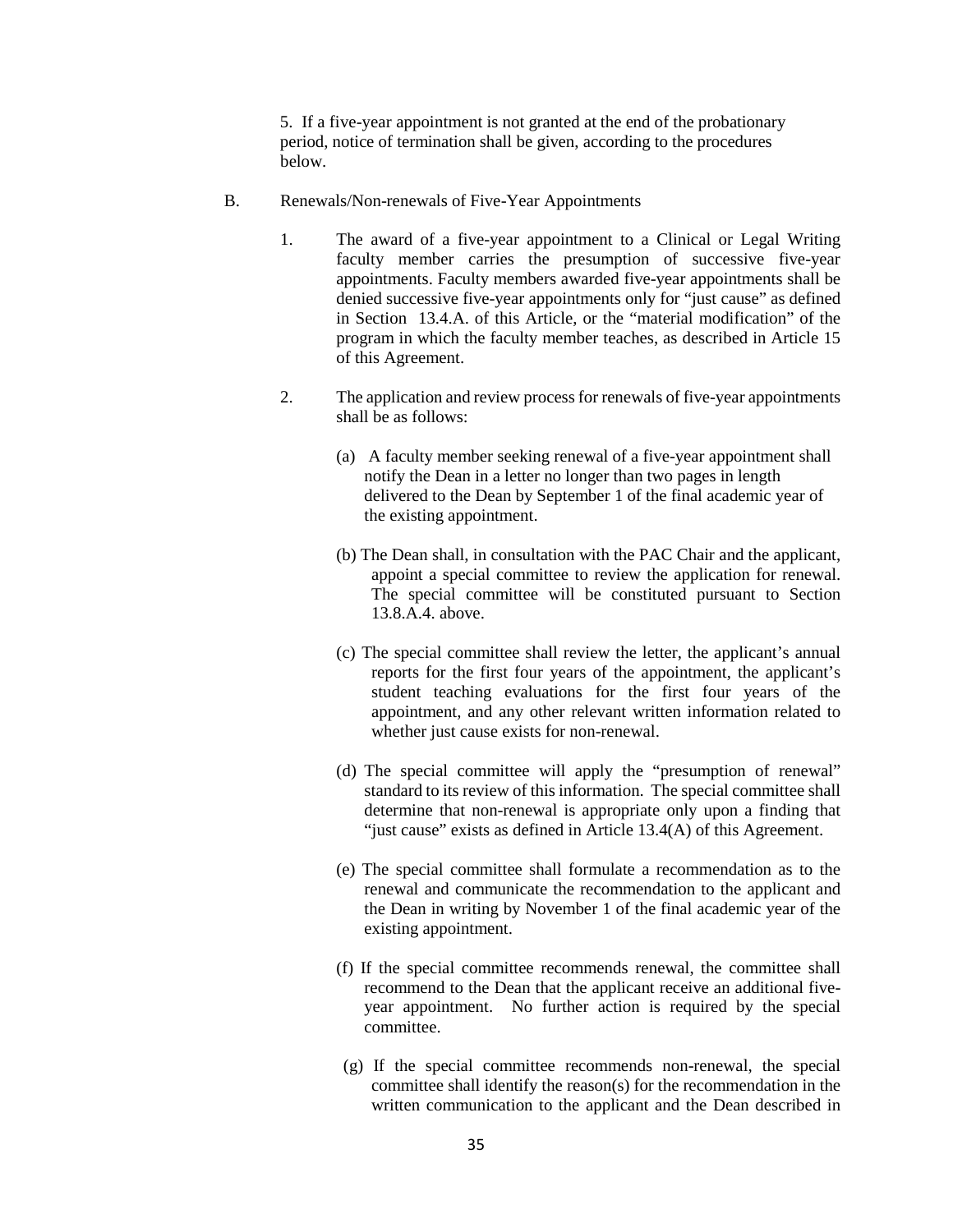5. If a five-year appointment is not granted at the end of the probationary period, notice of termination shall be given, according to the procedures below.

B. Renewals/Non-renewals of Five-Year Appointments

1. The award of a five-year appointment to a Clinical or Legal Writing faculty member carries the presumption of successive five-year appointments. Faculty members awarded five-year appointments shall be denied successive five-year appointments only for "just cause" as defined in Section 13.4.A. of this Article, or the "material modification" of the program in which the faculty member teaches, as described in Article 15 of this Agreement.

2. The application and review process for renewals of five-year appointments shall be as follows:

   (a) A faculty member seeking renewal of a five-year appointment shall notify the Dean in a letter no longer than two pages in length delivered to the Dean by September 1 of the final academic year of the existing appointment.

   (b) The Dean shall, in consultation with the PAC Chair and the applicant, appoint a special committee to review the application for renewal. The special committee will be constituted pursuant to Section 13.8.A.4. above.

   (c) The special committee shall review the letter, the applicant's annual reports for the first four years of the appointment, the applicant's student teaching evaluations for the first four years of the appointment, and any other relevant written information related to whether just cause exists for non-renewal.

   (d) The special committee will apply the "presumption of renewal" standard to its review of this information. The special committee shall determine that non-renewal is appropriate only upon a finding that "just cause" exists as defined in Article 13.4(A) of this Agreement.

   (e) The special committee shall formulate a recommendation as to the renewal and communicate the recommendation to the applicant and the Dean in writing by November 1 of the final academic year of the existing appointment.

   (f) If the special committee recommends renewal, the committee shall recommend to the Dean that the applicant receive an additional five-year appointment. No further action is required by the special committee.

   (g) If the special committee recommends non-renewal, the special committee shall identify the reason(s) for the recommendation in the written communication to the applicant and the Dean described in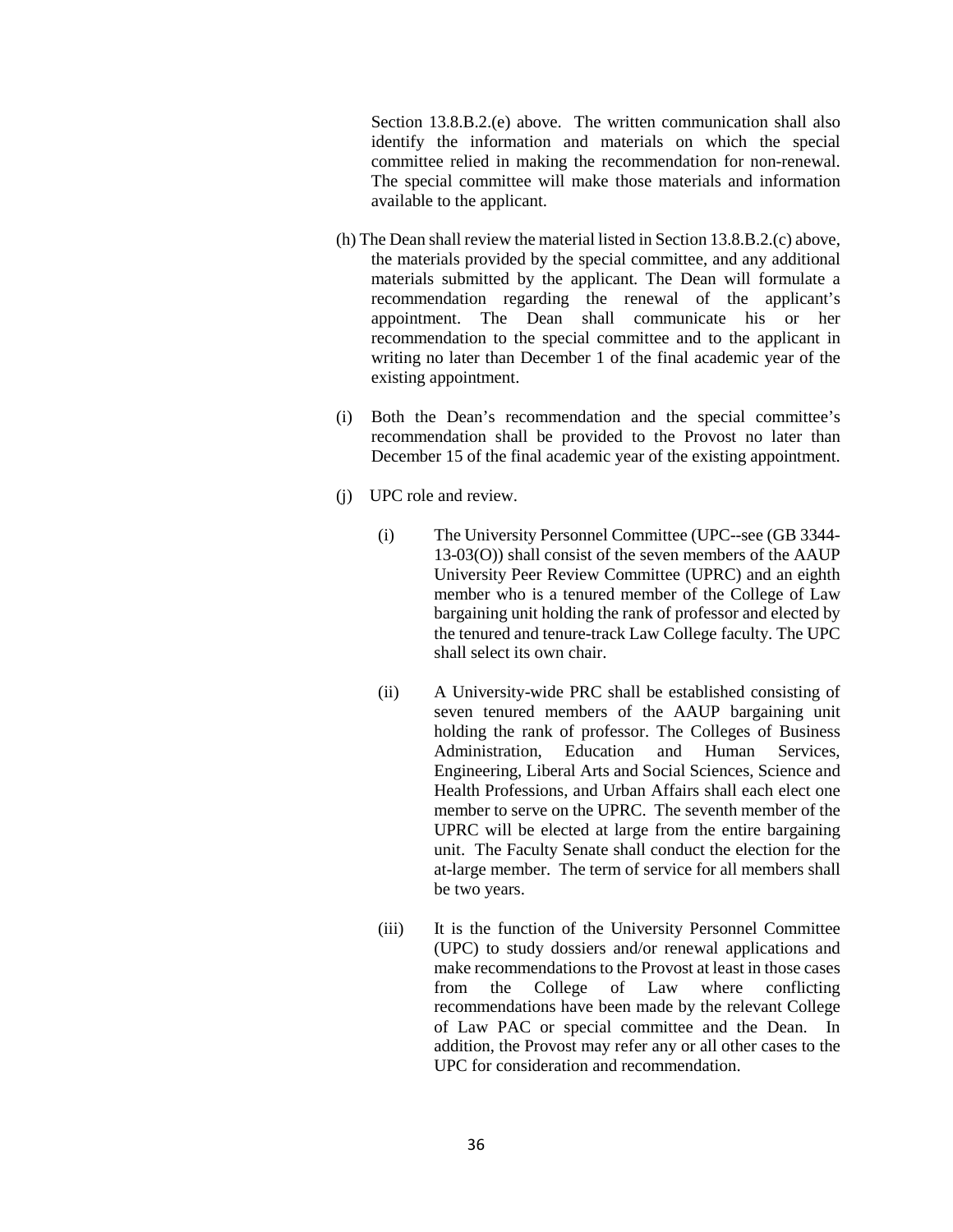Section 13.8.B.2.(e) above. The written communication shall also identify the information and materials on which the special committee relied in making the recommendation for non-renewal. The special committee will make those materials and information available to the applicant.

(h) The Dean shall review the material listed in Section 13.8.B.2.(c) above, the materials provided by the special committee, and any additional materials submitted by the applicant. The Dean will formulate a recommendation regarding the renewal of the applicant's appointment. The Dean shall communicate his or her recommendation to the special committee and to the applicant in writing no later than December 1 of the final academic year of the existing appointment.

(i) Both the Dean's recommendation and the special committee's recommendation shall be provided to the Provost no later than December 15 of the final academic year of the existing appointment.

(j) UPC role and review.

(i) The University Personnel Committee (UPC--see (GB 3344-13-03(O)) shall consist of the seven members of the AAUP University Peer Review Committee (UPRC) and an eighth member who is a tenured member of the College of Law bargaining unit holding the rank of professor and elected by the tenured and tenure-track Law College faculty. The UPC shall select its own chair.

(ii) A University-wide PRC shall be established consisting of seven tenured members of the AAUP bargaining unit holding the rank of professor. The Colleges of Business Administration, Education and Human Services, Engineering, Liberal Arts and Social Sciences, Science and Health Professions, and Urban Affairs shall each elect one member to serve on the UPRC. The seventh member of the UPRC will be elected at large from the entire bargaining unit. The Faculty Senate shall conduct the election for the at-large member. The term of service for all members shall be two years.

(iii) It is the function of the University Personnel Committee (UPC) to study dossiers and/or renewal applications and make recommendations to the Provost at least in those cases from the College of Law where conflicting recommendations have been made by the relevant College of Law PAC or special committee and the Dean. In addition, the Provost may refer any or all other cases to the UPC for consideration and recommendation.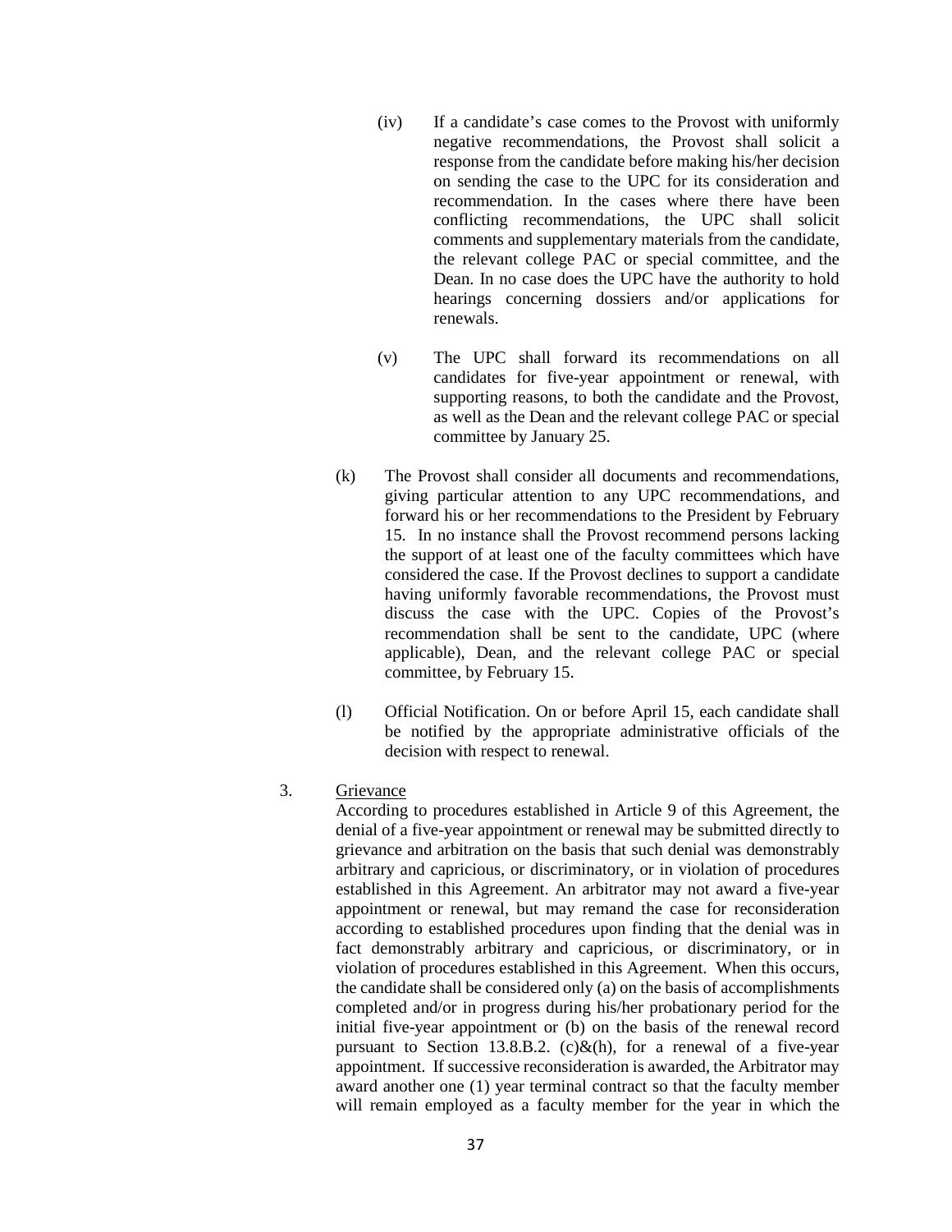(iv) If a candidate's case comes to the Provost with uniformly negative recommendations, the Provost shall solicit a response from the candidate before making his/her decision on sending the case to the UPC for its consideration and recommendation. In the cases where there have been conflicting recommendations, the UPC shall solicit comments and supplementary materials from the candidate, the relevant college PAC or special committee, and the Dean. In no case does the UPC have the authority to hold hearings concerning dossiers and/or applications for renewals.

(v) The UPC shall forward its recommendations on all candidates for five-year appointment or renewal, with supporting reasons, to both the candidate and the Provost, as well as the Dean and the relevant college PAC or special committee by January 25.

(k) The Provost shall consider all documents and recommendations, giving particular attention to any UPC recommendations, and forward his or her recommendations to the President by February 15. In no instance shall the Provost recommend persons lacking the support of at least one of the faculty committees which have considered the case. If the Provost declines to support a candidate having uniformly favorable recommendations, the Provost must discuss the case with the UPC. Copies of the Provost's recommendation shall be sent to the candidate, UPC (where applicable), Dean, and the relevant college PAC or special committee, by February 15.

(l) Official Notification. On or before April 15, each candidate shall be notified by the appropriate administrative officials of the decision with respect to renewal.

3. Grievance

According to procedures established in Article 9 of this Agreement, the denial of a five-year appointment or renewal may be submitted directly to grievance and arbitration on the basis that such denial was demonstrably arbitrary and capricious, or discriminatory, or in violation of procedures established in this Agreement. An arbitrator may not award a five-year appointment or renewal, but may remand the case for reconsideration according to established procedures upon finding that the denial was in fact demonstrably arbitrary and capricious, or discriminatory, or in violation of procedures established in this Agreement. When this occurs, the candidate shall be considered only (a) on the basis of accomplishments completed and/or in progress during his/her probationary period for the initial five-year appointment or (b) on the basis of the renewal record pursuant to Section 13.8.B.2. (c)&(h), for a renewal of a five-year appointment. If successive reconsideration is awarded, the Arbitrator may award another one (1) year terminal contract so that the faculty member will remain employed as a faculty member for the year in which the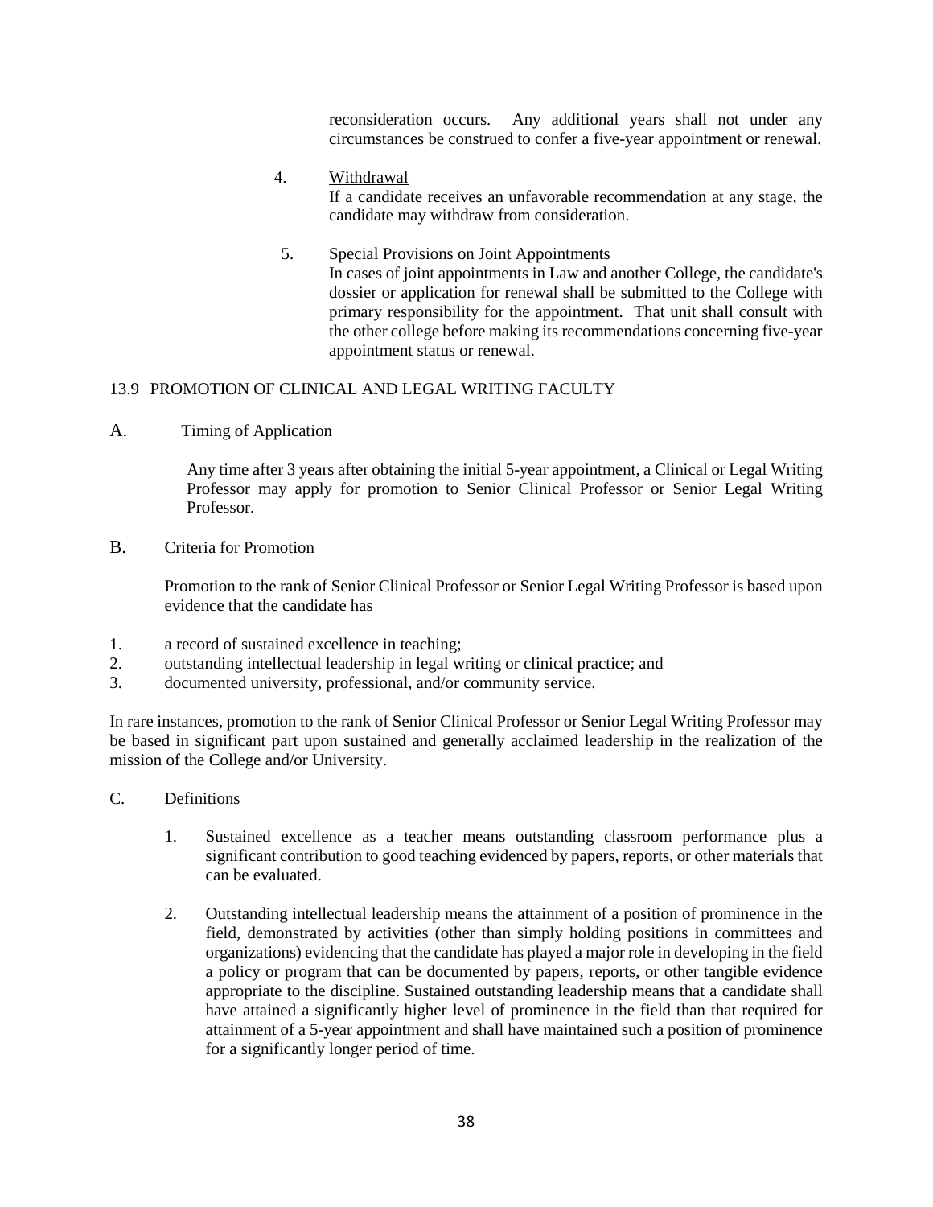reconsideration occurs. Any additional years shall not under any circumstances be construed to confer a five-year appointment or renewal.

4. Withdrawal
   If a candidate receives an unfavorable recommendation at any stage, the candidate may withdraw from consideration.

5. Special Provisions on Joint Appointments
   In cases of joint appointments in Law and another College, the candidate's dossier or application for renewal shall be submitted to the College with primary responsibility for the appointment. That unit shall consult with the other college before making its recommendations concerning five-year appointment status or renewal.

## 13.9 PROMOTION OF CLINICAL AND LEGAL WRITING FACULTY

A. Timing of Application

Any time after 3 years after obtaining the initial 5-year appointment, a Clinical or Legal Writing Professor may apply for promotion to Senior Clinical Professor or Senior Legal Writing Professor.

B. Criteria for Promotion

Promotion to the rank of Senior Clinical Professor or Senior Legal Writing Professor is based upon evidence that the candidate has

1. a record of sustained excellence in teaching;
2. outstanding intellectual leadership in legal writing or clinical practice; and
3. documented university, professional, and/or community service.

In rare instances, promotion to the rank of Senior Clinical Professor or Senior Legal Writing Professor may be based in significant part upon sustained and generally acclaimed leadership in the realization of the mission of the College and/or University.

C. Definitions

1. Sustained excellence as a teacher means outstanding classroom performance plus a significant contribution to good teaching evidenced by papers, reports, or other materials that can be evaluated.

2. Outstanding intellectual leadership means the attainment of a position of prominence in the field, demonstrated by activities (other than simply holding positions in committees and organizations) evidencing that the candidate has played a major role in developing in the field a policy or program that can be documented by papers, reports, or other tangible evidence appropriate to the discipline. Sustained outstanding leadership means that a candidate shall have attained a significantly higher level of prominence in the field than that required for attainment of a 5-year appointment and shall have maintained such a position of prominence for a significantly longer period of time.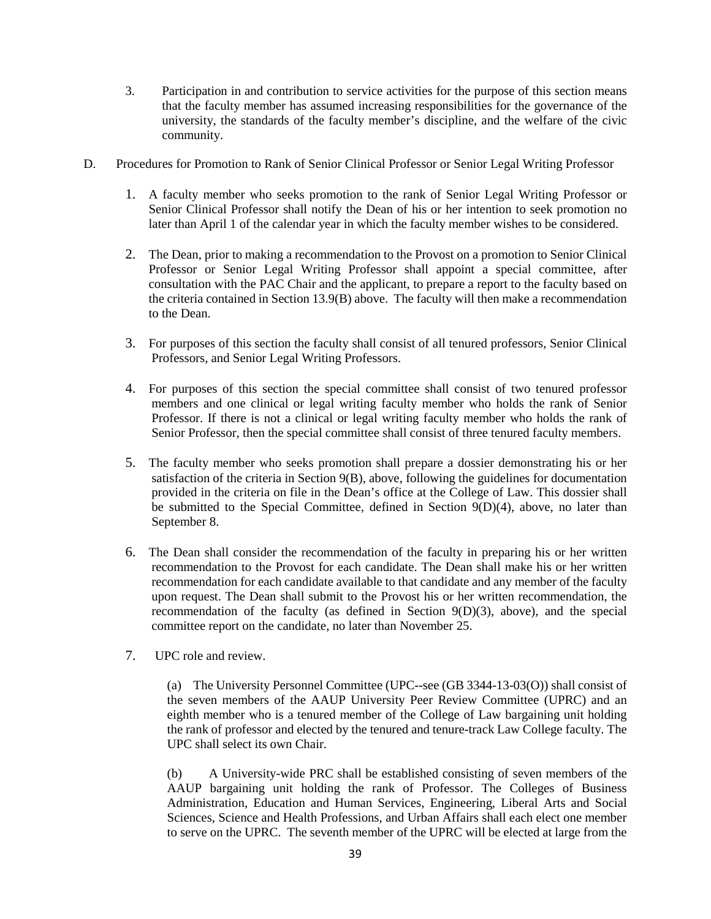3. Participation in and contribution to service activities for the purpose of this section means that the faculty member has assumed increasing responsibilities for the governance of the university, the standards of the faculty member's discipline, and the welfare of the civic community.

D. Procedures for Promotion to Rank of Senior Clinical Professor or Senior Legal Writing Professor

1. A faculty member who seeks promotion to the rank of Senior Legal Writing Professor or Senior Clinical Professor shall notify the Dean of his or her intention to seek promotion no later than April 1 of the calendar year in which the faculty member wishes to be considered.

2. The Dean, prior to making a recommendation to the Provost on a promotion to Senior Clinical Professor or Senior Legal Writing Professor shall appoint a special committee, after consultation with the PAC Chair and the applicant, to prepare a report to the faculty based on the criteria contained in Section 13.9(B) above. The faculty will then make a recommendation to the Dean.

3. For purposes of this section the faculty shall consist of all tenured professors, Senior Clinical Professors, and Senior Legal Writing Professors.

4. For purposes of this section the special committee shall consist of two tenured professor members and one clinical or legal writing faculty member who holds the rank of Senior Professor. If there is not a clinical or legal writing faculty member who holds the rank of Senior Professor, then the special committee shall consist of three tenured faculty members.

5. The faculty member who seeks promotion shall prepare a dossier demonstrating his or her satisfaction of the criteria in Section 9(B), above, following the guidelines for documentation provided in the criteria on file in the Dean's office at the College of Law. This dossier shall be submitted to the Special Committee, defined in Section 9(D)(4), above, no later than September 8.

6. The Dean shall consider the recommendation of the faculty in preparing his or her written recommendation to the Provost for each candidate. The Dean shall make his or her written recommendation for each candidate available to that candidate and any member of the faculty upon request. The Dean shall submit to the Provost his or her written recommendation, the recommendation of the faculty (as defined in Section 9(D)(3), above), and the special committee report on the candidate, no later than November 25.

7. UPC role and review.

   (a) The University Personnel Committee (UPC--see (GB 3344-13-03(O)) shall consist of the seven members of the AAUP University Peer Review Committee (UPRC) and an eighth member who is a tenured member of the College of Law bargaining unit holding the rank of professor and elected by the tenured and tenure-track Law College faculty. The UPC shall select its own Chair.

   (b) A University-wide PRC shall be established consisting of seven members of the AAUP bargaining unit holding the rank of Professor. The Colleges of Business Administration, Education and Human Services, Engineering, Liberal Arts and Social Sciences, Science and Health Professions, and Urban Affairs shall each elect one member to serve on the UPRC. The seventh member of the UPRC will be elected at large from the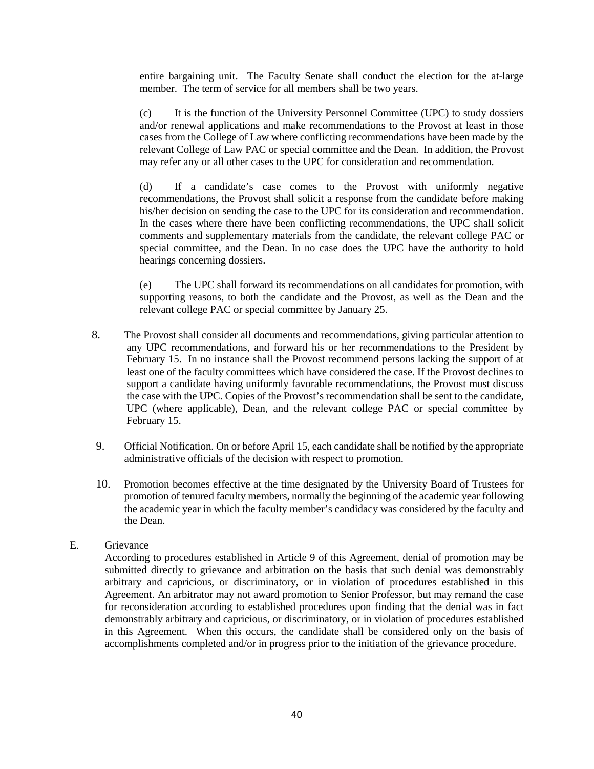entire bargaining unit. The Faculty Senate shall conduct the election for the at-large member. The term of service for all members shall be two years.

(c) It is the function of the University Personnel Committee (UPC) to study dossiers and/or renewal applications and make recommendations to the Provost at least in those cases from the College of Law where conflicting recommendations have been made by the relevant College of Law PAC or special committee and the Dean. In addition, the Provost may refer any or all other cases to the UPC for consideration and recommendation.

(d) If a candidate's case comes to the Provost with uniformly negative recommendations, the Provost shall solicit a response from the candidate before making his/her decision on sending the case to the UPC for its consideration and recommendation. In the cases where there have been conflicting recommendations, the UPC shall solicit comments and supplementary materials from the candidate, the relevant college PAC or special committee, and the Dean. In no case does the UPC have the authority to hold hearings concerning dossiers.

(e) The UPC shall forward its recommendations on all candidates for promotion, with supporting reasons, to both the candidate and the Provost, as well as the Dean and the relevant college PAC or special committee by January 25.

8. The Provost shall consider all documents and recommendations, giving particular attention to any UPC recommendations, and forward his or her recommendations to the President by February 15. In no instance shall the Provost recommend persons lacking the support of at least one of the faculty committees which have considered the case. If the Provost declines to support a candidate having uniformly favorable recommendations, the Provost must discuss the case with the UPC. Copies of the Provost's recommendation shall be sent to the candidate, UPC (where applicable), Dean, and the relevant college PAC or special committee by February 15.

9. Official Notification. On or before April 15, each candidate shall be notified by the appropriate administrative officials of the decision with respect to promotion.

10. Promotion becomes effective at the time designated by the University Board of Trustees for promotion of tenured faculty members, normally the beginning of the academic year following the academic year in which the faculty member's candidacy was considered by the faculty and the Dean.

E. Grievance

According to procedures established in Article 9 of this Agreement, denial of promotion may be submitted directly to grievance and arbitration on the basis that such denial was demonstrably arbitrary and capricious, or discriminatory, or in violation of procedures established in this Agreement. An arbitrator may not award promotion to Senior Professor, but may remand the case for reconsideration according to established procedures upon finding that the denial was in fact demonstrably arbitrary and capricious, or discriminatory, or in violation of procedures established in this Agreement. When this occurs, the candidate shall be considered only on the basis of accomplishments completed and/or in progress prior to the initiation of the grievance procedure.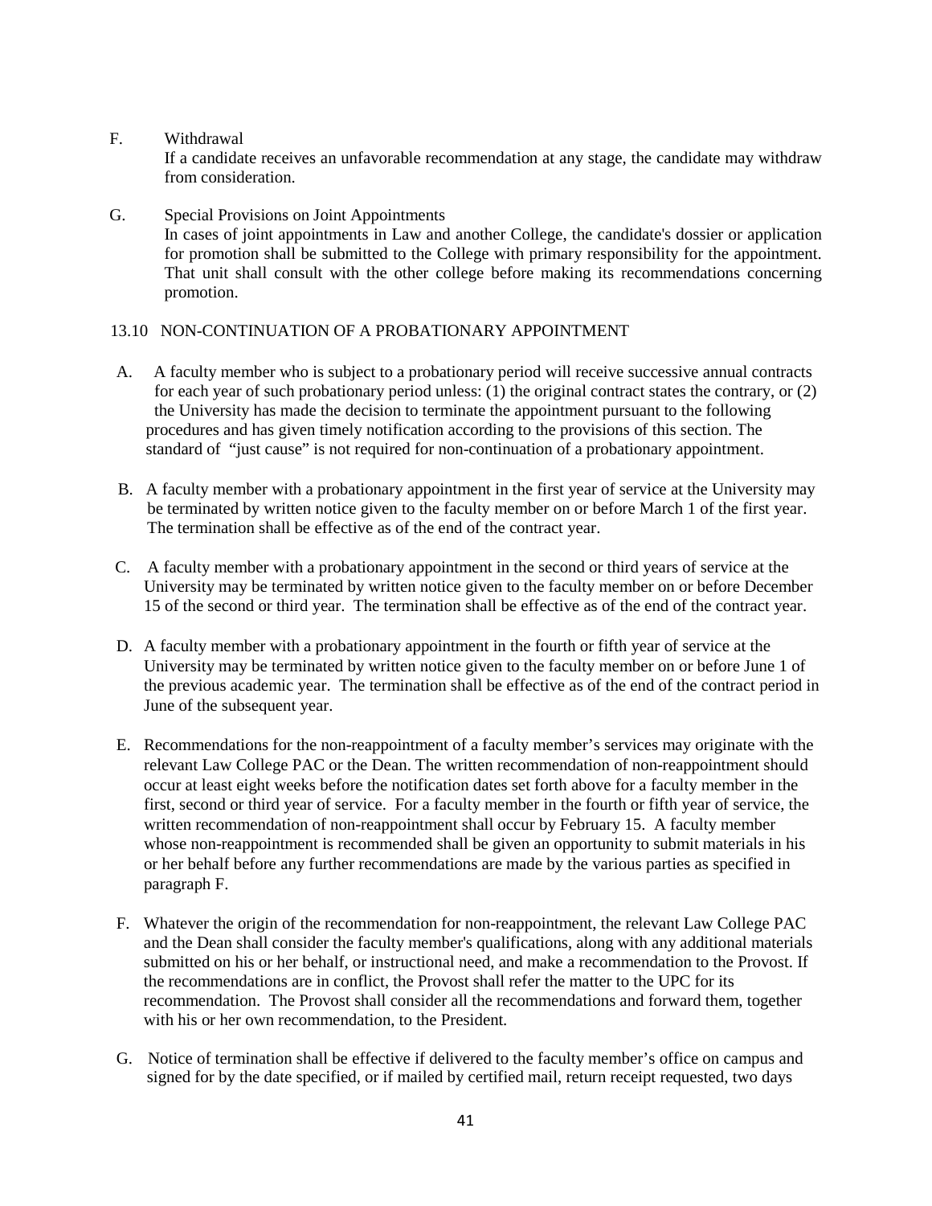F. Withdrawal
If a candidate receives an unfavorable recommendation at any stage, the candidate may withdraw from consideration.

G. Special Provisions on Joint Appointments
In cases of joint appointments in Law and another College, the candidate's dossier or application for promotion shall be submitted to the College with primary responsibility for the appointment. That unit shall consult with the other college before making its recommendations concerning promotion.

## 13.10 NON-CONTINUATION OF A PROBATIONARY APPOINTMENT

A. A faculty member who is subject to a probationary period will receive successive annual contracts for each year of such probationary period unless: (1) the original contract states the contrary, or (2) the University has made the decision to terminate the appointment pursuant to the following procedures and has given timely notification according to the provisions of this section. The standard of "just cause" is not required for non-continuation of a probationary appointment.

B. A faculty member with a probationary appointment in the first year of service at the University may be terminated by written notice given to the faculty member on or before March 1 of the first year. The termination shall be effective as of the end of the contract year.

C. A faculty member with a probationary appointment in the second or third years of service at the University may be terminated by written notice given to the faculty member on or before December 15 of the second or third year. The termination shall be effective as of the end of the contract year.

D. A faculty member with a probationary appointment in the fourth or fifth year of service at the University may be terminated by written notice given to the faculty member on or before June 1 of the previous academic year. The termination shall be effective as of the end of the contract period in June of the subsequent year.

E. Recommendations for the non-reappointment of a faculty member's services may originate with the relevant Law College PAC or the Dean. The written recommendation of non-reappointment should occur at least eight weeks before the notification dates set forth above for a faculty member in the first, second or third year of service. For a faculty member in the fourth or fifth year of service, the written recommendation of non-reappointment shall occur by February 15. A faculty member whose non-reappointment is recommended shall be given an opportunity to submit materials in his or her behalf before any further recommendations are made by the various parties as specified in paragraph F.

F. Whatever the origin of the recommendation for non-reappointment, the relevant Law College PAC and the Dean shall consider the faculty member's qualifications, along with any additional materials submitted on his or her behalf, or instructional need, and make a recommendation to the Provost. If the recommendations are in conflict, the Provost shall refer the matter to the UPC for its recommendation. The Provost shall consider all the recommendations and forward them, together with his or her own recommendation, to the President.

G. Notice of termination shall be effective if delivered to the faculty member's office on campus and signed for by the date specified, or if mailed by certified mail, return receipt requested, two days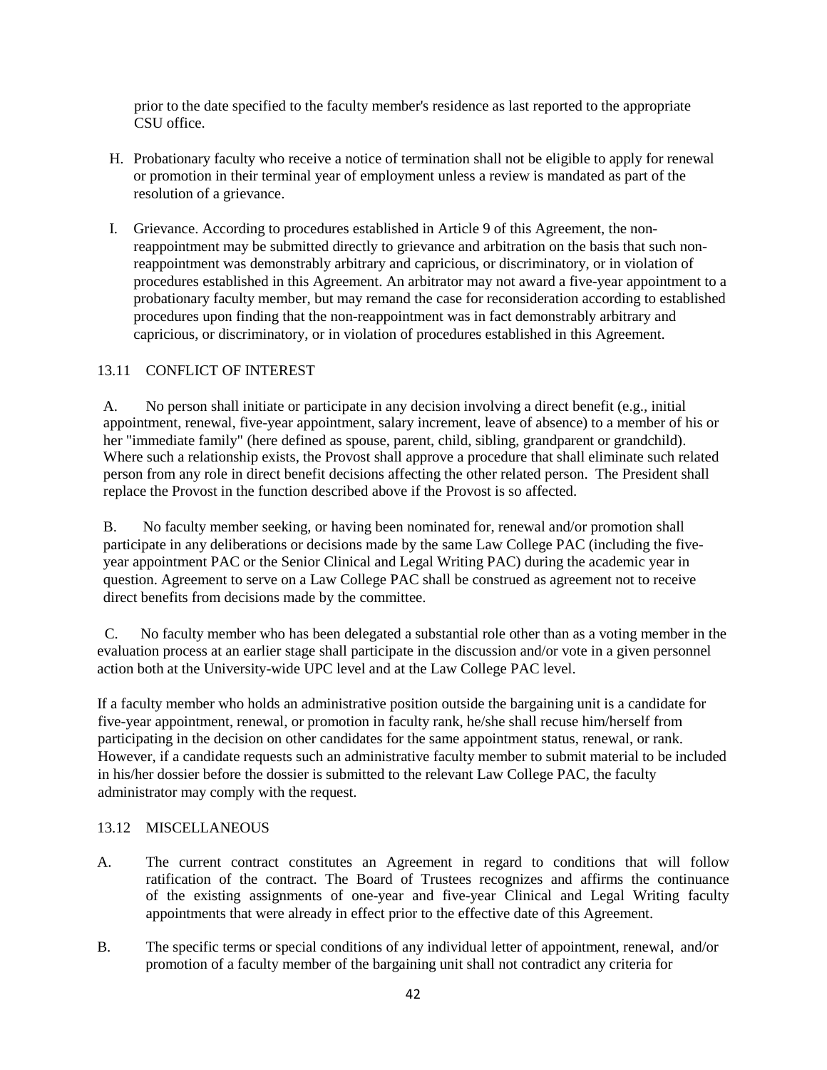prior to the date specified to the faculty member's residence as last reported to the appropriate CSU office.

H. Probationary faculty who receive a notice of termination shall not be eligible to apply for renewal or promotion in their terminal year of employment unless a review is mandated as part of the resolution of a grievance.

I. Grievance. According to procedures established in Article 9 of this Agreement, the non-reappointment may be submitted directly to grievance and arbitration on the basis that such non-reappointment was demonstrably arbitrary and capricious, or discriminatory, or in violation of procedures established in this Agreement. An arbitrator may not award a five-year appointment to a probationary faculty member, but may remand the case for reconsideration according to established procedures upon finding that the non-reappointment was in fact demonstrably arbitrary and capricious, or discriminatory, or in violation of procedures established in this Agreement.

## 13.11 CONFLICT OF INTEREST

A. No person shall initiate or participate in any decision involving a direct benefit (e.g., initial appointment, renewal, five-year appointment, salary increment, leave of absence) to a member of his or her "immediate family" (here defined as spouse, parent, child, sibling, grandparent or grandchild). Where such a relationship exists, the Provost shall approve a procedure that shall eliminate such related person from any role in direct benefit decisions affecting the other related person. The President shall replace the Provost in the function described above if the Provost is so affected.

B. No faculty member seeking, or having been nominated for, renewal and/or promotion shall participate in any deliberations or decisions made by the same Law College PAC (including the five-year appointment PAC or the Senior Clinical and Legal Writing PAC) during the academic year in question. Agreement to serve on a Law College PAC shall be construed as agreement not to receive direct benefits from decisions made by the committee.

C. No faculty member who has been delegated a substantial role other than as a voting member in the evaluation process at an earlier stage shall participate in the discussion and/or vote in a given personnel action both at the University-wide UPC level and at the Law College PAC level.

If a faculty member who holds an administrative position outside the bargaining unit is a candidate for five-year appointment, renewal, or promotion in faculty rank, he/she shall recuse him/herself from participating in the decision on other candidates for the same appointment status, renewal, or rank. However, if a candidate requests such an administrative faculty member to submit material to be included in his/her dossier before the dossier is submitted to the relevant Law College PAC, the faculty administrator may comply with the request.

## 13.12 MISCELLANEOUS

A. The current contract constitutes an Agreement in regard to conditions that will follow ratification of the contract. The Board of Trustees recognizes and affirms the continuance of the existing assignments of one-year and five-year Clinical and Legal Writing faculty appointments that were already in effect prior to the effective date of this Agreement.

B. The specific terms or special conditions of any individual letter of appointment, renewal, and/or promotion of a faculty member of the bargaining unit shall not contradict any criteria for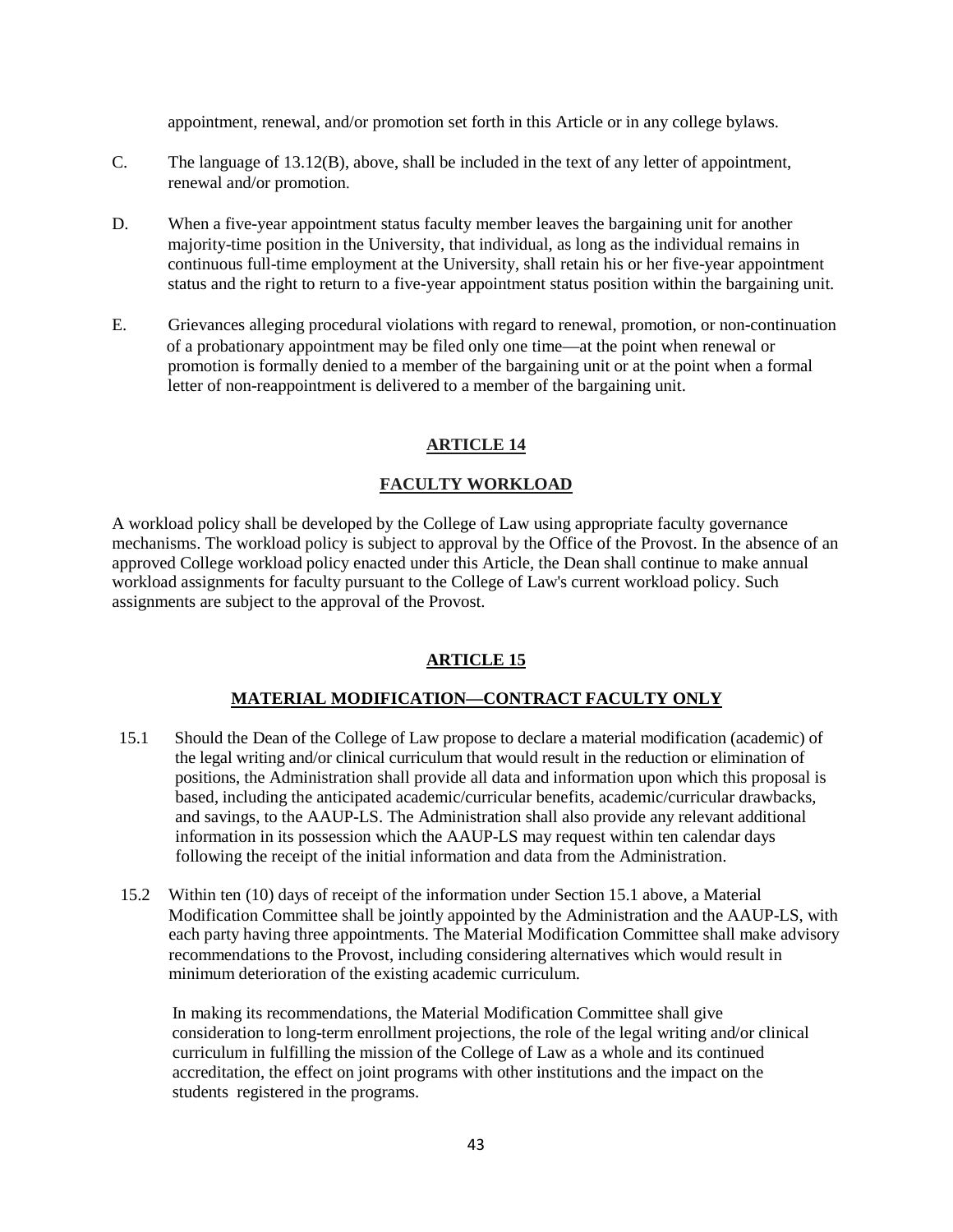appointment, renewal, and/or promotion set forth in this Article or in any college bylaws.

C. The language of 13.12(B), above, shall be included in the text of any letter of appointment, renewal and/or promotion.

D. When a five-year appointment status faculty member leaves the bargaining unit for another majority-time position in the University, that individual, as long as the individual remains in continuous full-time employment at the University, shall retain his or her five-year appointment status and the right to return to a five-year appointment status position within the bargaining unit.

E. Grievances alleging procedural violations with regard to renewal, promotion, or non-continuation of a probationary appointment may be filed only one time—at the point when renewal or promotion is formally denied to a member of the bargaining unit or at the point when a formal letter of non-reappointment is delivered to a member of the bargaining unit.

## ARTICLE 14

## FACULTY WORKLOAD

A workload policy shall be developed by the College of Law using appropriate faculty governance mechanisms. The workload policy is subject to approval by the Office of the Provost. In the absence of an approved College workload policy enacted under this Article, the Dean shall continue to make annual workload assignments for faculty pursuant to the College of Law's current workload policy. Such assignments are subject to the approval of the Provost.

## ARTICLE 15

## MATERIAL MODIFICATION—CONTRACT FACULTY ONLY

15.1 Should the Dean of the College of Law propose to declare a material modification (academic) of the legal writing and/or clinical curriculum that would result in the reduction or elimination of positions, the Administration shall provide all data and information upon which this proposal is based, including the anticipated academic/curricular benefits, academic/curricular drawbacks, and savings, to the AAUP-LS. The Administration shall also provide any relevant additional information in its possession which the AAUP-LS may request within ten calendar days following the receipt of the initial information and data from the Administration.

15.2 Within ten (10) days of receipt of the information under Section 15.1 above, a Material Modification Committee shall be jointly appointed by the Administration and the AAUP-LS, with each party having three appointments. The Material Modification Committee shall make advisory recommendations to the Provost, including considering alternatives which would result in minimum deterioration of the existing academic curriculum.

In making its recommendations, the Material Modification Committee shall give consideration to long-term enrollment projections, the role of the legal writing and/or clinical curriculum in fulfilling the mission of the College of Law as a whole and its continued accreditation, the effect on joint programs with other institutions and the impact on the students registered in the programs.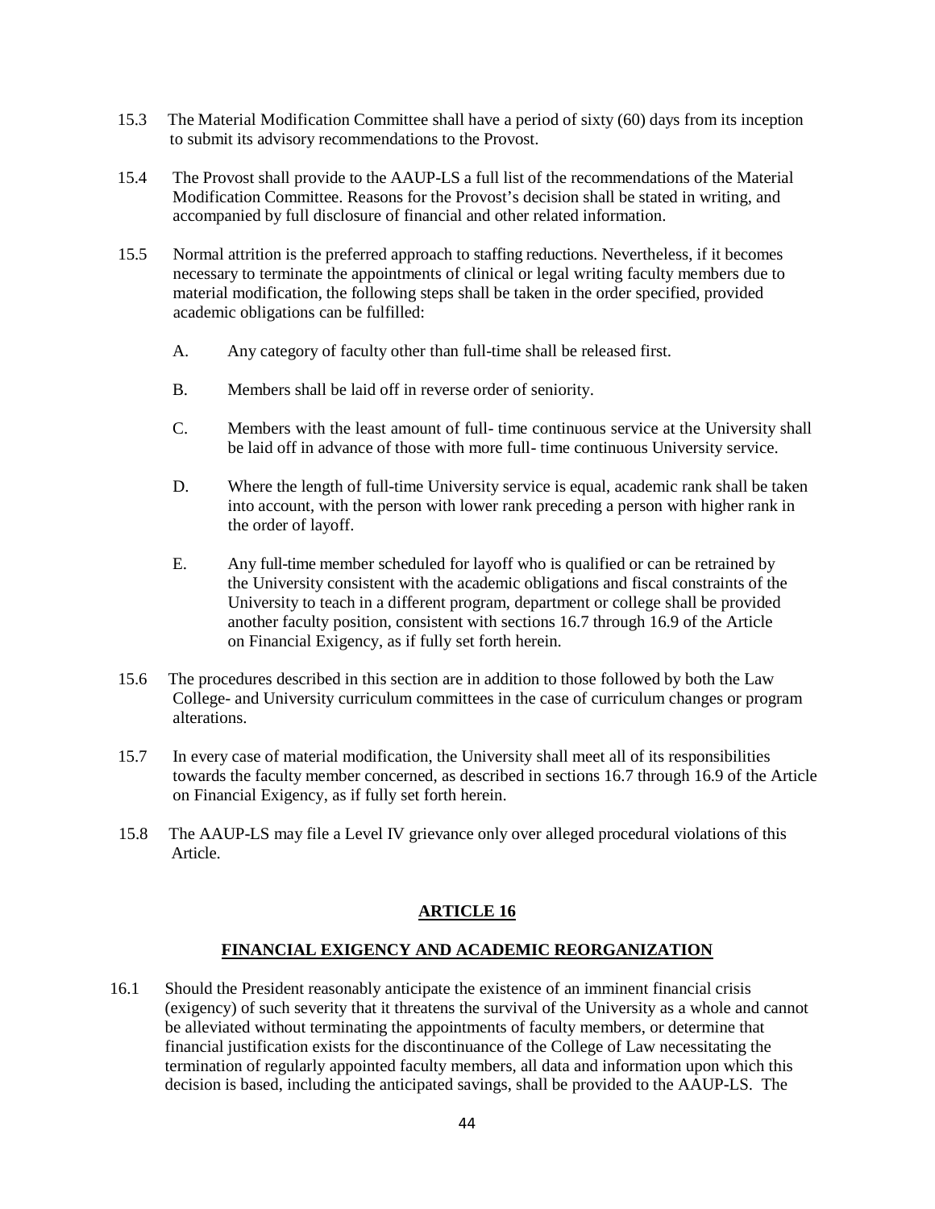15.3 The Material Modification Committee shall have a period of sixty (60) days from its inception to submit its advisory recommendations to the Provost.

15.4 The Provost shall provide to the AAUP-LS a full list of the recommendations of the Material Modification Committee. Reasons for the Provost's decision shall be stated in writing, and accompanied by full disclosure of financial and other related information.

15.5 Normal attrition is the preferred approach to staffing reductions. Nevertheless, if it becomes necessary to terminate the appointments of clinical or legal writing faculty members due to material modification, the following steps shall be taken in the order specified, provided academic obligations can be fulfilled:

A. Any category of faculty other than full-time shall be released first.

B. Members shall be laid off in reverse order of seniority.

C. Members with the least amount of full- time continuous service at the University shall be laid off in advance of those with more full- time continuous University service.

D. Where the length of full-time University service is equal, academic rank shall be taken into account, with the person with lower rank preceding a person with higher rank in the order of layoff.

E. Any full-time member scheduled for layoff who is qualified or can be retrained by the University consistent with the academic obligations and fiscal constraints of the University to teach in a different program, department or college shall be provided another faculty position, consistent with sections 16.7 through 16.9 of the Article on Financial Exigency, as if fully set forth herein.

15.6 The procedures described in this section are in addition to those followed by both the Law College- and University curriculum committees in the case of curriculum changes or program alterations.

15.7 In every case of material modification, the University shall meet all of its responsibilities towards the faculty member concerned, as described in sections 16.7 through 16.9 of the Article on Financial Exigency, as if fully set forth herein.

15.8 The AAUP-LS may file a Level IV grievance only over alleged procedural violations of this Article.

## ARTICLE 16

## FINANCIAL EXIGENCY AND ACADEMIC REORGANIZATION

16.1 Should the President reasonably anticipate the existence of an imminent financial crisis (exigency) of such severity that it threatens the survival of the University as a whole and cannot be alleviated without terminating the appointments of faculty members, or determine that financial justification exists for the discontinuance of the College of Law necessitating the termination of regularly appointed faculty members, all data and information upon which this decision is based, including the anticipated savings, shall be provided to the AAUP-LS. The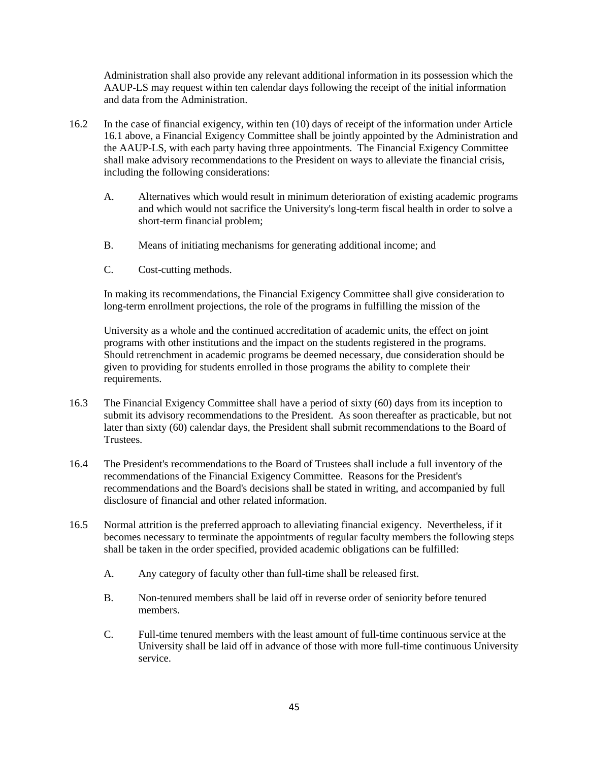Administration shall also provide any relevant additional information in its possession which the AAUP-LS may request within ten calendar days following the receipt of the initial information and data from the Administration.

16.2 In the case of financial exigency, within ten (10) days of receipt of the information under Article 16.1 above, a Financial Exigency Committee shall be jointly appointed by the Administration and the AAUP-LS, with each party having three appointments. The Financial Exigency Committee shall make advisory recommendations to the President on ways to alleviate the financial crisis, including the following considerations:

A. Alternatives which would result in minimum deterioration of existing academic programs and which would not sacrifice the University's long-term fiscal health in order to solve a short-term financial problem;

B. Means of initiating mechanisms for generating additional income; and

C. Cost-cutting methods.

In making its recommendations, the Financial Exigency Committee shall give consideration to long-term enrollment projections, the role of the programs in fulfilling the mission of the University as a whole and the continued accreditation of academic units, the effect on joint programs with other institutions and the impact on the students registered in the programs. Should retrenchment in academic programs be deemed necessary, due consideration should be given to providing for students enrolled in those programs the ability to complete their requirements.

16.3 The Financial Exigency Committee shall have a period of sixty (60) days from its inception to submit its advisory recommendations to the President. As soon thereafter as practicable, but not later than sixty (60) calendar days, the President shall submit recommendations to the Board of Trustees.

16.4 The President's recommendations to the Board of Trustees shall include a full inventory of the recommendations of the Financial Exigency Committee. Reasons for the President's recommendations and the Board's decisions shall be stated in writing, and accompanied by full disclosure of financial and other related information.

16.5 Normal attrition is the preferred approach to alleviating financial exigency. Nevertheless, if it becomes necessary to terminate the appointments of regular faculty members the following steps shall be taken in the order specified, provided academic obligations can be fulfilled:

A. Any category of faculty other than full-time shall be released first.

B. Non-tenured members shall be laid off in reverse order of seniority before tenured members.

C. Full-time tenured members with the least amount of full-time continuous service at the University shall be laid off in advance of those with more full-time continuous University service.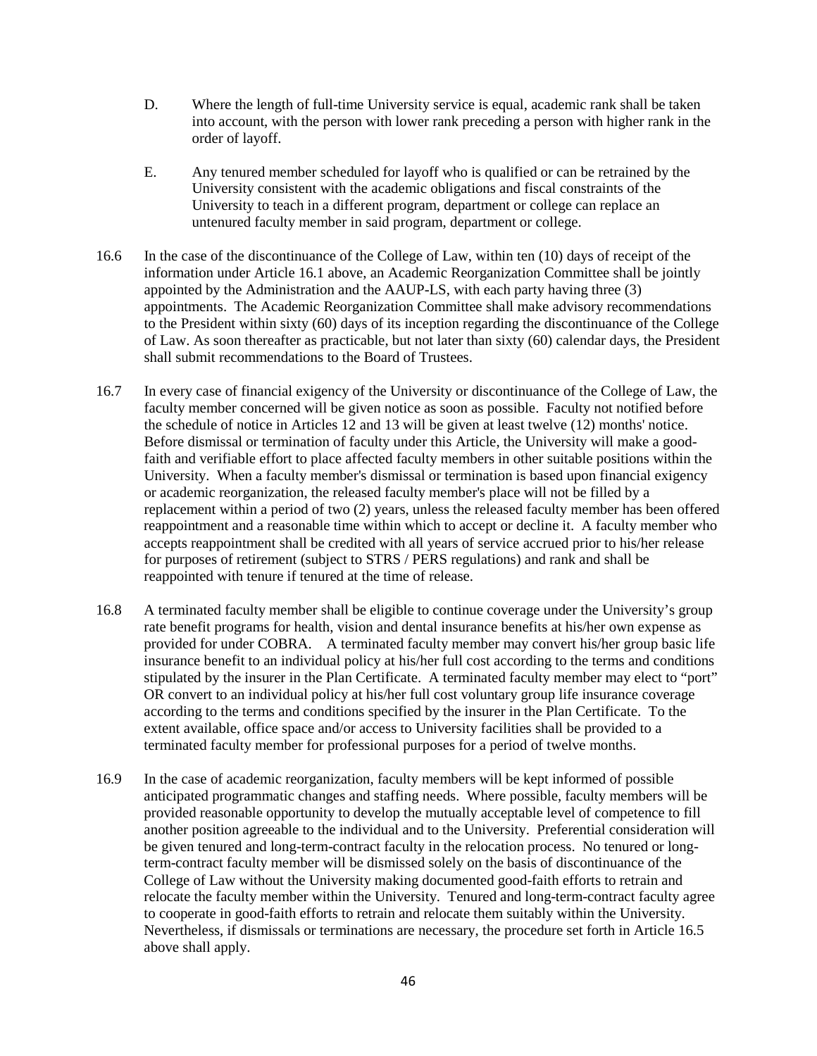D. Where the length of full-time University service is equal, academic rank shall be taken into account, with the person with lower rank preceding a person with higher rank in the order of layoff.

E. Any tenured member scheduled for layoff who is qualified or can be retrained by the University consistent with the academic obligations and fiscal constraints of the University to teach in a different program, department or college can replace an untenured faculty member in said program, department or college.

16.6 In the case of the discontinuance of the College of Law, within ten (10) days of receipt of the information under Article 16.1 above, an Academic Reorganization Committee shall be jointly appointed by the Administration and the AAUP-LS, with each party having three (3) appointments. The Academic Reorganization Committee shall make advisory recommendations to the President within sixty (60) days of its inception regarding the discontinuance of the College of Law. As soon thereafter as practicable, but not later than sixty (60) calendar days, the President shall submit recommendations to the Board of Trustees.

16.7 In every case of financial exigency of the University or discontinuance of the College of Law, the faculty member concerned will be given notice as soon as possible. Faculty not notified before the schedule of notice in Articles 12 and 13 will be given at least twelve (12) months' notice. Before dismissal or termination of faculty under this Article, the University will make a good-faith and verifiable effort to place affected faculty members in other suitable positions within the University. When a faculty member's dismissal or termination is based upon financial exigency or academic reorganization, the released faculty member's place will not be filled by a replacement within a period of two (2) years, unless the released faculty member has been offered reappointment and a reasonable time within which to accept or decline it. A faculty member who accepts reappointment shall be credited with all years of service accrued prior to his/her release for purposes of retirement (subject to STRS / PERS regulations) and rank and shall be reappointed with tenure if tenured at the time of release.

16.8 A terminated faculty member shall be eligible to continue coverage under the University's group rate benefit programs for health, vision and dental insurance benefits at his/her own expense as provided for under COBRA. A terminated faculty member may convert his/her group basic life insurance benefit to an individual policy at his/her full cost according to the terms and conditions stipulated by the insurer in the Plan Certificate. A terminated faculty member may elect to "port" OR convert to an individual policy at his/her full cost voluntary group life insurance coverage according to the terms and conditions specified by the insurer in the Plan Certificate. To the extent available, office space and/or access to University facilities shall be provided to a terminated faculty member for professional purposes for a period of twelve months.

16.9 In the case of academic reorganization, faculty members will be kept informed of possible anticipated programmatic changes and staffing needs. Where possible, faculty members will be provided reasonable opportunity to develop the mutually acceptable level of competence to fill another position agreeable to the individual and to the University. Preferential consideration will be given tenured and long-term-contract faculty in the relocation process. No tenured or long-term-contract faculty member will be dismissed solely on the basis of discontinuance of the College of Law without the University making documented good-faith efforts to retrain and relocate the faculty member within the University. Tenured and long-term-contract faculty agree to cooperate in good-faith efforts to retrain and relocate them suitably within the University. Nevertheless, if dismissals or terminations are necessary, the procedure set forth in Article 16.5 above shall apply.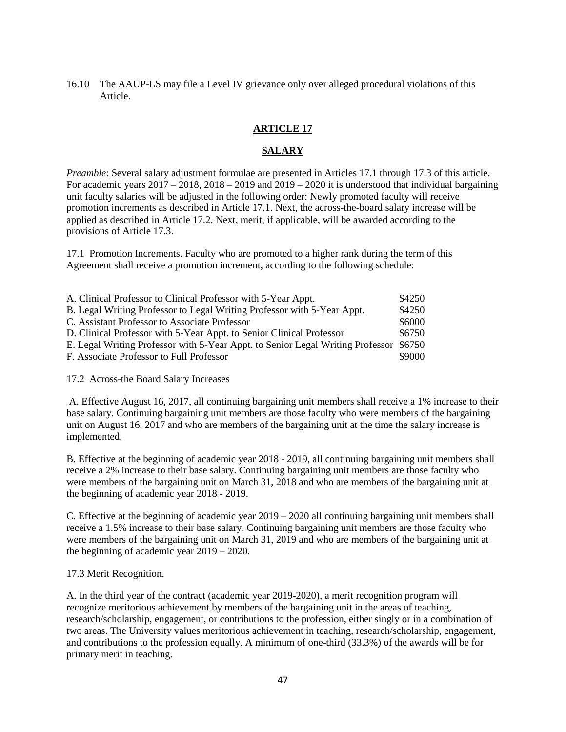16.10 The AAUP-LS may file a Level IV grievance only over alleged procedural violations of this Article.

## ARTICLE 17

## SALARY

*Preamble*: Several salary adjustment formulae are presented in Articles 17.1 through 17.3 of this article. For academic years 2017 – 2018, 2018 – 2019 and 2019 – 2020 it is understood that individual bargaining unit faculty salaries will be adjusted in the following order: Newly promoted faculty will receive promotion increments as described in Article 17.1. Next, the across-the-board salary increase will be applied as described in Article 17.2. Next, merit, if applicable, will be awarded according to the provisions of Article 17.3.

17.1 Promotion Increments. Faculty who are promoted to a higher rank during the term of this Agreement shall receive a promotion increment, according to the following schedule:

| | |
|---|---|
| A. Clinical Professor to Clinical Professor with 5-Year Appt. | $4250 |
| B. Legal Writing Professor to Legal Writing Professor with 5-Year Appt. | $4250 |
| C. Assistant Professor to Associate Professor | $6000 |
| D. Clinical Professor with 5-Year Appt. to Senior Clinical Professor | $6750 |
| E. Legal Writing Professor with 5-Year Appt. to Senior Legal Writing Professor | $6750 |
| F. Associate Professor to Full Professor | $9000 |

17.2 Across-the Board Salary Increases

A. Effective August 16, 2017, all continuing bargaining unit members shall receive a 1% increase to their base salary. Continuing bargaining unit members are those faculty who were members of the bargaining unit on August 16, 2017 and who are members of the bargaining unit at the time the salary increase is implemented.

B. Effective at the beginning of academic year 2018 - 2019, all continuing bargaining unit members shall receive a 2% increase to their base salary. Continuing bargaining unit members are those faculty who were members of the bargaining unit on March 31, 2018 and who are members of the bargaining unit at the beginning of academic year 2018 - 2019.

C. Effective at the beginning of academic year 2019 – 2020 all continuing bargaining unit members shall receive a 1.5% increase to their base salary. Continuing bargaining unit members are those faculty who were members of the bargaining unit on March 31, 2019 and who are members of the bargaining unit at the beginning of academic year 2019 – 2020.

17.3 Merit Recognition.

A. In the third year of the contract (academic year 2019-2020), a merit recognition program will recognize meritorious achievement by members of the bargaining unit in the areas of teaching, research/scholarship, engagement, or contributions to the profession, either singly or in a combination of two areas. The University values meritorious achievement in teaching, research/scholarship, engagement, and contributions to the profession equally. A minimum of one-third (33.3%) of the awards will be for primary merit in teaching.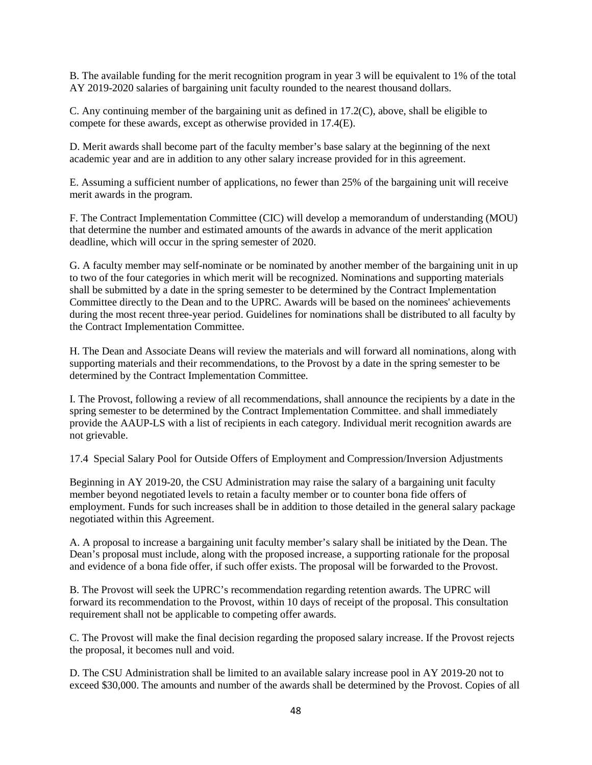B. The available funding for the merit recognition program in year 3 will be equivalent to 1% of the total AY 2019-2020 salaries of bargaining unit faculty rounded to the nearest thousand dollars.

C. Any continuing member of the bargaining unit as defined in 17.2(C), above, shall be eligible to compete for these awards, except as otherwise provided in 17.4(E).

D. Merit awards shall become part of the faculty member's base salary at the beginning of the next academic year and are in addition to any other salary increase provided for in this agreement.

E. Assuming a sufficient number of applications, no fewer than 25% of the bargaining unit will receive merit awards in the program.

F. The Contract Implementation Committee (CIC) will develop a memorandum of understanding (MOU) that determine the number and estimated amounts of the awards in advance of the merit application deadline, which will occur in the spring semester of 2020.

G. A faculty member may self-nominate or be nominated by another member of the bargaining unit in up to two of the four categories in which merit will be recognized. Nominations and supporting materials shall be submitted by a date in the spring semester to be determined by the Contract Implementation Committee directly to the Dean and to the UPRC. Awards will be based on the nominees' achievements during the most recent three-year period. Guidelines for nominations shall be distributed to all faculty by the Contract Implementation Committee.

H. The Dean and Associate Deans will review the materials and will forward all nominations, along with supporting materials and their recommendations, to the Provost by a date in the spring semester to be determined by the Contract Implementation Committee.

I. The Provost, following a review of all recommendations, shall announce the recipients by a date in the spring semester to be determined by the Contract Implementation Committee. and shall immediately provide the AAUP-LS with a list of recipients in each category. Individual merit recognition awards are not grievable.

17.4 Special Salary Pool for Outside Offers of Employment and Compression/Inversion Adjustments

Beginning in AY 2019-20, the CSU Administration may raise the salary of a bargaining unit faculty member beyond negotiated levels to retain a faculty member or to counter bona fide offers of employment. Funds for such increases shall be in addition to those detailed in the general salary package negotiated within this Agreement.

A. A proposal to increase a bargaining unit faculty member's salary shall be initiated by the Dean. The Dean's proposal must include, along with the proposed increase, a supporting rationale for the proposal and evidence of a bona fide offer, if such offer exists. The proposal will be forwarded to the Provost.

B. The Provost will seek the UPRC's recommendation regarding retention awards. The UPRC will forward its recommendation to the Provost, within 10 days of receipt of the proposal. This consultation requirement shall not be applicable to competing offer awards.

C. The Provost will make the final decision regarding the proposed salary increase. If the Provost rejects the proposal, it becomes null and void.

D. The CSU Administration shall be limited to an available salary increase pool in AY 2019-20 not to exceed $30,000. The amounts and number of the awards shall be determined by the Provost. Copies of all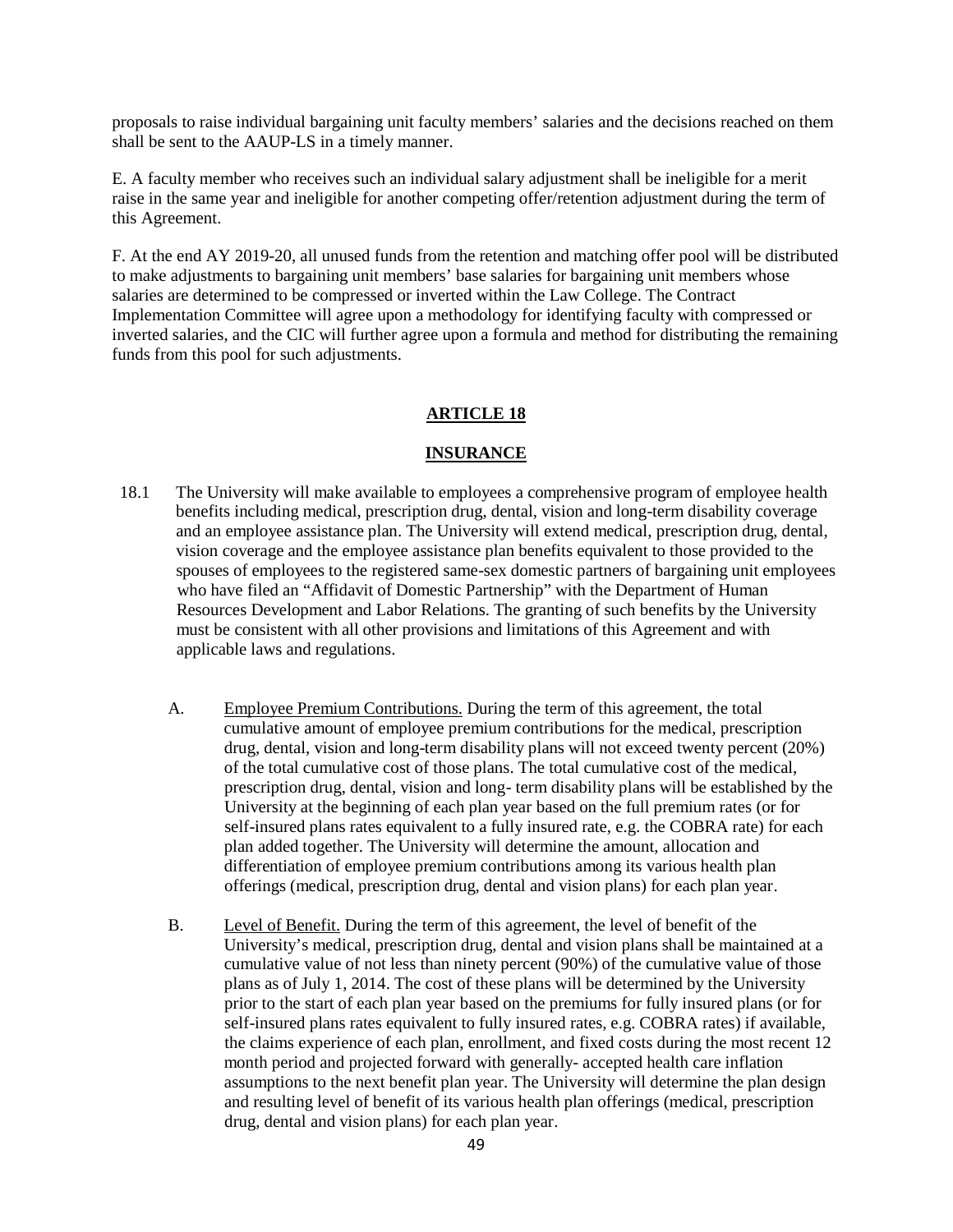proposals to raise individual bargaining unit faculty members' salaries and the decisions reached on them shall be sent to the AAUP-LS in a timely manner.

E. A faculty member who receives such an individual salary adjustment shall be ineligible for a merit raise in the same year and ineligible for another competing offer/retention adjustment during the term of this Agreement.

F. At the end AY 2019-20, all unused funds from the retention and matching offer pool will be distributed to make adjustments to bargaining unit members' base salaries for bargaining unit members whose salaries are determined to be compressed or inverted within the Law College. The Contract Implementation Committee will agree upon a methodology for identifying faculty with compressed or inverted salaries, and the CIC will further agree upon a formula and method for distributing the remaining funds from this pool for such adjustments.

## ARTICLE 18

## INSURANCE

18.1 The University will make available to employees a comprehensive program of employee health benefits including medical, prescription drug, dental, vision and long-term disability coverage and an employee assistance plan. The University will extend medical, prescription drug, dental, vision coverage and the employee assistance plan benefits equivalent to those provided to the spouses of employees to the registered same-sex domestic partners of bargaining unit employees who have filed an "Affidavit of Domestic Partnership" with the Department of Human Resources Development and Labor Relations. The granting of such benefits by the University must be consistent with all other provisions and limitations of this Agreement and with applicable laws and regulations.

A. Employee Premium Contributions. During the term of this agreement, the total cumulative amount of employee premium contributions for the medical, prescription drug, dental, vision and long-term disability plans will not exceed twenty percent (20%) of the total cumulative cost of those plans. The total cumulative cost of the medical, prescription drug, dental, vision and long- term disability plans will be established by the University at the beginning of each plan year based on the full premium rates (or for self-insured plans rates equivalent to a fully insured rate, e.g. the COBRA rate) for each plan added together. The University will determine the amount, allocation and differentiation of employee premium contributions among its various health plan offerings (medical, prescription drug, dental and vision plans) for each plan year.

B. Level of Benefit. During the term of this agreement, the level of benefit of the University's medical, prescription drug, dental and vision plans shall be maintained at a cumulative value of not less than ninety percent (90%) of the cumulative value of those plans as of July 1, 2014. The cost of these plans will be determined by the University prior to the start of each plan year based on the premiums for fully insured plans (or for self-insured plans rates equivalent to fully insured rates, e.g. COBRA rates) if available, the claims experience of each plan, enrollment, and fixed costs during the most recent 12 month period and projected forward with generally- accepted health care inflation assumptions to the next benefit plan year. The University will determine the plan design and resulting level of benefit of its various health plan offerings (medical, prescription drug, dental and vision plans) for each plan year.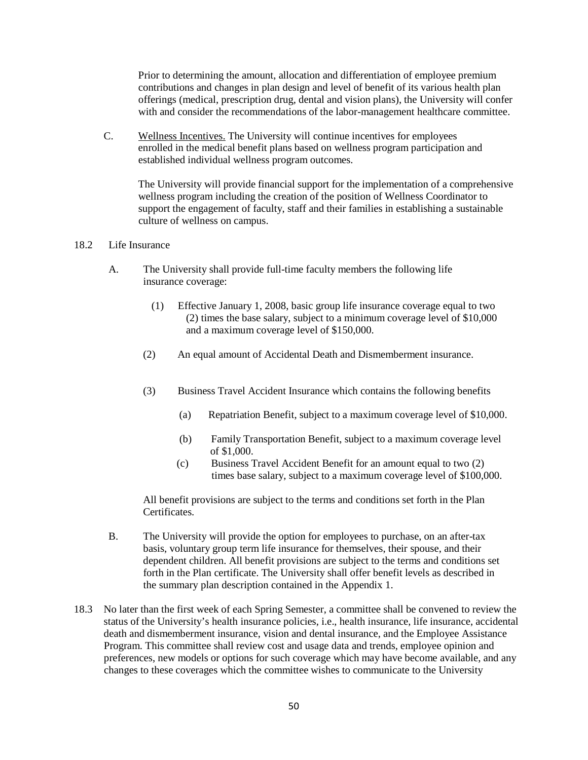Prior to determining the amount, allocation and differentiation of employee premium contributions and changes in plan design and level of benefit of its various health plan offerings (medical, prescription drug, dental and vision plans), the University will confer with and consider the recommendations of the labor-management healthcare committee.

C. <u>Wellness Incentives.</u> The University will continue incentives for employees enrolled in the medical benefit plans based on wellness program participation and established individual wellness program outcomes.

The University will provide financial support for the implementation of a comprehensive wellness program including the creation of the position of Wellness Coordinator to support the engagement of faculty, staff and their families in establishing a sustainable culture of wellness on campus.

18.2 Life Insurance

A. The University shall provide full-time faculty members the following life insurance coverage:

(1) Effective January 1, 2008, basic group life insurance coverage equal to two (2) times the base salary, subject to a minimum coverage level of $10,000 and a maximum coverage level of $150,000.

(2) An equal amount of Accidental Death and Dismemberment insurance.

(3) Business Travel Accident Insurance which contains the following benefits

(a) Repatriation Benefit, subject to a maximum coverage level of $10,000.

(b) Family Transportation Benefit, subject to a maximum coverage level of $1,000.

(c) Business Travel Accident Benefit for an amount equal to two (2) times base salary, subject to a maximum coverage level of $100,000.

All benefit provisions are subject to the terms and conditions set forth in the Plan Certificates.

B. The University will provide the option for employees to purchase, on an after-tax basis, voluntary group term life insurance for themselves, their spouse, and their dependent children. All benefit provisions are subject to the terms and conditions set forth in the Plan certificate. The University shall offer benefit levels as described in the summary plan description contained in the Appendix 1.

18.3 No later than the first week of each Spring Semester, a committee shall be convened to review the status of the University's health insurance policies, i.e., health insurance, life insurance, accidental death and dismemberment insurance, vision and dental insurance, and the Employee Assistance Program. This committee shall review cost and usage data and trends, employee opinion and preferences, new models or options for such coverage which may have become available, and any changes to these coverages which the committee wishes to communicate to the University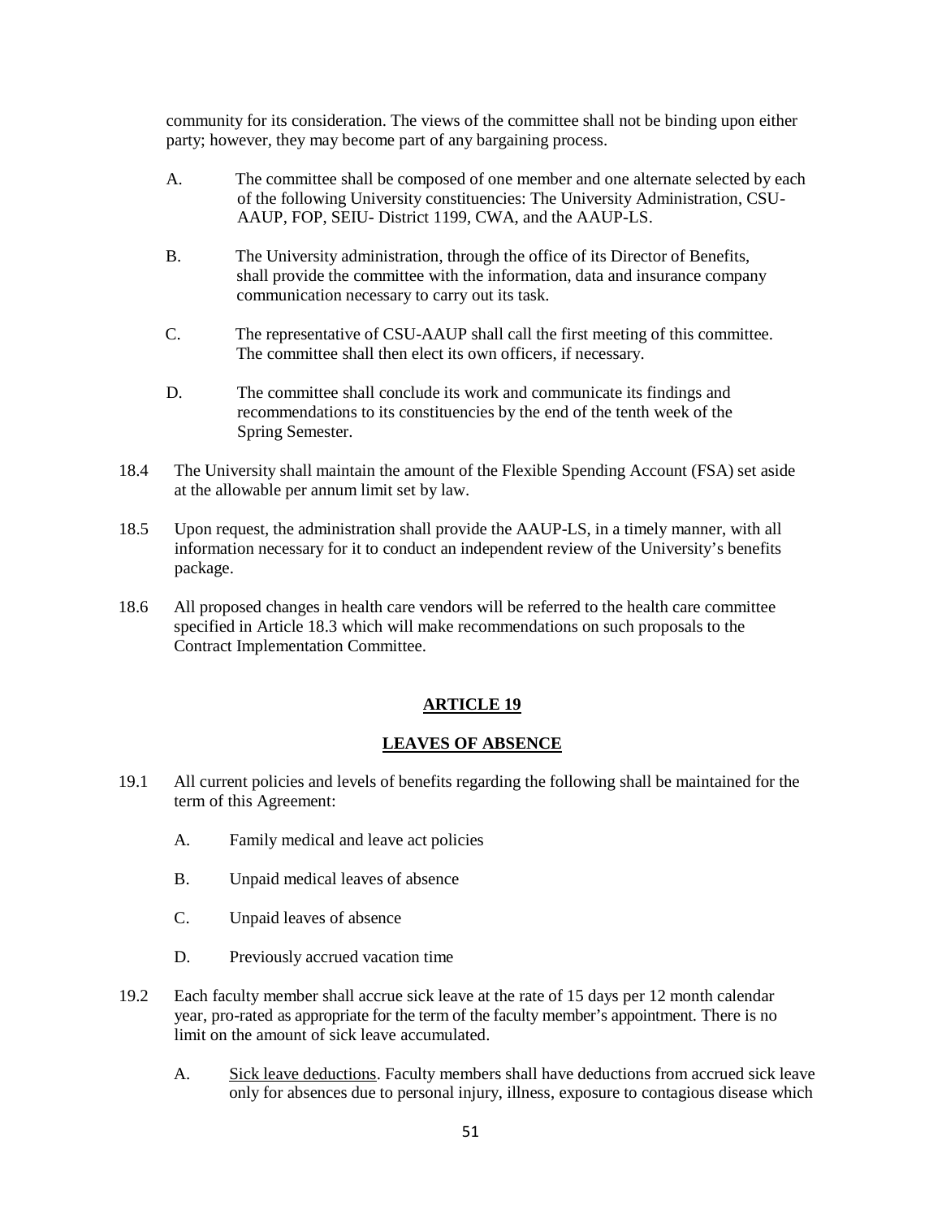community for its consideration. The views of the committee shall not be binding upon either party; however, they may become part of any bargaining process.

A. The committee shall be composed of one member and one alternate selected by each of the following University constituencies: The University Administration, CSU-AAUP, FOP, SEIU- District 1199, CWA, and the AAUP-LS.

B. The University administration, through the office of its Director of Benefits, shall provide the committee with the information, data and insurance company communication necessary to carry out its task.

C. The representative of CSU-AAUP shall call the first meeting of this committee. The committee shall then elect its own officers, if necessary.

D. The committee shall conclude its work and communicate its findings and recommendations to its constituencies by the end of the tenth week of the Spring Semester.

18.4 The University shall maintain the amount of the Flexible Spending Account (FSA) set aside at the allowable per annum limit set by law.

18.5 Upon request, the administration shall provide the AAUP-LS, in a timely manner, with all information necessary for it to conduct an independent review of the University's benefits package.

18.6 All proposed changes in health care vendors will be referred to the health care committee specified in Article 18.3 which will make recommendations on such proposals to the Contract Implementation Committee.

## ARTICLE 19

## LEAVES OF ABSENCE

19.1 All current policies and levels of benefits regarding the following shall be maintained for the term of this Agreement:

A. Family medical and leave act policies

B. Unpaid medical leaves of absence

C. Unpaid leaves of absence

D. Previously accrued vacation time

19.2 Each faculty member shall accrue sick leave at the rate of 15 days per 12 month calendar year, pro-rated as appropriate for the term of the faculty member's appointment. There is no limit on the amount of sick leave accumulated.

A. Sick leave deductions. Faculty members shall have deductions from accrued sick leave only for absences due to personal injury, illness, exposure to contagious disease which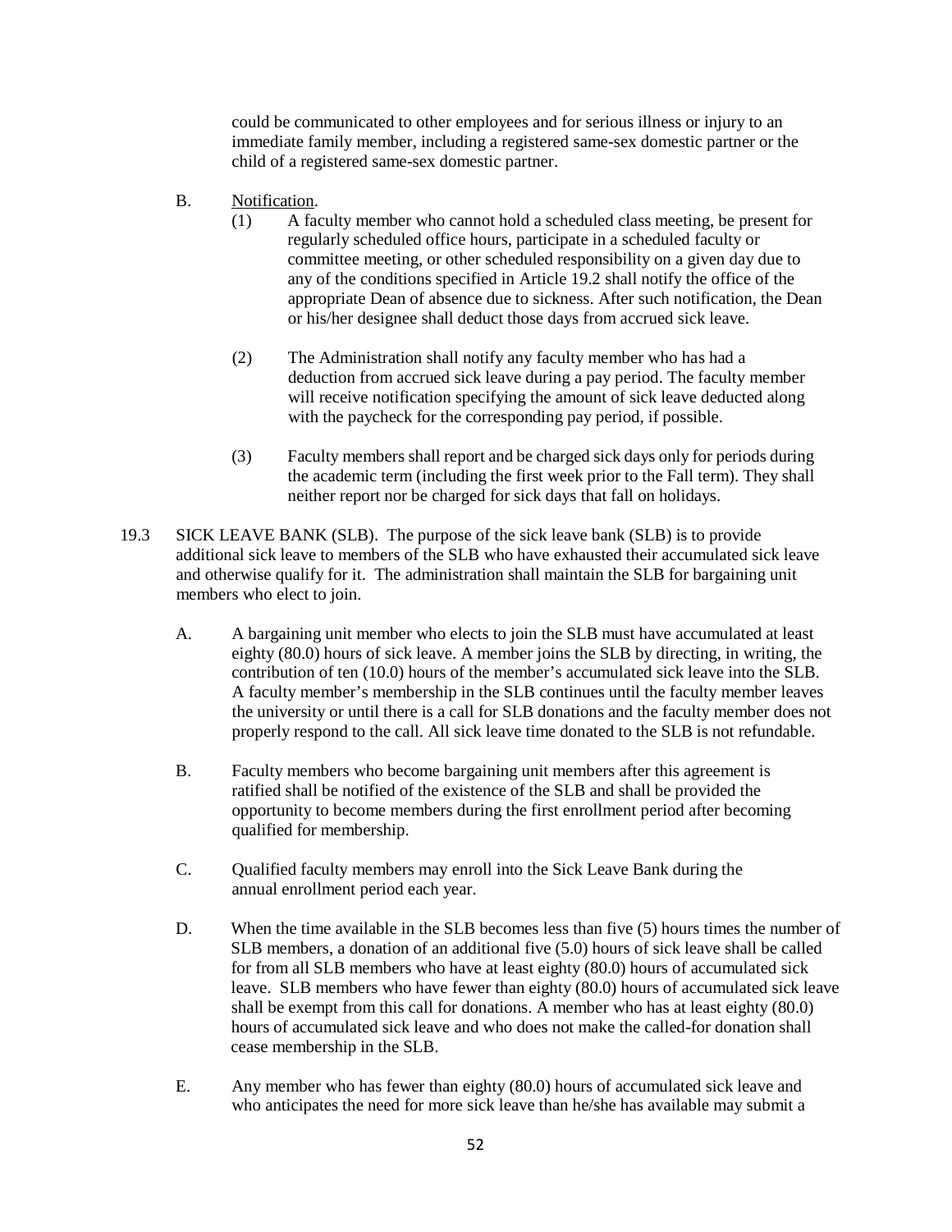could be communicated to other employees and for serious illness or injury to an immediate family member, including a registered same-sex domestic partner or the child of a registered same-sex domestic partner.

B. <u>Notification</u>.

(1) A faculty member who cannot hold a scheduled class meeting, be present for regularly scheduled office hours, participate in a scheduled faculty or committee meeting, or other scheduled responsibility on a given day due to any of the conditions specified in Article 19.2 shall notify the office of the appropriate Dean of absence due to sickness. After such notification, the Dean or his/her designee shall deduct those days from accrued sick leave.

(2) The Administration shall notify any faculty member who has had a deduction from accrued sick leave during a pay period. The faculty member will receive notification specifying the amount of sick leave deducted along with the paycheck for the corresponding pay period, if possible.

(3) Faculty members shall report and be charged sick days only for periods during the academic term (including the first week prior to the Fall term). They shall neither report nor be charged for sick days that fall on holidays.

19.3 SICK LEAVE BANK (SLB). The purpose of the sick leave bank (SLB) is to provide additional sick leave to members of the SLB who have exhausted their accumulated sick leave and otherwise qualify for it. The administration shall maintain the SLB for bargaining unit members who elect to join.

A. A bargaining unit member who elects to join the SLB must have accumulated at least eighty (80.0) hours of sick leave. A member joins the SLB by directing, in writing, the contribution of ten (10.0) hours of the member's accumulated sick leave into the SLB. A faculty member's membership in the SLB continues until the faculty member leaves the university or until there is a call for SLB donations and the faculty member does not properly respond to the call. All sick leave time donated to the SLB is not refundable.

B. Faculty members who become bargaining unit members after this agreement is ratified shall be notified of the existence of the SLB and shall be provided the opportunity to become members during the first enrollment period after becoming qualified for membership.

C. Qualified faculty members may enroll into the Sick Leave Bank during the annual enrollment period each year.

D. When the time available in the SLB becomes less than five (5) hours times the number of SLB members, a donation of an additional five (5.0) hours of sick leave shall be called for from all SLB members who have at least eighty (80.0) hours of accumulated sick leave. SLB members who have fewer than eighty (80.0) hours of accumulated sick leave shall be exempt from this call for donations. A member who has at least eighty (80.0) hours of accumulated sick leave and who does not make the called-for donation shall cease membership in the SLB.

E. Any member who has fewer than eighty (80.0) hours of accumulated sick leave and who anticipates the need for more sick leave than he/she has available may submit a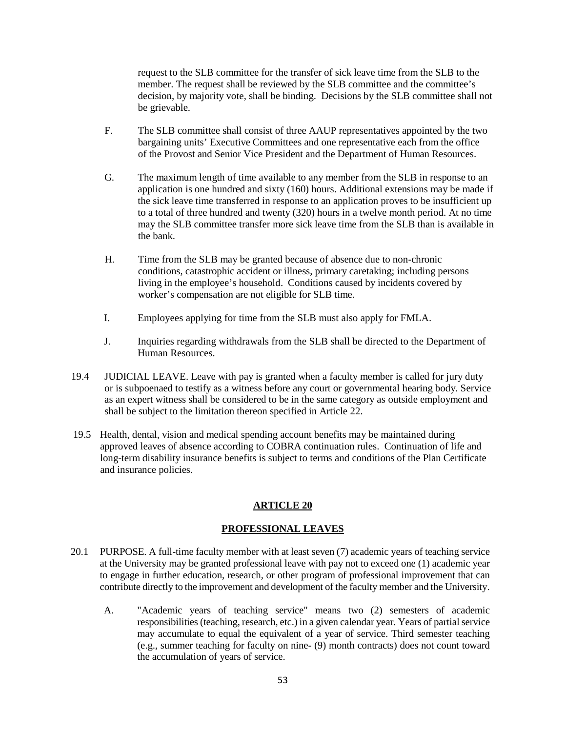request to the SLB committee for the transfer of sick leave time from the SLB to the member. The request shall be reviewed by the SLB committee and the committee's decision, by majority vote, shall be binding. Decisions by the SLB committee shall not be grievable.

F. The SLB committee shall consist of three AAUP representatives appointed by the two bargaining units' Executive Committees and one representative each from the office of the Provost and Senior Vice President and the Department of Human Resources.

G. The maximum length of time available to any member from the SLB in response to an application is one hundred and sixty (160) hours. Additional extensions may be made if the sick leave time transferred in response to an application proves to be insufficient up to a total of three hundred and twenty (320) hours in a twelve month period. At no time may the SLB committee transfer more sick leave time from the SLB than is available in the bank.

H. Time from the SLB may be granted because of absence due to non-chronic conditions, catastrophic accident or illness, primary caretaking; including persons living in the employee's household. Conditions caused by incidents covered by worker's compensation are not eligible for SLB time.

I. Employees applying for time from the SLB must also apply for FMLA.

J. Inquiries regarding withdrawals from the SLB shall be directed to the Department of Human Resources.

19.4 JUDICIAL LEAVE. Leave with pay is granted when a faculty member is called for jury duty or is subpoenaed to testify as a witness before any court or governmental hearing body. Service as an expert witness shall be considered to be in the same category as outside employment and shall be subject to the limitation thereon specified in Article 22.

19.5 Health, dental, vision and medical spending account benefits may be maintained during approved leaves of absence according to COBRA continuation rules. Continuation of life and long-term disability insurance benefits is subject to terms and conditions of the Plan Certificate and insurance policies.

## ARTICLE 20

## PROFESSIONAL LEAVES

20.1 PURPOSE. A full-time faculty member with at least seven (7) academic years of teaching service at the University may be granted professional leave with pay not to exceed one (1) academic year to engage in further education, research, or other program of professional improvement that can contribute directly to the improvement and development of the faculty member and the University.

A. "Academic years of teaching service" means two (2) semesters of academic responsibilities (teaching, research, etc.) in a given calendar year. Years of partial service may accumulate to equal the equivalent of a year of service. Third semester teaching (e.g., summer teaching for faculty on nine- (9) month contracts) does not count toward the accumulation of years of service.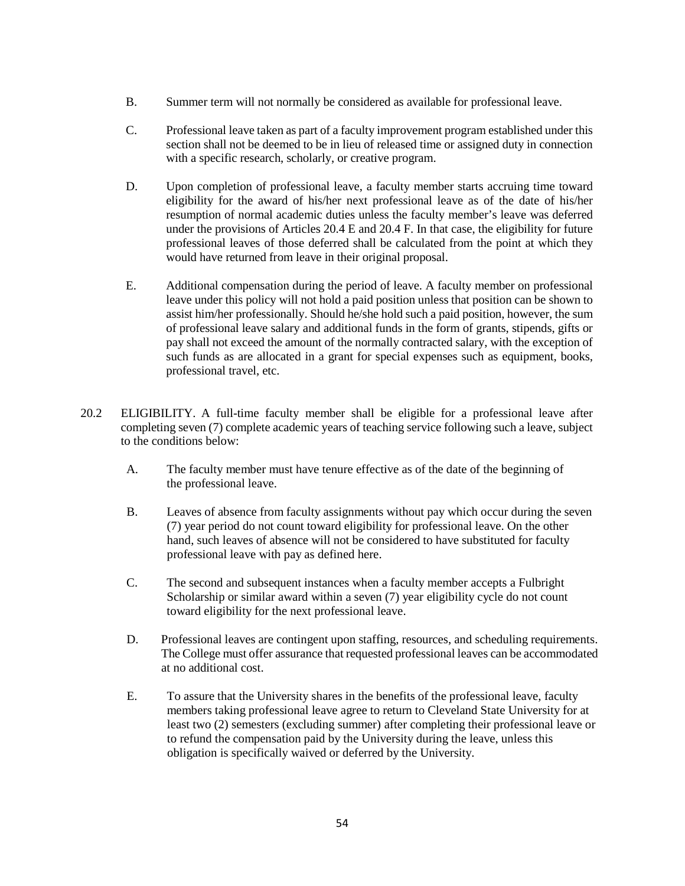B. Summer term will not normally be considered as available for professional leave.

C. Professional leave taken as part of a faculty improvement program established under this section shall not be deemed to be in lieu of released time or assigned duty in connection with a specific research, scholarly, or creative program.

D. Upon completion of professional leave, a faculty member starts accruing time toward eligibility for the award of his/her next professional leave as of the date of his/her resumption of normal academic duties unless the faculty member's leave was deferred under the provisions of Articles 20.4 E and 20.4 F. In that case, the eligibility for future professional leaves of those deferred shall be calculated from the point at which they would have returned from leave in their original proposal.

E. Additional compensation during the period of leave. A faculty member on professional leave under this policy will not hold a paid position unless that position can be shown to assist him/her professionally. Should he/she hold such a paid position, however, the sum of professional leave salary and additional funds in the form of grants, stipends, gifts or pay shall not exceed the amount of the normally contracted salary, with the exception of such funds as are allocated in a grant for special expenses such as equipment, books, professional travel, etc.

20.2 ELIGIBILITY. A full-time faculty member shall be eligible for a professional leave after completing seven (7) complete academic years of teaching service following such a leave, subject to the conditions below:

A. The faculty member must have tenure effective as of the date of the beginning of the professional leave.

B. Leaves of absence from faculty assignments without pay which occur during the seven (7) year period do not count toward eligibility for professional leave. On the other hand, such leaves of absence will not be considered to have substituted for faculty professional leave with pay as defined here.

C. The second and subsequent instances when a faculty member accepts a Fulbright Scholarship or similar award within a seven (7) year eligibility cycle do not count toward eligibility for the next professional leave.

D. Professional leaves are contingent upon staffing, resources, and scheduling requirements. The College must offer assurance that requested professional leaves can be accommodated at no additional cost.

E. To assure that the University shares in the benefits of the professional leave, faculty members taking professional leave agree to return to Cleveland State University for at least two (2) semesters (excluding summer) after completing their professional leave or to refund the compensation paid by the University during the leave, unless this obligation is specifically waived or deferred by the University.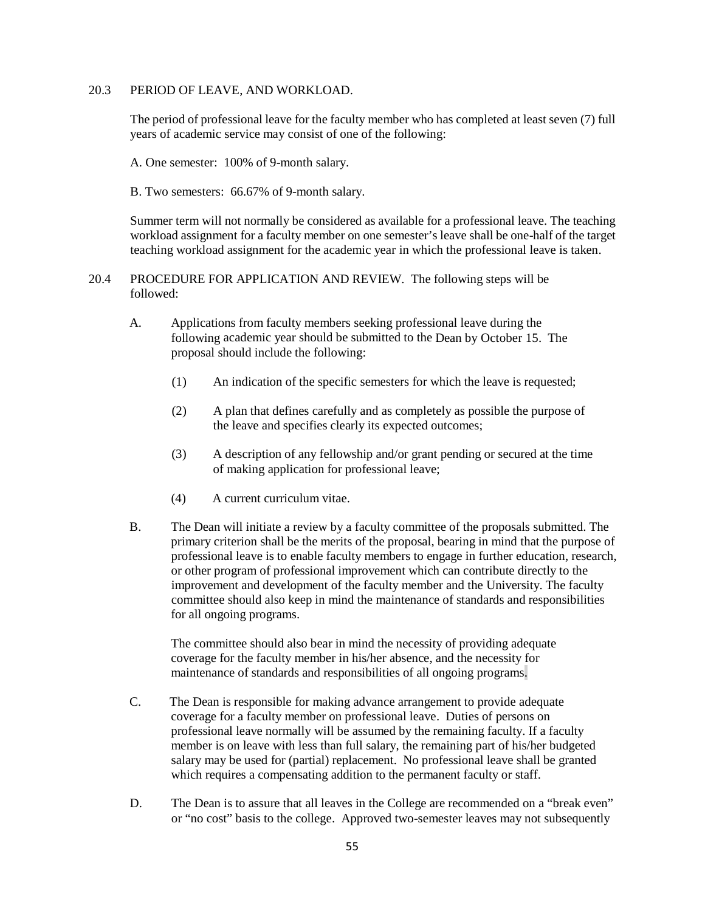20.3 PERIOD OF LEAVE, AND WORKLOAD.

The period of professional leave for the faculty member who has completed at least seven (7) full years of academic service may consist of one of the following:

A. One semester: 100% of 9-month salary.

B. Two semesters: 66.67% of 9-month salary.

Summer term will not normally be considered as available for a professional leave. The teaching workload assignment for a faculty member on one semester's leave shall be one-half of the target teaching workload assignment for the academic year in which the professional leave is taken.

20.4 PROCEDURE FOR APPLICATION AND REVIEW. The following steps will be followed:

A. Applications from faculty members seeking professional leave during the following academic year should be submitted to the Dean by October 15. The proposal should include the following:

   (1) An indication of the specific semesters for which the leave is requested;

   (2) A plan that defines carefully and as completely as possible the purpose of the leave and specifies clearly its expected outcomes;

   (3) A description of any fellowship and/or grant pending or secured at the time of making application for professional leave;

   (4) A current curriculum vitae.

B. The Dean will initiate a review by a faculty committee of the proposals submitted. The primary criterion shall be the merits of the proposal, bearing in mind that the purpose of professional leave is to enable faculty members to engage in further education, research, or other program of professional improvement which can contribute directly to the improvement and development of the faculty member and the University. The faculty committee should also keep in mind the maintenance of standards and responsibilities for all ongoing programs.

   The committee should also bear in mind the necessity of providing adequate coverage for the faculty member in his/her absence, and the necessity for maintenance of standards and responsibilities of all ongoing programs.

C. The Dean is responsible for making advance arrangement to provide adequate coverage for a faculty member on professional leave. Duties of persons on professional leave normally will be assumed by the remaining faculty. If a faculty member is on leave with less than full salary, the remaining part of his/her budgeted salary may be used for (partial) replacement. No professional leave shall be granted which requires a compensating addition to the permanent faculty or staff.

D. The Dean is to assure that all leaves in the College are recommended on a "break even" or "no cost" basis to the college. Approved two-semester leaves may not subsequently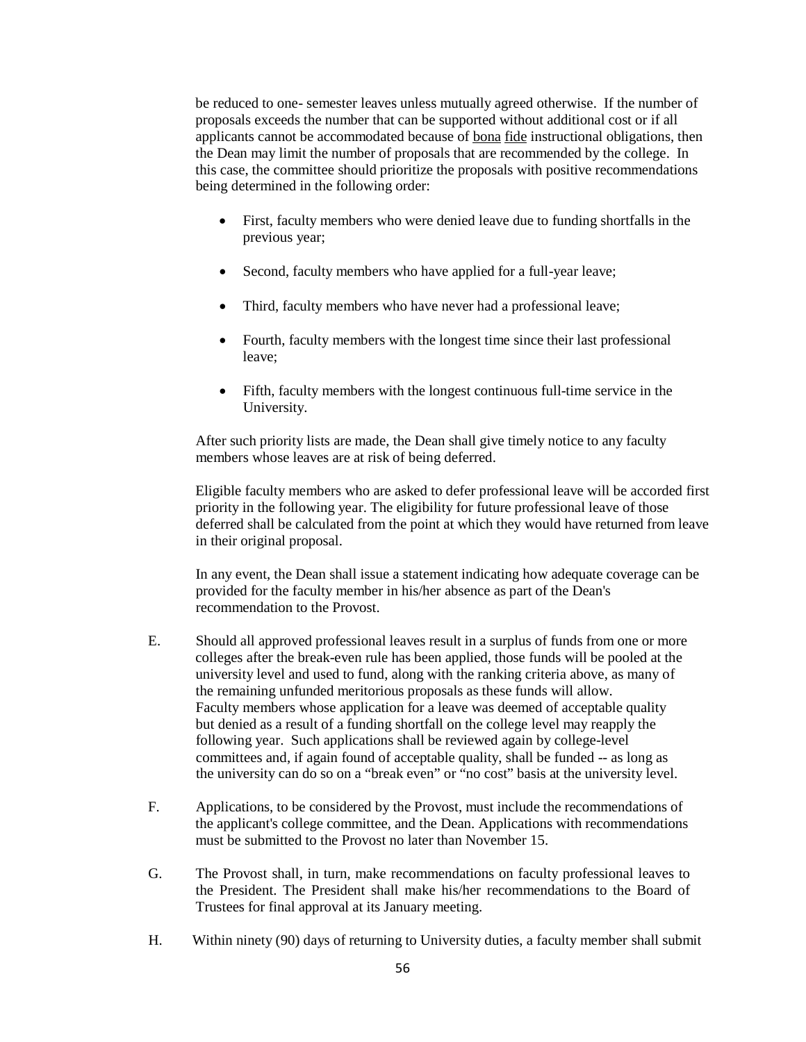be reduced to one- semester leaves unless mutually agreed otherwise. If the number of proposals exceeds the number that can be supported without additional cost or if all applicants cannot be accommodated because of bona fide instructional obligations, then the Dean may limit the number of proposals that are recommended by the college. In this case, the committee should prioritize the proposals with positive recommendations being determined in the following order:

- First, faculty members who were denied leave due to funding shortfalls in the previous year;
- Second, faculty members who have applied for a full-year leave;
- Third, faculty members who have never had a professional leave;
- Fourth, faculty members with the longest time since their last professional leave;
- Fifth, faculty members with the longest continuous full-time service in the University.

After such priority lists are made, the Dean shall give timely notice to any faculty members whose leaves are at risk of being deferred.

Eligible faculty members who are asked to defer professional leave will be accorded first priority in the following year. The eligibility for future professional leave of those deferred shall be calculated from the point at which they would have returned from leave in their original proposal.

In any event, the Dean shall issue a statement indicating how adequate coverage can be provided for the faculty member in his/her absence as part of the Dean's recommendation to the Provost.

E. Should all approved professional leaves result in a surplus of funds from one or more colleges after the break-even rule has been applied, those funds will be pooled at the university level and used to fund, along with the ranking criteria above, as many of the remaining unfunded meritorious proposals as these funds will allow. Faculty members whose application for a leave was deemed of acceptable quality but denied as a result of a funding shortfall on the college level may reapply the following year. Such applications shall be reviewed again by college-level committees and, if again found of acceptable quality, shall be funded -- as long as the university can do so on a "break even" or "no cost" basis at the university level.

F. Applications, to be considered by the Provost, must include the recommendations of the applicant's college committee, and the Dean. Applications with recommendations must be submitted to the Provost no later than November 15.

G. The Provost shall, in turn, make recommendations on faculty professional leaves to the President. The President shall make his/her recommendations to the Board of Trustees for final approval at its January meeting.

H. Within ninety (90) days of returning to University duties, a faculty member shall submit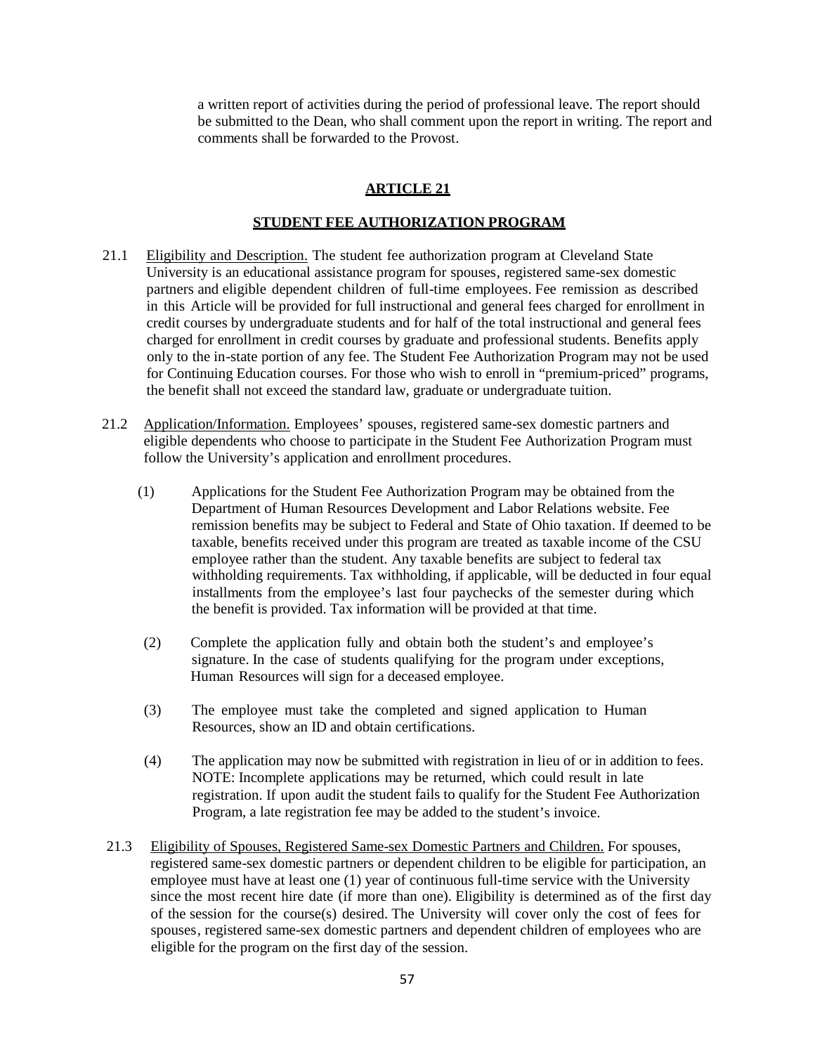a written report of activities during the period of professional leave. The report should be submitted to the Dean, who shall comment upon the report in writing. The report and comments shall be forwarded to the Provost.

## ARTICLE 21

## STUDENT FEE AUTHORIZATION PROGRAM

21.1 Eligibility and Description. The student fee authorization program at Cleveland State University is an educational assistance program for spouses, registered same-sex domestic partners and eligible dependent children of full-time employees. Fee remission as described in this Article will be provided for full instructional and general fees charged for enrollment in credit courses by undergraduate students and for half of the total instructional and general fees charged for enrollment in credit courses by graduate and professional students. Benefits apply only to the in-state portion of any fee. The Student Fee Authorization Program may not be used for Continuing Education courses. For those who wish to enroll in "premium-priced" programs, the benefit shall not exceed the standard law, graduate or undergraduate tuition.

21.2 Application/Information. Employees' spouses, registered same-sex domestic partners and eligible dependents who choose to participate in the Student Fee Authorization Program must follow the University's application and enrollment procedures.

(1) Applications for the Student Fee Authorization Program may be obtained from the Department of Human Resources Development and Labor Relations website. Fee remission benefits may be subject to Federal and State of Ohio taxation. If deemed to be taxable, benefits received under this program are treated as taxable income of the CSU employee rather than the student. Any taxable benefits are subject to federal tax withholding requirements. Tax withholding, if applicable, will be deducted in four equal installments from the employee's last four paychecks of the semester during which the benefit is provided. Tax information will be provided at that time.

(2) Complete the application fully and obtain both the student's and employee's signature. In the case of students qualifying for the program under exceptions, Human Resources will sign for a deceased employee.

(3) The employee must take the completed and signed application to Human Resources, show an ID and obtain certifications.

(4) The application may now be submitted with registration in lieu of or in addition to fees. NOTE: Incomplete applications may be returned, which could result in late registration. If upon audit the student fails to qualify for the Student Fee Authorization Program, a late registration fee may be added to the student's invoice.

21.3 Eligibility of Spouses, Registered Same-sex Domestic Partners and Children. For spouses, registered same-sex domestic partners or dependent children to be eligible for participation, an employee must have at least one (1) year of continuous full-time service with the University since the most recent hire date (if more than one). Eligibility is determined as of the first day of the session for the course(s) desired. The University will cover only the cost of fees for spouses, registered same-sex domestic partners and dependent children of employees who are eligible for the program on the first day of the session.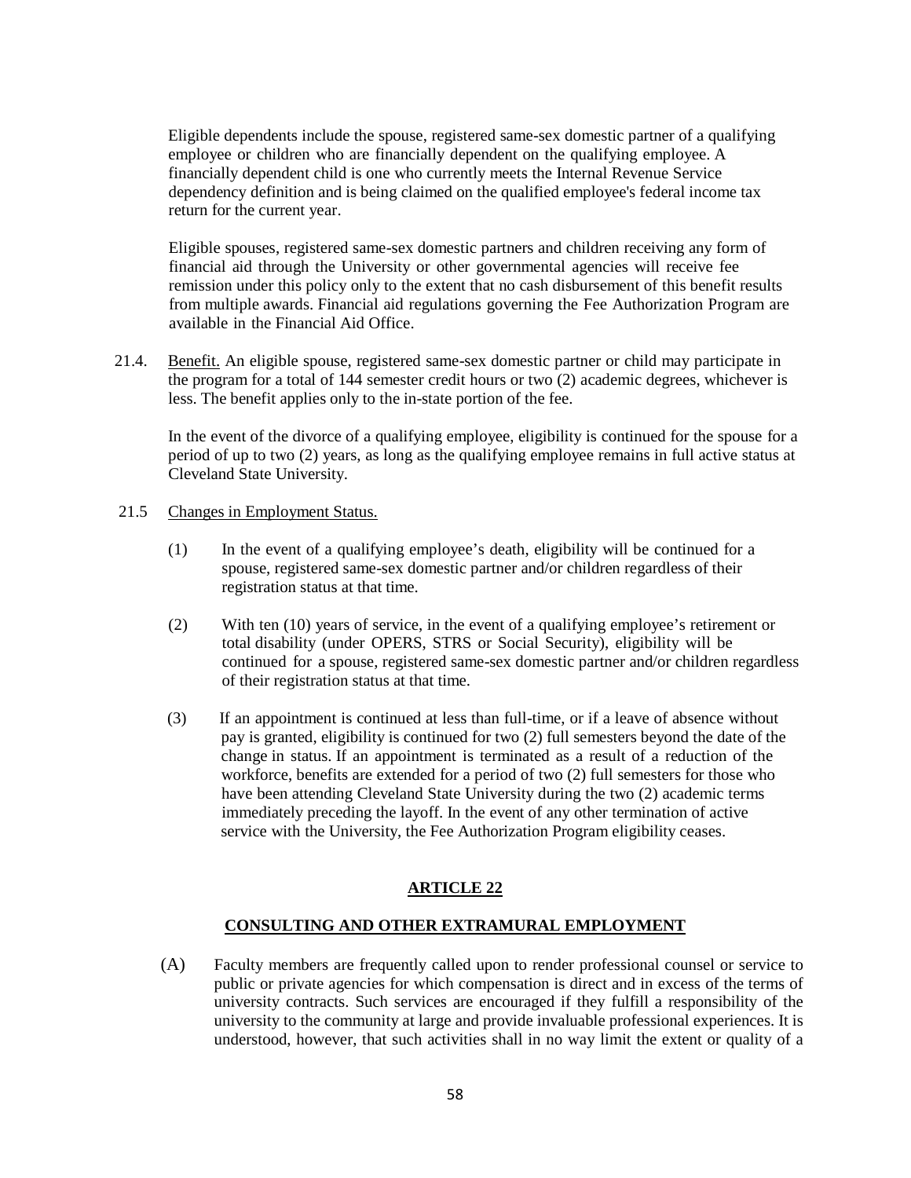Eligible dependents include the spouse, registered same-sex domestic partner of a qualifying employee or children who are financially dependent on the qualifying employee. A financially dependent child is one who currently meets the Internal Revenue Service dependency definition and is being claimed on the qualified employee's federal income tax return for the current year.

Eligible spouses, registered same-sex domestic partners and children receiving any form of financial aid through the University or other governmental agencies will receive fee remission under this policy only to the extent that no cash disbursement of this benefit results from multiple awards. Financial aid regulations governing the Fee Authorization Program are available in the Financial Aid Office.

21.4. Benefit. An eligible spouse, registered same-sex domestic partner or child may participate in the program for a total of 144 semester credit hours or two (2) academic degrees, whichever is less. The benefit applies only to the in-state portion of the fee.

In the event of the divorce of a qualifying employee, eligibility is continued for the spouse for a period of up to two (2) years, as long as the qualifying employee remains in full active status at Cleveland State University.

21.5 Changes in Employment Status.

(1) In the event of a qualifying employee's death, eligibility will be continued for a spouse, registered same-sex domestic partner and/or children regardless of their registration status at that time.

(2) With ten (10) years of service, in the event of a qualifying employee's retirement or total disability (under OPERS, STRS or Social Security), eligibility will be continued for a spouse, registered same-sex domestic partner and/or children regardless of their registration status at that time.

(3) If an appointment is continued at less than full-time, or if a leave of absence without pay is granted, eligibility is continued for two (2) full semesters beyond the date of the change in status. If an appointment is terminated as a result of a reduction of the workforce, benefits are extended for a period of two (2) full semesters for those who have been attending Cleveland State University during the two (2) academic terms immediately preceding the layoff. In the event of any other termination of active service with the University, the Fee Authorization Program eligibility ceases.

## ARTICLE 22

## CONSULTING AND OTHER EXTRAMURAL EMPLOYMENT

(A) Faculty members are frequently called upon to render professional counsel or service to public or private agencies for which compensation is direct and in excess of the terms of university contracts. Such services are encouraged if they fulfill a responsibility of the university to the community at large and provide invaluable professional experiences. It is understood, however, that such activities shall in no way limit the extent or quality of a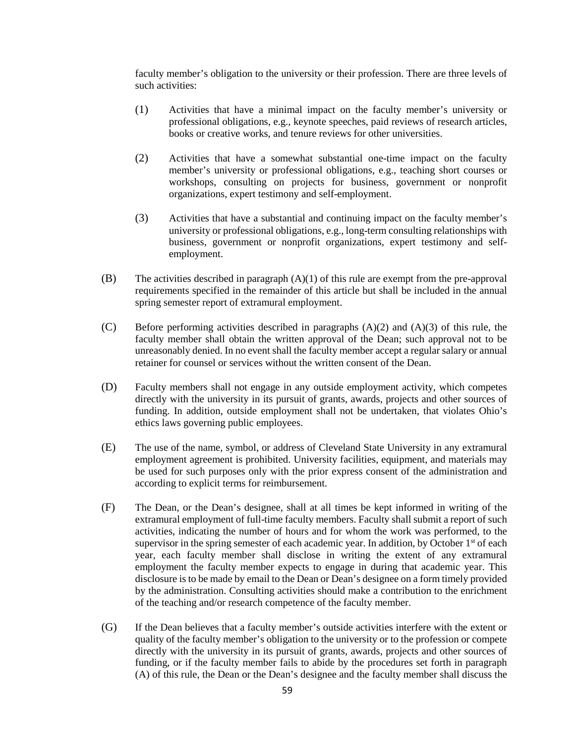faculty member's obligation to the university or their profession. There are three levels of such activities:

(1) Activities that have a minimal impact on the faculty member's university or professional obligations, e.g., keynote speeches, paid reviews of research articles, books or creative works, and tenure reviews for other universities.

(2) Activities that have a somewhat substantial one-time impact on the faculty member's university or professional obligations, e.g., teaching short courses or workshops, consulting on projects for business, government or nonprofit organizations, expert testimony and self-employment.

(3) Activities that have a substantial and continuing impact on the faculty member's university or professional obligations, e.g., long-term consulting relationships with business, government or nonprofit organizations, expert testimony and self-employment.

(B) The activities described in paragraph (A)(1) of this rule are exempt from the pre-approval requirements specified in the remainder of this article but shall be included in the annual spring semester report of extramural employment.

(C) Before performing activities described in paragraphs (A)(2) and (A)(3) of this rule, the faculty member shall obtain the written approval of the Dean; such approval not to be unreasonably denied. In no event shall the faculty member accept a regular salary or annual retainer for counsel or services without the written consent of the Dean.

(D) Faculty members shall not engage in any outside employment activity, which competes directly with the university in its pursuit of grants, awards, projects and other sources of funding. In addition, outside employment shall not be undertaken, that violates Ohio's ethics laws governing public employees.

(E) The use of the name, symbol, or address of Cleveland State University in any extramural employment agreement is prohibited. University facilities, equipment, and materials may be used for such purposes only with the prior express consent of the administration and according to explicit terms for reimbursement.

(F) The Dean, or the Dean's designee, shall at all times be kept informed in writing of the extramural employment of full-time faculty members. Faculty shall submit a report of such activities, indicating the number of hours and for whom the work was performed, to the supervisor in the spring semester of each academic year. In addition, by October 1st of each year, each faculty member shall disclose in writing the extent of any extramural employment the faculty member expects to engage in during that academic year. This disclosure is to be made by email to the Dean or Dean's designee on a form timely provided by the administration. Consulting activities should make a contribution to the enrichment of the teaching and/or research competence of the faculty member.

(G) If the Dean believes that a faculty member's outside activities interfere with the extent or quality of the faculty member's obligation to the university or to the profession or compete directly with the university in its pursuit of grants, awards, projects and other sources of funding, or if the faculty member fails to abide by the procedures set forth in paragraph (A) of this rule, the Dean or the Dean's designee and the faculty member shall discuss the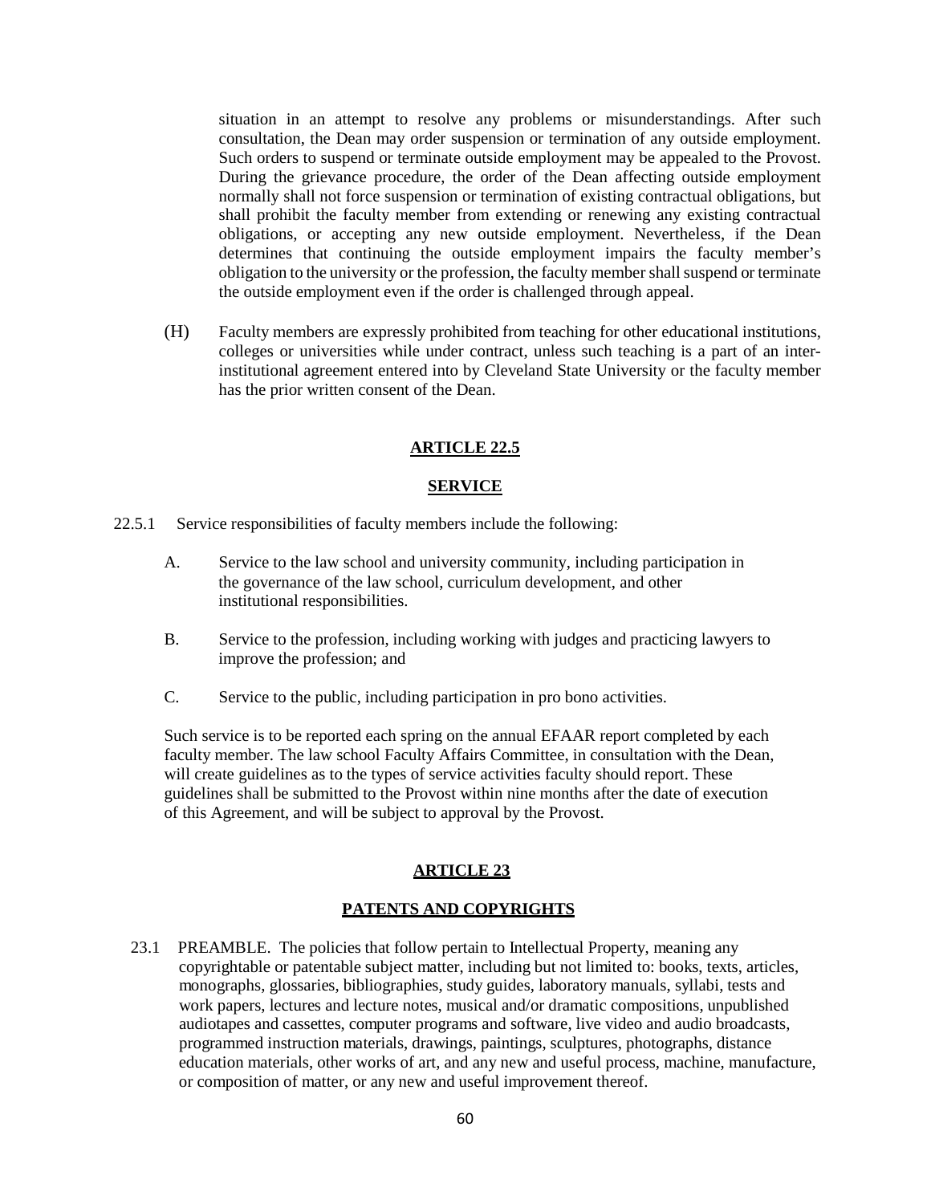situation in an attempt to resolve any problems or misunderstandings. After such consultation, the Dean may order suspension or termination of any outside employment. Such orders to suspend or terminate outside employment may be appealed to the Provost. During the grievance procedure, the order of the Dean affecting outside employment normally shall not force suspension or termination of existing contractual obligations, but shall prohibit the faculty member from extending or renewing any existing contractual obligations, or accepting any new outside employment. Nevertheless, if the Dean determines that continuing the outside employment impairs the faculty member's obligation to the university or the profession, the faculty member shall suspend or terminate the outside employment even if the order is challenged through appeal.

(H) Faculty members are expressly prohibited from teaching for other educational institutions, colleges or universities while under contract, unless such teaching is a part of an inter-institutional agreement entered into by Cleveland State University or the faculty member has the prior written consent of the Dean.

## ARTICLE 22.5

## SERVICE

22.5.1 Service responsibilities of faculty members include the following:

A. Service to the law school and university community, including participation in the governance of the law school, curriculum development, and other institutional responsibilities.

B. Service to the profession, including working with judges and practicing lawyers to improve the profession; and

C. Service to the public, including participation in pro bono activities.

Such service is to be reported each spring on the annual EFAAR report completed by each faculty member. The law school Faculty Affairs Committee, in consultation with the Dean, will create guidelines as to the types of service activities faculty should report. These guidelines shall be submitted to the Provost within nine months after the date of execution of this Agreement, and will be subject to approval by the Provost.

## ARTICLE 23

## PATENTS AND COPYRIGHTS

23.1 PREAMBLE. The policies that follow pertain to Intellectual Property, meaning any copyrightable or patentable subject matter, including but not limited to: books, texts, articles, monographs, glossaries, bibliographies, study guides, laboratory manuals, syllabi, tests and work papers, lectures and lecture notes, musical and/or dramatic compositions, unpublished audiotapes and cassettes, computer programs and software, live video and audio broadcasts, programmed instruction materials, drawings, paintings, sculptures, photographs, distance education materials, other works of art, and any new and useful process, machine, manufacture, or composition of matter, or any new and useful improvement thereof.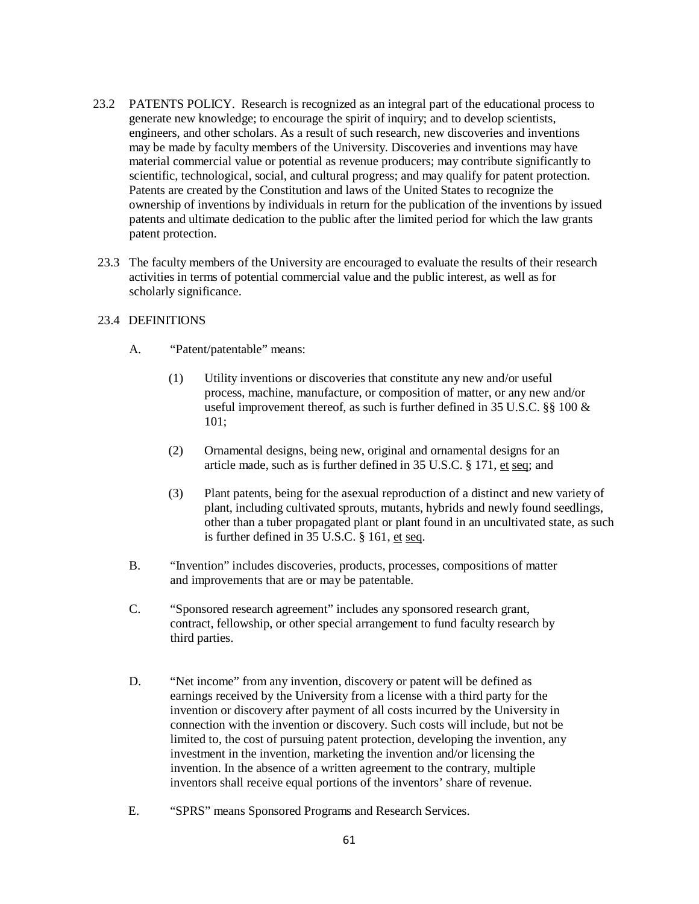23.2 PATENTS POLICY. Research is recognized as an integral part of the educational process to generate new knowledge; to encourage the spirit of inquiry; and to develop scientists, engineers, and other scholars. As a result of such research, new discoveries and inventions may be made by faculty members of the University. Discoveries and inventions may have material commercial value or potential as revenue producers; may contribute significantly to scientific, technological, social, and cultural progress; and may qualify for patent protection. Patents are created by the Constitution and laws of the United States to recognize the ownership of inventions by individuals in return for the publication of the inventions by issued patents and ultimate dedication to the public after the limited period for which the law grants patent protection.

23.3 The faculty members of the University are encouraged to evaluate the results of their research activities in terms of potential commercial value and the public interest, as well as for scholarly significance.

23.4 DEFINITIONS

A. "Patent/patentable" means:

(1) Utility inventions or discoveries that constitute any new and/or useful process, machine, manufacture, or composition of matter, or any new and/or useful improvement thereof, as such is further defined in 35 U.S.C. §§ 100 & 101;

(2) Ornamental designs, being new, original and ornamental designs for an article made, such as is further defined in 35 U.S.C. § 171, et seq; and

(3) Plant patents, being for the asexual reproduction of a distinct and new variety of plant, including cultivated sprouts, mutants, hybrids and newly found seedlings, other than a tuber propagated plant or plant found in an uncultivated state, as such is further defined in 35 U.S.C. § 161, et seq.

B. "Invention" includes discoveries, products, processes, compositions of matter and improvements that are or may be patentable.

C. "Sponsored research agreement" includes any sponsored research grant, contract, fellowship, or other special arrangement to fund faculty research by third parties.

D. "Net income" from any invention, discovery or patent will be defined as earnings received by the University from a license with a third party for the invention or discovery after payment of all costs incurred by the University in connection with the invention or discovery. Such costs will include, but not be limited to, the cost of pursuing patent protection, developing the invention, any investment in the invention, marketing the invention and/or licensing the invention. In the absence of a written agreement to the contrary, multiple inventors shall receive equal portions of the inventors' share of revenue.

E. "SPRS" means Sponsored Programs and Research Services.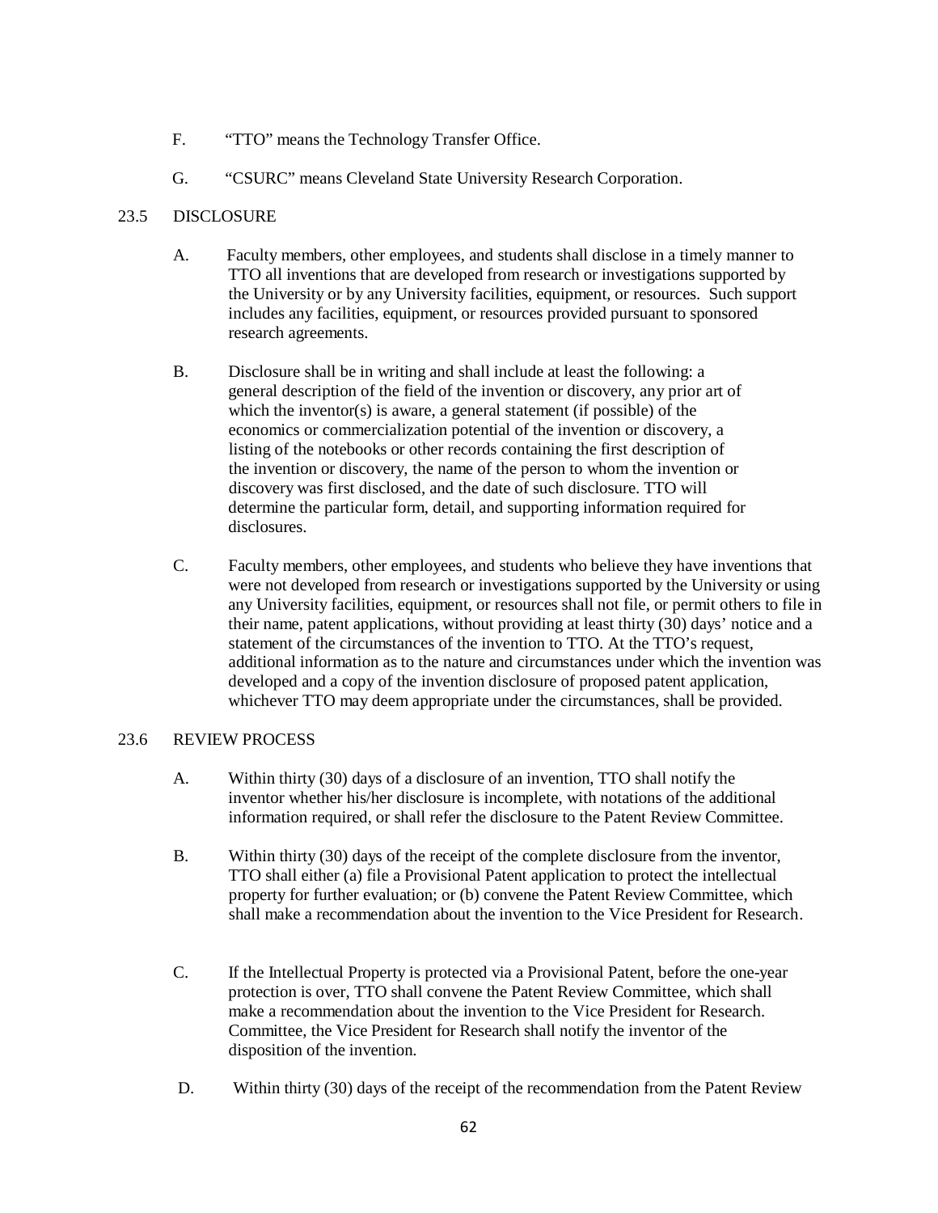F. "TTO" means the Technology Transfer Office.

G. "CSURC" means Cleveland State University Research Corporation.

## 23.5 DISCLOSURE

A. Faculty members, other employees, and students shall disclose in a timely manner to TTO all inventions that are developed from research or investigations supported by the University or by any University facilities, equipment, or resources. Such support includes any facilities, equipment, or resources provided pursuant to sponsored research agreements.

B. Disclosure shall be in writing and shall include at least the following: a general description of the field of the invention or discovery, any prior art of which the inventor(s) is aware, a general statement (if possible) of the economics or commercialization potential of the invention or discovery, a listing of the notebooks or other records containing the first description of the invention or discovery, the name of the person to whom the invention or discovery was first disclosed, and the date of such disclosure. TTO will determine the particular form, detail, and supporting information required for disclosures.

C. Faculty members, other employees, and students who believe they have inventions that were not developed from research or investigations supported by the University or using any University facilities, equipment, or resources shall not file, or permit others to file in their name, patent applications, without providing at least thirty (30) days' notice and a statement of the circumstances of the invention to TTO. At the TTO's request, additional information as to the nature and circumstances under which the invention was developed and a copy of the invention disclosure of proposed patent application, whichever TTO may deem appropriate under the circumstances, shall be provided.

## 23.6 REVIEW PROCESS

A. Within thirty (30) days of a disclosure of an invention, TTO shall notify the inventor whether his/her disclosure is incomplete, with notations of the additional information required, or shall refer the disclosure to the Patent Review Committee.

B. Within thirty (30) days of the receipt of the complete disclosure from the inventor, TTO shall either (a) file a Provisional Patent application to protect the intellectual property for further evaluation; or (b) convene the Patent Review Committee, which shall make a recommendation about the invention to the Vice President for Research.

C. If the Intellectual Property is protected via a Provisional Patent, before the one-year protection is over, TTO shall convene the Patent Review Committee, which shall make a recommendation about the invention to the Vice President for Research. Committee, the Vice President for Research shall notify the inventor of the disposition of the invention.

D. Within thirty (30) days of the receipt of the recommendation from the Patent Review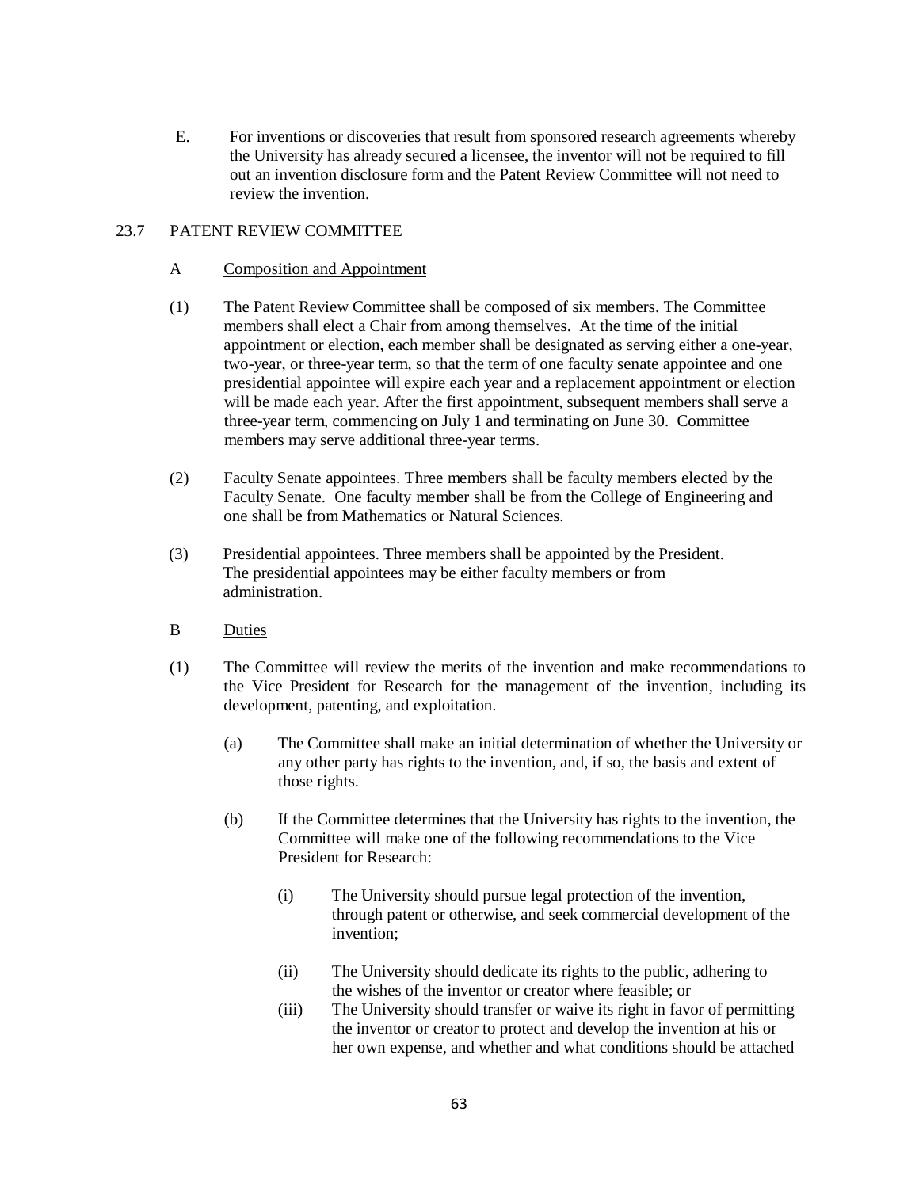E. For inventions or discoveries that result from sponsored research agreements whereby the University has already secured a licensee, the inventor will not be required to fill out an invention disclosure form and the Patent Review Committee will not need to review the invention.

## 23.7 PATENT REVIEW COMMITTEE

### A <u>Composition and Appointment</u>

(1) The Patent Review Committee shall be composed of six members. The Committee members shall elect a Chair from among themselves. At the time of the initial appointment or election, each member shall be designated as serving either a one-year, two-year, or three-year term, so that the term of one faculty senate appointee and one presidential appointee will expire each year and a replacement appointment or election will be made each year. After the first appointment, subsequent members shall serve a three-year term, commencing on July 1 and terminating on June 30. Committee members may serve additional three-year terms.

(2) Faculty Senate appointees. Three members shall be faculty members elected by the Faculty Senate. One faculty member shall be from the College of Engineering and one shall be from Mathematics or Natural Sciences.

(3) Presidential appointees. Three members shall be appointed by the President. The presidential appointees may be either faculty members or from administration.

### B <u>Duties</u>

(1) The Committee will review the merits of the invention and make recommendations to the Vice President for Research for the management of the invention, including its development, patenting, and exploitation.

- (a) The Committee shall make an initial determination of whether the University or any other party has rights to the invention, and, if so, the basis and extent of those rights.

- (b) If the Committee determines that the University has rights to the invention, the Committee will make one of the following recommendations to the Vice President for Research:

  - (i) The University should pursue legal protection of the invention, through patent or otherwise, and seek commercial development of the invention;

  - (ii) The University should dedicate its rights to the public, adhering to the wishes of the inventor or creator where feasible; or
  - (iii) The University should transfer or waive its right in favor of permitting the inventor or creator to protect and develop the invention at his or her own expense, and whether and what conditions should be attached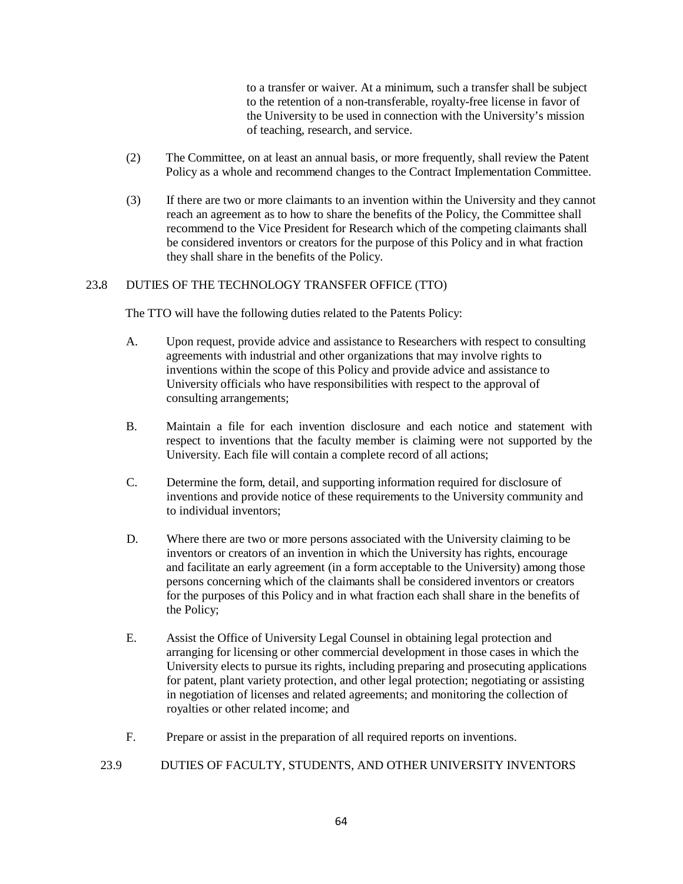to a transfer or waiver. At a minimum, such a transfer shall be subject to the retention of a non-transferable, royalty-free license in favor of the University to be used in connection with the University's mission of teaching, research, and service.

(2) The Committee, on at least an annual basis, or more frequently, shall review the Patent Policy as a whole and recommend changes to the Contract Implementation Committee.

(3) If there are two or more claimants to an invention within the University and they cannot reach an agreement as to how to share the benefits of the Policy, the Committee shall recommend to the Vice President for Research which of the competing claimants shall be considered inventors or creators for the purpose of this Policy and in what fraction they shall share in the benefits of the Policy.

## 23.8 DUTIES OF THE TECHNOLOGY TRANSFER OFFICE (TTO)

The TTO will have the following duties related to the Patents Policy:

A. Upon request, provide advice and assistance to Researchers with respect to consulting agreements with industrial and other organizations that may involve rights to inventions within the scope of this Policy and provide advice and assistance to University officials who have responsibilities with respect to the approval of consulting arrangements;

B. Maintain a file for each invention disclosure and each notice and statement with respect to inventions that the faculty member is claiming were not supported by the University. Each file will contain a complete record of all actions;

C. Determine the form, detail, and supporting information required for disclosure of inventions and provide notice of these requirements to the University community and to individual inventors;

D. Where there are two or more persons associated with the University claiming to be inventors or creators of an invention in which the University has rights, encourage and facilitate an early agreement (in a form acceptable to the University) among those persons concerning which of the claimants shall be considered inventors or creators for the purposes of this Policy and in what fraction each shall share in the benefits of the Policy;

E. Assist the Office of University Legal Counsel in obtaining legal protection and arranging for licensing or other commercial development in those cases in which the University elects to pursue its rights, including preparing and prosecuting applications for patent, plant variety protection, and other legal protection; negotiating or assisting in negotiation of licenses and related agreements; and monitoring the collection of royalties or other related income; and

F. Prepare or assist in the preparation of all required reports on inventions.

## 23.9 DUTIES OF FACULTY, STUDENTS, AND OTHER UNIVERSITY INVENTORS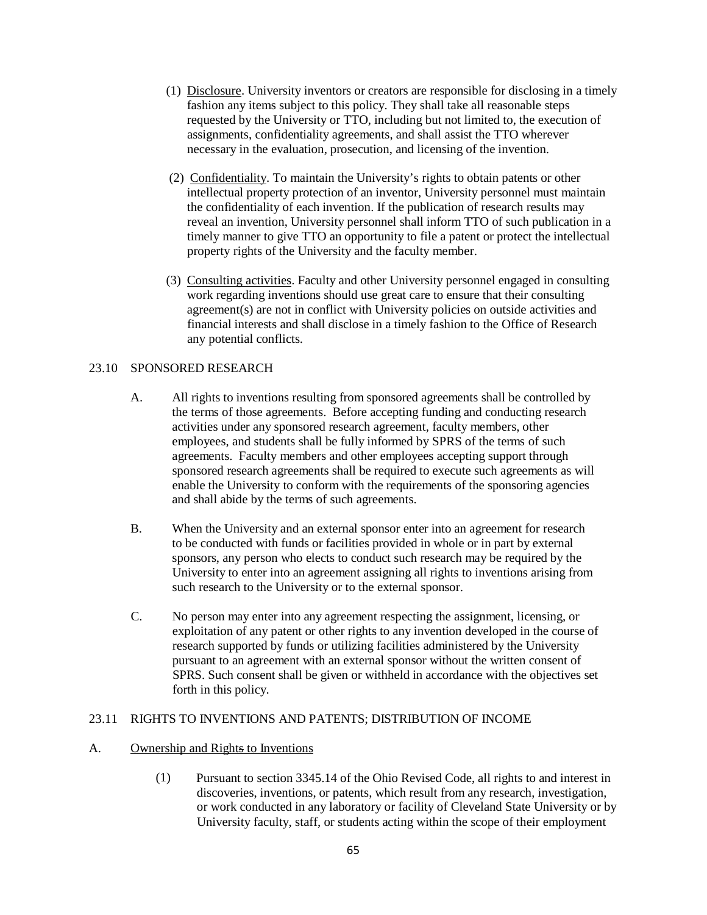(1) Disclosure. University inventors or creators are responsible for disclosing in a timely fashion any items subject to this policy. They shall take all reasonable steps requested by the University or TTO, including but not limited to, the execution of assignments, confidentiality agreements, and shall assist the TTO wherever necessary in the evaluation, prosecution, and licensing of the invention.

(2) Confidentiality. To maintain the University's rights to obtain patents or other intellectual property protection of an inventor, University personnel must maintain the confidentiality of each invention. If the publication of research results may reveal an invention, University personnel shall inform TTO of such publication in a timely manner to give TTO an opportunity to file a patent or protect the intellectual property rights of the University and the faculty member.

(3) Consulting activities. Faculty and other University personnel engaged in consulting work regarding inventions should use great care to ensure that their consulting agreement(s) are not in conflict with University policies on outside activities and financial interests and shall disclose in a timely fashion to the Office of Research any potential conflicts.

## 23.10 SPONSORED RESEARCH

A. All rights to inventions resulting from sponsored agreements shall be controlled by the terms of those agreements. Before accepting funding and conducting research activities under any sponsored research agreement, faculty members, other employees, and students shall be fully informed by SPRS of the terms of such agreements. Faculty members and other employees accepting support through sponsored research agreements shall be required to execute such agreements as will enable the University to conform with the requirements of the sponsoring agencies and shall abide by the terms of such agreements.

B. When the University and an external sponsor enter into an agreement for research to be conducted with funds or facilities provided in whole or in part by external sponsors, any person who elects to conduct such research may be required by the University to enter into an agreement assigning all rights to inventions arising from such research to the University or to the external sponsor.

C. No person may enter into any agreement respecting the assignment, licensing, or exploitation of any patent or other rights to any invention developed in the course of research supported by funds or utilizing facilities administered by the University pursuant to an agreement with an external sponsor without the written consent of SPRS. Such consent shall be given or withheld in accordance with the objectives set forth in this policy.

## 23.11 RIGHTS TO INVENTIONS AND PATENTS; DISTRIBUTION OF INCOME

A. Ownership and Rights to Inventions

(1) Pursuant to section 3345.14 of the Ohio Revised Code, all rights to and interest in discoveries, inventions, or patents, which result from any research, investigation, or work conducted in any laboratory or facility of Cleveland State University or by University faculty, staff, or students acting within the scope of their employment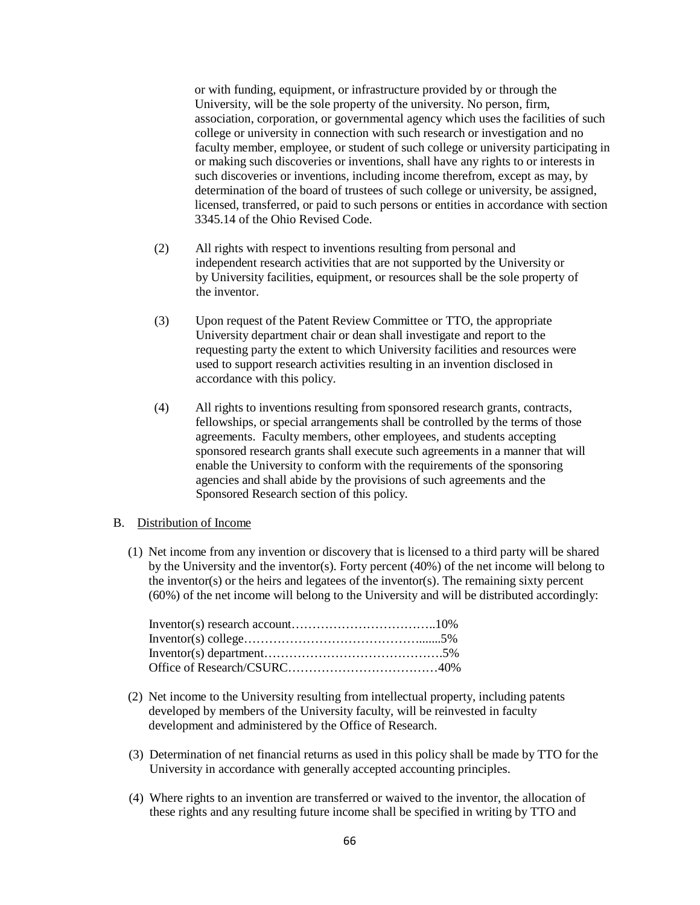or with funding, equipment, or infrastructure provided by or through the University, will be the sole property of the university. No person, firm, association, corporation, or governmental agency which uses the facilities of such college or university in connection with such research or investigation and no faculty member, employee, or student of such college or university participating in or making such discoveries or inventions, shall have any rights to or interests in such discoveries or inventions, including income therefrom, except as may, by determination of the board of trustees of such college or university, be assigned, licensed, transferred, or paid to such persons or entities in accordance with section 3345.14 of the Ohio Revised Code.

(2) All rights with respect to inventions resulting from personal and independent research activities that are not supported by the University or by University facilities, equipment, or resources shall be the sole property of the inventor.

(3) Upon request of the Patent Review Committee or TTO, the appropriate University department chair or dean shall investigate and report to the requesting party the extent to which University facilities and resources were used to support research activities resulting in an invention disclosed in accordance with this policy.

(4) All rights to inventions resulting from sponsored research grants, contracts, fellowships, or special arrangements shall be controlled by the terms of those agreements. Faculty members, other employees, and students accepting sponsored research grants shall execute such agreements in a manner that will enable the University to conform with the requirements of the sponsoring agencies and shall abide by the provisions of such agreements and the Sponsored Research section of this policy.

B. Distribution of Income

(1) Net income from any invention or discovery that is licensed to a third party will be shared by the University and the inventor(s). Forty percent (40%) of the net income will belong to the inventor(s) or the heirs and legatees of the inventor(s). The remaining sixty percent (60%) of the net income will belong to the University and will be distributed accordingly:

Inventor(s) research account……………………………..10%
Inventor(s) college…………………………………….......5%
Inventor(s) department…………………………………….5%
Office of Research/CSURC………………………………40%

(2) Net income to the University resulting from intellectual property, including patents developed by members of the University faculty, will be reinvested in faculty development and administered by the Office of Research.

(3) Determination of net financial returns as used in this policy shall be made by TTO for the University in accordance with generally accepted accounting principles.

(4) Where rights to an invention are transferred or waived to the inventor, the allocation of these rights and any resulting future income shall be specified in writing by TTO and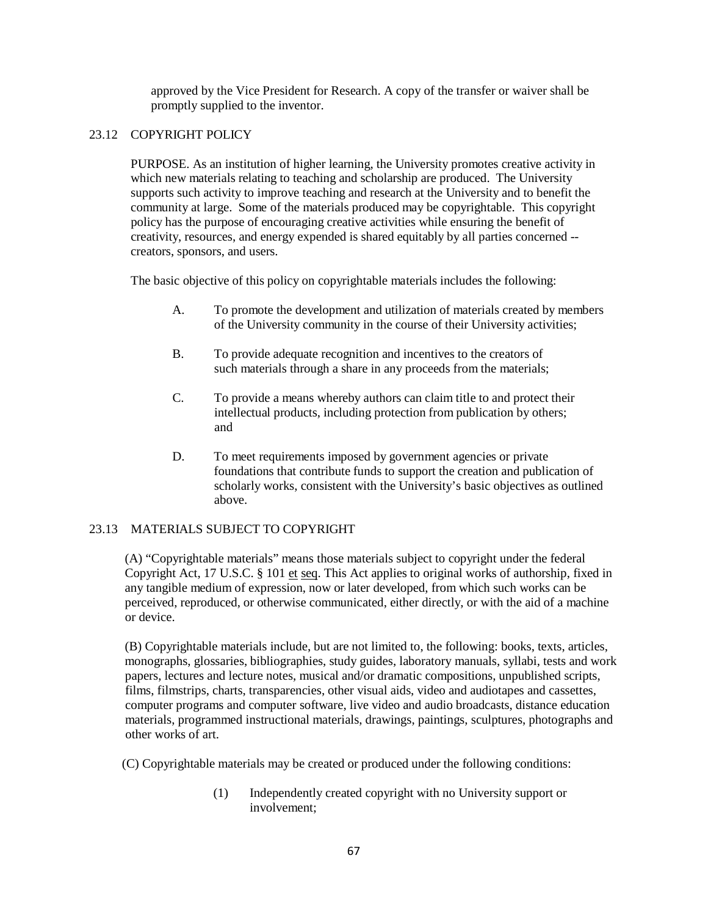approved by the Vice President for Research. A copy of the transfer or waiver shall be promptly supplied to the inventor.

## 23.12 COPYRIGHT POLICY

PURPOSE. As an institution of higher learning, the University promotes creative activity in which new materials relating to teaching and scholarship are produced. The University supports such activity to improve teaching and research at the University and to benefit the community at large. Some of the materials produced may be copyrightable. This copyright policy has the purpose of encouraging creative activities while ensuring the benefit of creativity, resources, and energy expended is shared equitably by all parties concerned -- creators, sponsors, and users.

The basic objective of this policy on copyrightable materials includes the following:

A. To promote the development and utilization of materials created by members of the University community in the course of their University activities;

B. To provide adequate recognition and incentives to the creators of such materials through a share in any proceeds from the materials;

C. To provide a means whereby authors can claim title to and protect their intellectual products, including protection from publication by others; and

D. To meet requirements imposed by government agencies or private foundations that contribute funds to support the creation and publication of scholarly works, consistent with the University's basic objectives as outlined above.

## 23.13 MATERIALS SUBJECT TO COPYRIGHT

(A) "Copyrightable materials" means those materials subject to copyright under the federal Copyright Act, 17 U.S.C. § 101 et seq. This Act applies to original works of authorship, fixed in any tangible medium of expression, now or later developed, from which such works can be perceived, reproduced, or otherwise communicated, either directly, or with the aid of a machine or device.

(B) Copyrightable materials include, but are not limited to, the following: books, texts, articles, monographs, glossaries, bibliographies, study guides, laboratory manuals, syllabi, tests and work papers, lectures and lecture notes, musical and/or dramatic compositions, unpublished scripts, films, filmstrips, charts, transparencies, other visual aids, video and audiotapes and cassettes, computer programs and computer software, live video and audio broadcasts, distance education materials, programmed instructional materials, drawings, paintings, sculptures, photographs and other works of art.

(C) Copyrightable materials may be created or produced under the following conditions:

(1) Independently created copyright with no University support or involvement;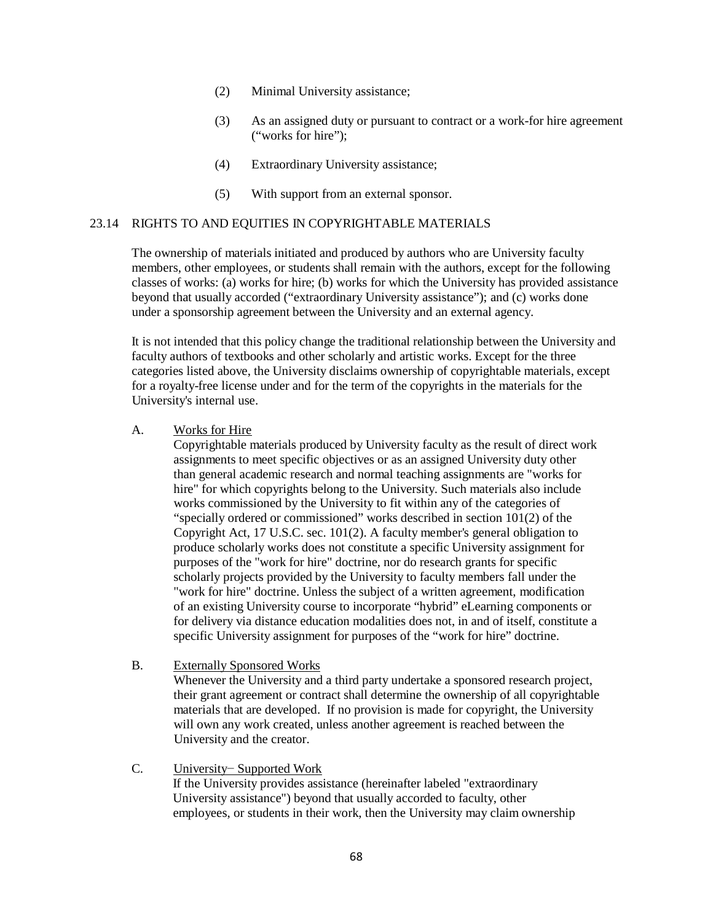(2) Minimal University assistance;

(3) As an assigned duty or pursuant to contract or a work-for hire agreement ("works for hire");

(4) Extraordinary University assistance;

(5) With support from an external sponsor.

## 23.14 RIGHTS TO AND EQUITIES IN COPYRIGHTABLE MATERIALS

The ownership of materials initiated and produced by authors who are University faculty members, other employees, or students shall remain with the authors, except for the following classes of works: (a) works for hire; (b) works for which the University has provided assistance beyond that usually accorded ("extraordinary University assistance"); and (c) works done under a sponsorship agreement between the University and an external agency.

It is not intended that this policy change the traditional relationship between the University and faculty authors of textbooks and other scholarly and artistic works. Except for the three categories listed above, the University disclaims ownership of copyrightable materials, except for a royalty-free license under and for the term of the copyrights in the materials for the University's internal use.

A. <u>Works for Hire</u>

Copyrightable materials produced by University faculty as the result of direct work assignments to meet specific objectives or as an assigned University duty other than general academic research and normal teaching assignments are "works for hire" for which copyrights belong to the University. Such materials also include works commissioned by the University to fit within any of the categories of "specially ordered or commissioned" works described in section 101(2) of the Copyright Act, 17 U.S.C. sec. 101(2). A faculty member's general obligation to produce scholarly works does not constitute a specific University assignment for purposes of the "work for hire" doctrine, nor do research grants for specific scholarly projects provided by the University to faculty members fall under the "work for hire" doctrine. Unless the subject of a written agreement, modification of an existing University course to incorporate "hybrid" eLearning components or for delivery via distance education modalities does not, in and of itself, constitute a specific University assignment for purposes of the "work for hire" doctrine.

B. <u>Externally Sponsored Works</u>

Whenever the University and a third party undertake a sponsored research project, their grant agreement or contract shall determine the ownership of all copyrightable materials that are developed. If no provision is made for copyright, the University will own any work created, unless another agreement is reached between the University and the creator.

C. <u>University– Supported Work</u>

If the University provides assistance (hereinafter labeled "extraordinary University assistance") beyond that usually accorded to faculty, other employees, or students in their work, then the University may claim ownership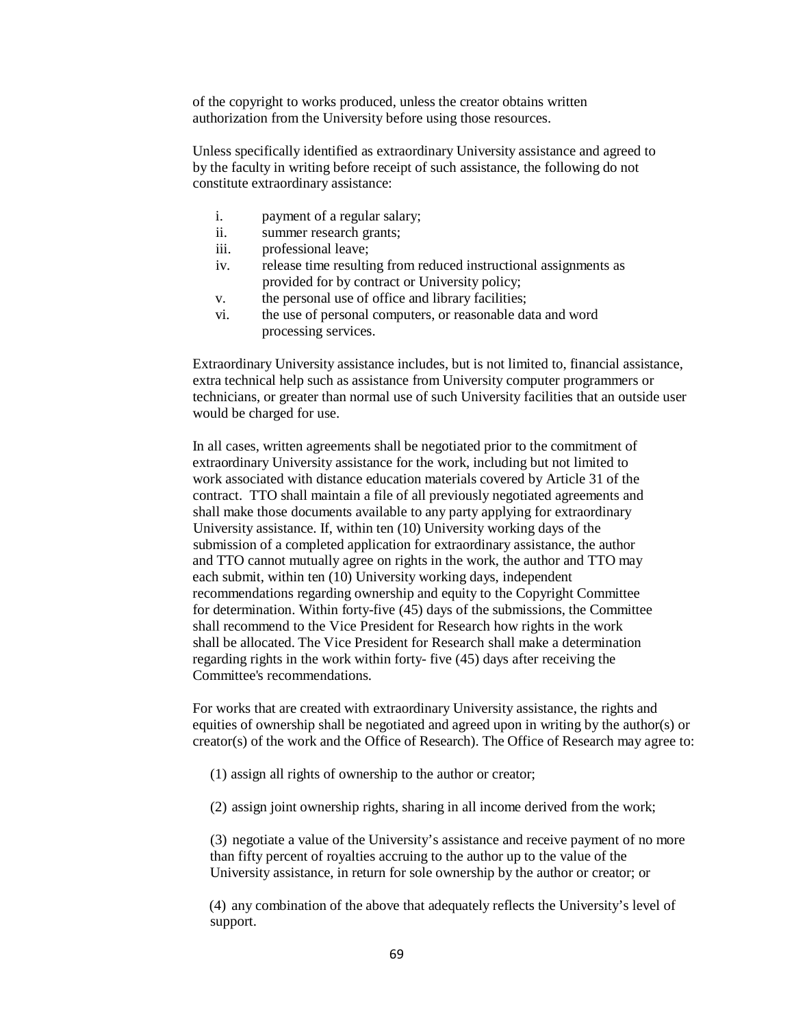of the copyright to works produced, unless the creator obtains written authorization from the University before using those resources.

Unless specifically identified as extraordinary University assistance and agreed to by the faculty in writing before receipt of such assistance, the following do not constitute extraordinary assistance:

i. payment of a regular salary;
ii. summer research grants;
iii. professional leave;
iv. release time resulting from reduced instructional assignments as provided for by contract or University policy;
v. the personal use of office and library facilities;
vi. the use of personal computers, or reasonable data and word processing services.

Extraordinary University assistance includes, but is not limited to, financial assistance, extra technical help such as assistance from University computer programmers or technicians, or greater than normal use of such University facilities that an outside user would be charged for use.

In all cases, written agreements shall be negotiated prior to the commitment of extraordinary University assistance for the work, including but not limited to work associated with distance education materials covered by Article 31 of the contract. TTO shall maintain a file of all previously negotiated agreements and shall make those documents available to any party applying for extraordinary University assistance. If, within ten (10) University working days of the submission of a completed application for extraordinary assistance, the author and TTO cannot mutually agree on rights in the work, the author and TTO may each submit, within ten (10) University working days, independent recommendations regarding ownership and equity to the Copyright Committee for determination. Within forty-five (45) days of the submissions, the Committee shall recommend to the Vice President for Research how rights in the work shall be allocated. The Vice President for Research shall make a determination regarding rights in the work within forty- five (45) days after receiving the Committee's recommendations.

For works that are created with extraordinary University assistance, the rights and equities of ownership shall be negotiated and agreed upon in writing by the author(s) or creator(s) of the work and the Office of Research). The Office of Research may agree to:

(1) assign all rights of ownership to the author or creator;

(2) assign joint ownership rights, sharing in all income derived from the work;

(3) negotiate a value of the University's assistance and receive payment of no more than fifty percent of royalties accruing to the author up to the value of the University assistance, in return for sole ownership by the author or creator; or

(4) any combination of the above that adequately reflects the University's level of support.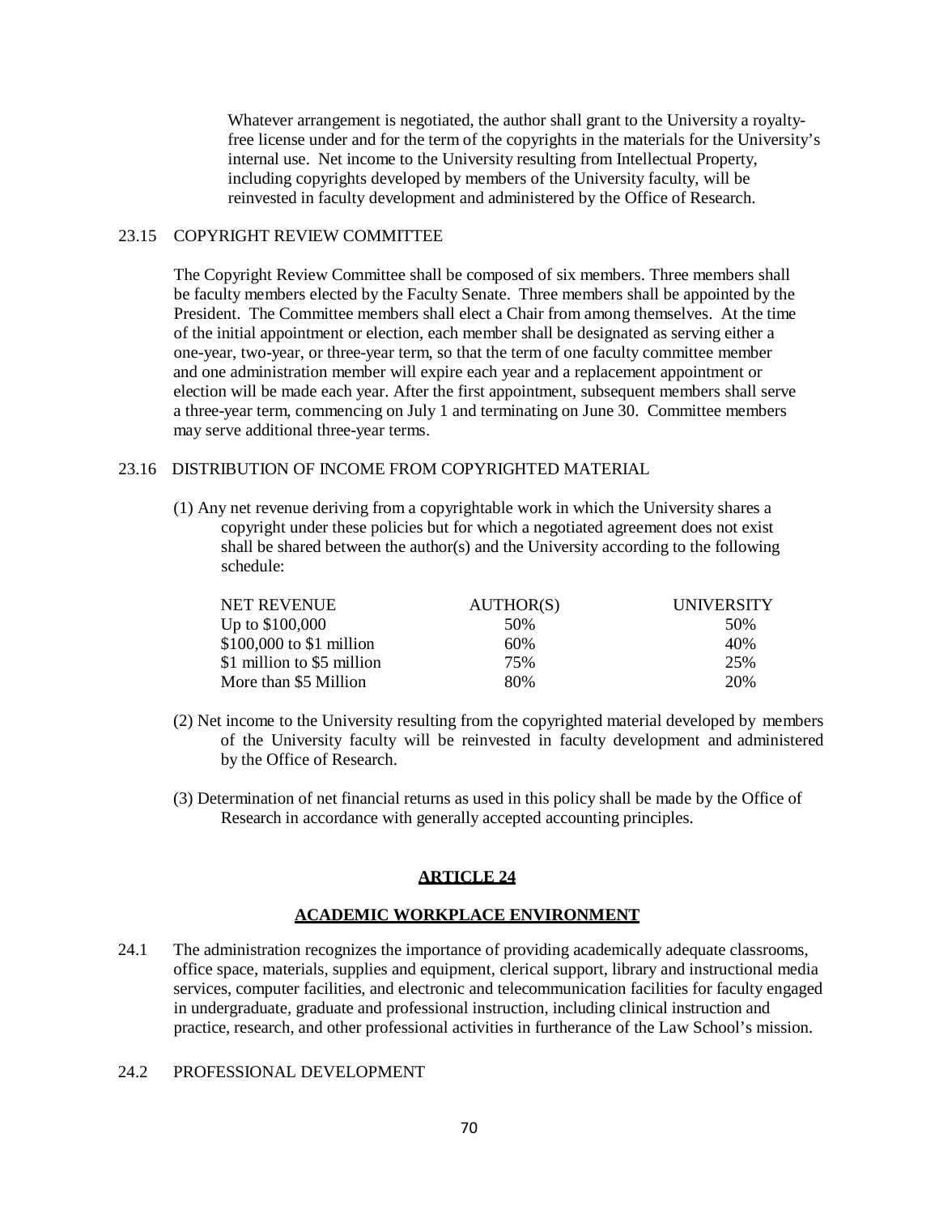Whatever arrangement is negotiated, the author shall grant to the University a royalty-free license under and for the term of the copyrights in the materials for the University's internal use. Net income to the University resulting from Intellectual Property, including copyrights developed by members of the University faculty, will be reinvested in faculty development and administered by the Office of Research.

### 23.15 COPYRIGHT REVIEW COMMITTEE

The Copyright Review Committee shall be composed of six members. Three members shall be faculty members elected by the Faculty Senate. Three members shall be appointed by the President. The Committee members shall elect a Chair from among themselves. At the time of the initial appointment or election, each member shall be designated as serving either a one-year, two-year, or three-year term, so that the term of one faculty committee member and one administration member will expire each year and a replacement appointment or election will be made each year. After the first appointment, subsequent members shall serve a three-year term, commencing on July 1 and terminating on June 30. Committee members may serve additional three-year terms.

### 23.16 DISTRIBUTION OF INCOME FROM COPYRIGHTED MATERIAL

(1) Any net revenue deriving from a copyrightable work in which the University shares a copyright under these policies but for which a negotiated agreement does not exist shall be shared between the author(s) and the University according to the following schedule:

| NET REVENUE | AUTHOR(S) | UNIVERSITY |
|---|---|---|
| Up to $100,000 | 50% | 50% |
| $100,000 to $1 million | 60% | 40% |
| $1 million to $5 million | 75% | 25% |
| More than $5 Million | 80% | 20% |

(2) Net income to the University resulting from the copyrighted material developed by members of the University faculty will be reinvested in faculty development and administered by the Office of Research.

(3) Determination of net financial returns as used in this policy shall be made by the Office of Research in accordance with generally accepted accounting principles.

## ARTICLE 24

## ACADEMIC WORKPLACE ENVIRONMENT

24.1 The administration recognizes the importance of providing academically adequate classrooms, office space, materials, supplies and equipment, clerical support, library and instructional media services, computer facilities, and electronic and telecommunication facilities for faculty engaged in undergraduate, graduate and professional instruction, including clinical instruction and practice, research, and other professional activities in furtherance of the Law School's mission.

### 24.2 PROFESSIONAL DEVELOPMENT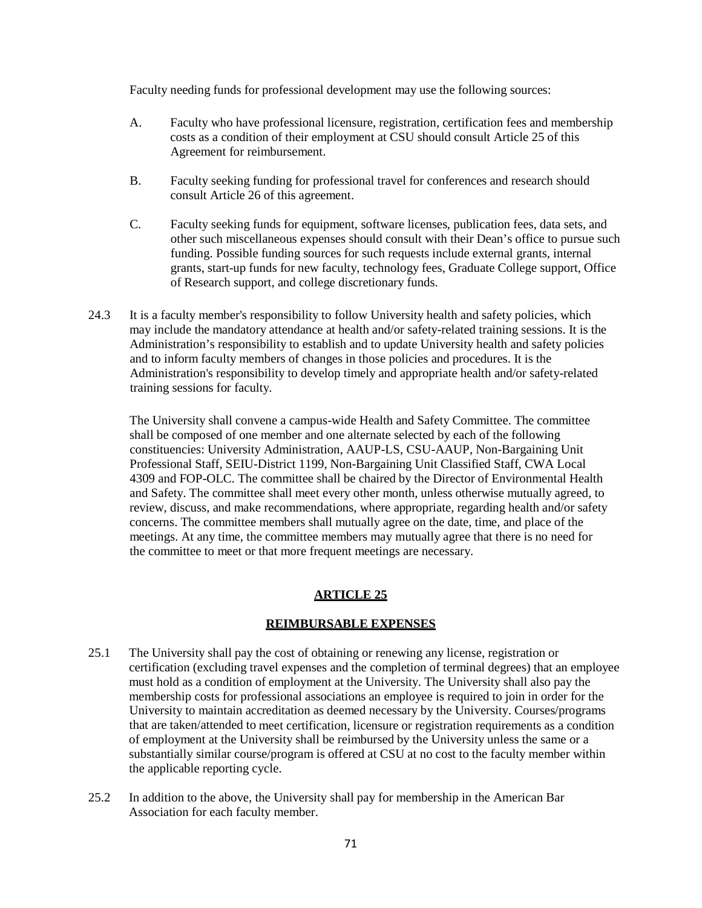Faculty needing funds for professional development may use the following sources:

A. Faculty who have professional licensure, registration, certification fees and membership costs as a condition of their employment at CSU should consult Article 25 of this Agreement for reimbursement.

B. Faculty seeking funding for professional travel for conferences and research should consult Article 26 of this agreement.

C. Faculty seeking funds for equipment, software licenses, publication fees, data sets, and other such miscellaneous expenses should consult with their Dean's office to pursue such funding. Possible funding sources for such requests include external grants, internal grants, start-up funds for new faculty, technology fees, Graduate College support, Office of Research support, and college discretionary funds.

24.3 It is a faculty member's responsibility to follow University health and safety policies, which may include the mandatory attendance at health and/or safety-related training sessions. It is the Administration's responsibility to establish and to update University health and safety policies and to inform faculty members of changes in those policies and procedures. It is the Administration's responsibility to develop timely and appropriate health and/or safety-related training sessions for faculty.

The University shall convene a campus-wide Health and Safety Committee. The committee shall be composed of one member and one alternate selected by each of the following constituencies: University Administration, AAUP-LS, CSU-AAUP, Non-Bargaining Unit Professional Staff, SEIU-District 1199, Non-Bargaining Unit Classified Staff, CWA Local 4309 and FOP-OLC. The committee shall be chaired by the Director of Environmental Health and Safety. The committee shall meet every other month, unless otherwise mutually agreed, to review, discuss, and make recommendations, where appropriate, regarding health and/or safety concerns. The committee members shall mutually agree on the date, time, and place of the meetings. At any time, the committee members may mutually agree that there is no need for the committee to meet or that more frequent meetings are necessary.

## ARTICLE 25

## REIMBURSABLE EXPENSES

25.1 The University shall pay the cost of obtaining or renewing any license, registration or certification (excluding travel expenses and the completion of terminal degrees) that an employee must hold as a condition of employment at the University. The University shall also pay the membership costs for professional associations an employee is required to join in order for the University to maintain accreditation as deemed necessary by the University. Courses/programs that are taken/attended to meet certification, licensure or registration requirements as a condition of employment at the University shall be reimbursed by the University unless the same or a substantially similar course/program is offered at CSU at no cost to the faculty member within the applicable reporting cycle.

25.2 In addition to the above, the University shall pay for membership in the American Bar Association for each faculty member.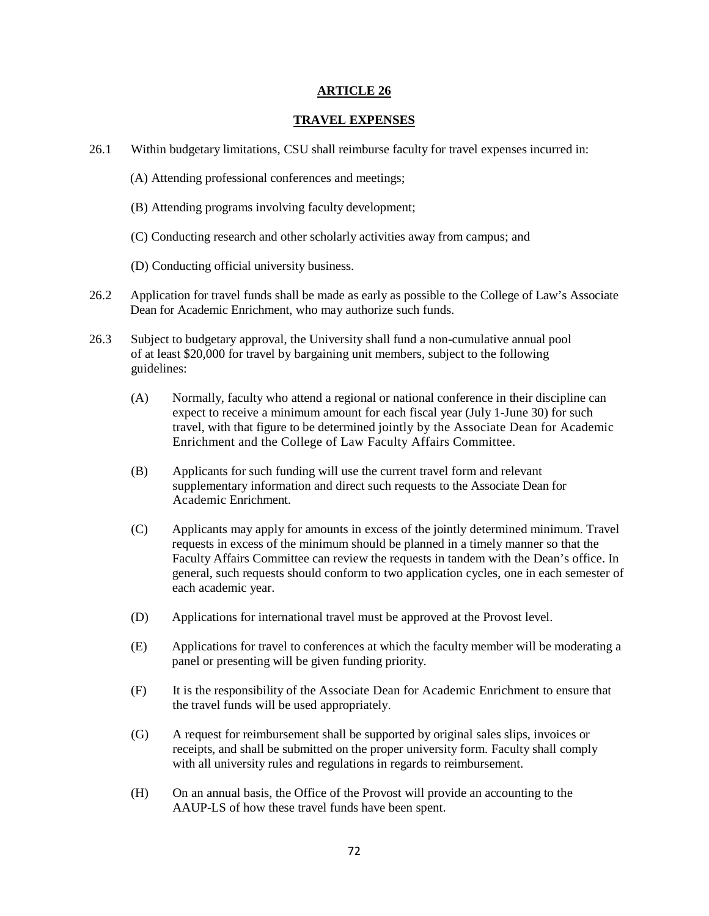# ARTICLE 26

## TRAVEL EXPENSES

26.1 Within budgetary limitations, CSU shall reimburse faculty for travel expenses incurred in:

(A) Attending professional conferences and meetings;

(B) Attending programs involving faculty development;

(C) Conducting research and other scholarly activities away from campus; and

(D) Conducting official university business.

26.2 Application for travel funds shall be made as early as possible to the College of Law's Associate Dean for Academic Enrichment, who may authorize such funds.

26.3 Subject to budgetary approval, the University shall fund a non-cumulative annual pool of at least $20,000 for travel by bargaining unit members, subject to the following guidelines:

(A) Normally, faculty who attend a regional or national conference in their discipline can expect to receive a minimum amount for each fiscal year (July 1-June 30) for such travel, with that figure to be determined jointly by the Associate Dean for Academic Enrichment and the College of Law Faculty Affairs Committee.

(B) Applicants for such funding will use the current travel form and relevant supplementary information and direct such requests to the Associate Dean for Academic Enrichment.

(C) Applicants may apply for amounts in excess of the jointly determined minimum. Travel requests in excess of the minimum should be planned in a timely manner so that the Faculty Affairs Committee can review the requests in tandem with the Dean's office. In general, such requests should conform to two application cycles, one in each semester of each academic year.

(D) Applications for international travel must be approved at the Provost level.

(E) Applications for travel to conferences at which the faculty member will be moderating a panel or presenting will be given funding priority.

(F) It is the responsibility of the Associate Dean for Academic Enrichment to ensure that the travel funds will be used appropriately.

(G) A request for reimbursement shall be supported by original sales slips, invoices or receipts, and shall be submitted on the proper university form. Faculty shall comply with all university rules and regulations in regards to reimbursement.

(H) On an annual basis, the Office of the Provost will provide an accounting to the AAUP-LS of how these travel funds have been spent.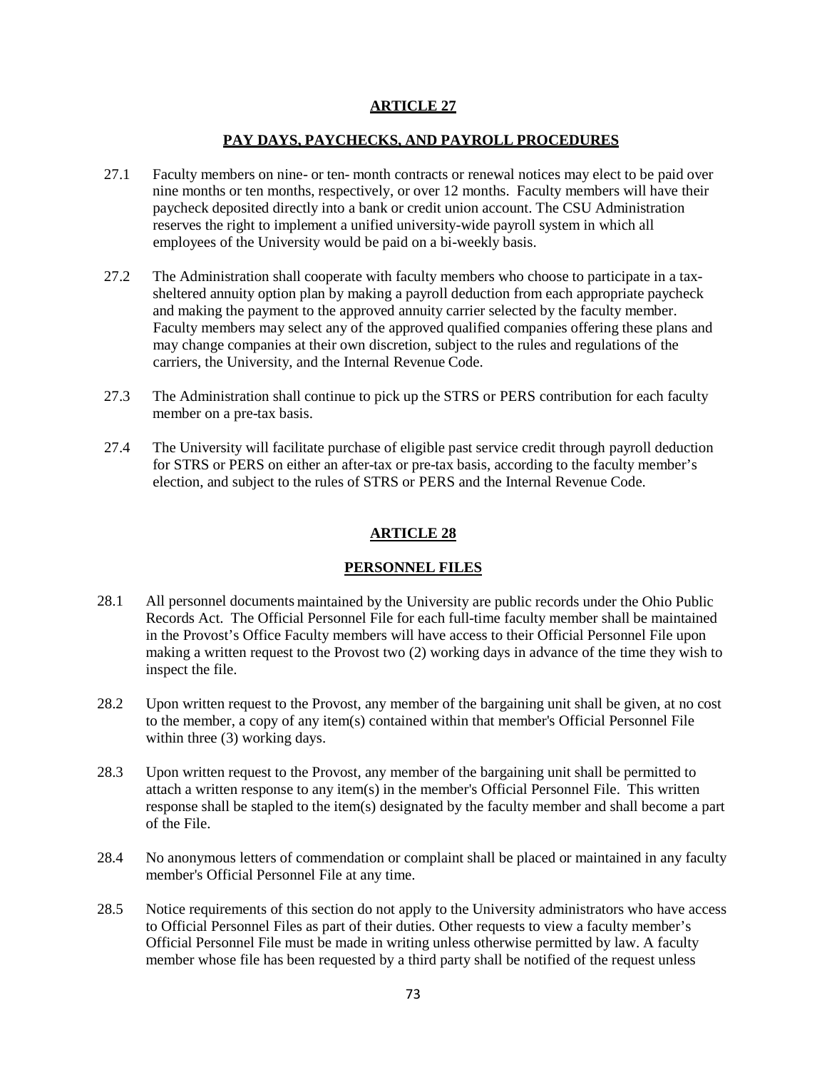## ARTICLE 27

### PAY DAYS, PAYCHECKS, AND PAYROLL PROCEDURES

27.1 Faculty members on nine- or ten- month contracts or renewal notices may elect to be paid over nine months or ten months, respectively, or over 12 months. Faculty members will have their paycheck deposited directly into a bank or credit union account. The CSU Administration reserves the right to implement a unified university-wide payroll system in which all employees of the University would be paid on a bi-weekly basis.

27.2 The Administration shall cooperate with faculty members who choose to participate in a tax-sheltered annuity option plan by making a payroll deduction from each appropriate paycheck and making the payment to the approved annuity carrier selected by the faculty member. Faculty members may select any of the approved qualified companies offering these plans and may change companies at their own discretion, subject to the rules and regulations of the carriers, the University, and the Internal Revenue Code.

27.3 The Administration shall continue to pick up the STRS or PERS contribution for each faculty member on a pre-tax basis.

27.4 The University will facilitate purchase of eligible past service credit through payroll deduction for STRS or PERS on either an after-tax or pre-tax basis, according to the faculty member's election, and subject to the rules of STRS or PERS and the Internal Revenue Code.

## ARTICLE 28

### PERSONNEL FILES

28.1 All personnel documents maintained by the University are public records under the Ohio Public Records Act. The Official Personnel File for each full-time faculty member shall be maintained in the Provost's Office Faculty members will have access to their Official Personnel File upon making a written request to the Provost two (2) working days in advance of the time they wish to inspect the file.

28.2 Upon written request to the Provost, any member of the bargaining unit shall be given, at no cost to the member, a copy of any item(s) contained within that member's Official Personnel File within three (3) working days.

28.3 Upon written request to the Provost, any member of the bargaining unit shall be permitted to attach a written response to any item(s) in the member's Official Personnel File. This written response shall be stapled to the item(s) designated by the faculty member and shall become a part of the File.

28.4 No anonymous letters of commendation or complaint shall be placed or maintained in any faculty member's Official Personnel File at any time.

28.5 Notice requirements of this section do not apply to the University administrators who have access to Official Personnel Files as part of their duties. Other requests to view a faculty member's Official Personnel File must be made in writing unless otherwise permitted by law. A faculty member whose file has been requested by a third party shall be notified of the request unless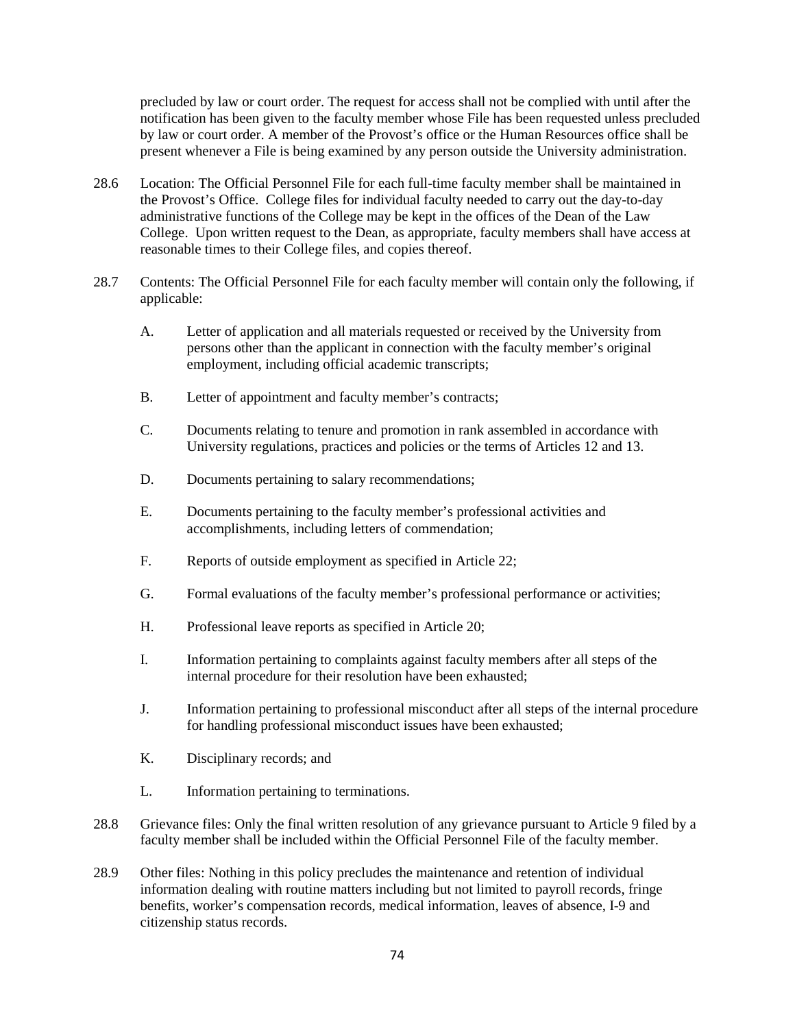precluded by law or court order. The request for access shall not be complied with until after the notification has been given to the faculty member whose File has been requested unless precluded by law or court order. A member of the Provost's office or the Human Resources office shall be present whenever a File is being examined by any person outside the University administration.

28.6 Location: The Official Personnel File for each full-time faculty member shall be maintained in the Provost's Office. College files for individual faculty needed to carry out the day-to-day administrative functions of the College may be kept in the offices of the Dean of the Law College. Upon written request to the Dean, as appropriate, faculty members shall have access at reasonable times to their College files, and copies thereof.

28.7 Contents: The Official Personnel File for each faculty member will contain only the following, if applicable:

A. Letter of application and all materials requested or received by the University from persons other than the applicant in connection with the faculty member's original employment, including official academic transcripts;

B. Letter of appointment and faculty member's contracts;

C. Documents relating to tenure and promotion in rank assembled in accordance with University regulations, practices and policies or the terms of Articles 12 and 13.

D. Documents pertaining to salary recommendations;

E. Documents pertaining to the faculty member's professional activities and accomplishments, including letters of commendation;

F. Reports of outside employment as specified in Article 22;

G. Formal evaluations of the faculty member's professional performance or activities;

H. Professional leave reports as specified in Article 20;

I. Information pertaining to complaints against faculty members after all steps of the internal procedure for their resolution have been exhausted;

J. Information pertaining to professional misconduct after all steps of the internal procedure for handling professional misconduct issues have been exhausted;

K. Disciplinary records; and

L. Information pertaining to terminations.

28.8 Grievance files: Only the final written resolution of any grievance pursuant to Article 9 filed by a faculty member shall be included within the Official Personnel File of the faculty member.

28.9 Other files: Nothing in this policy precludes the maintenance and retention of individual information dealing with routine matters including but not limited to payroll records, fringe benefits, worker's compensation records, medical information, leaves of absence, I-9 and citizenship status records.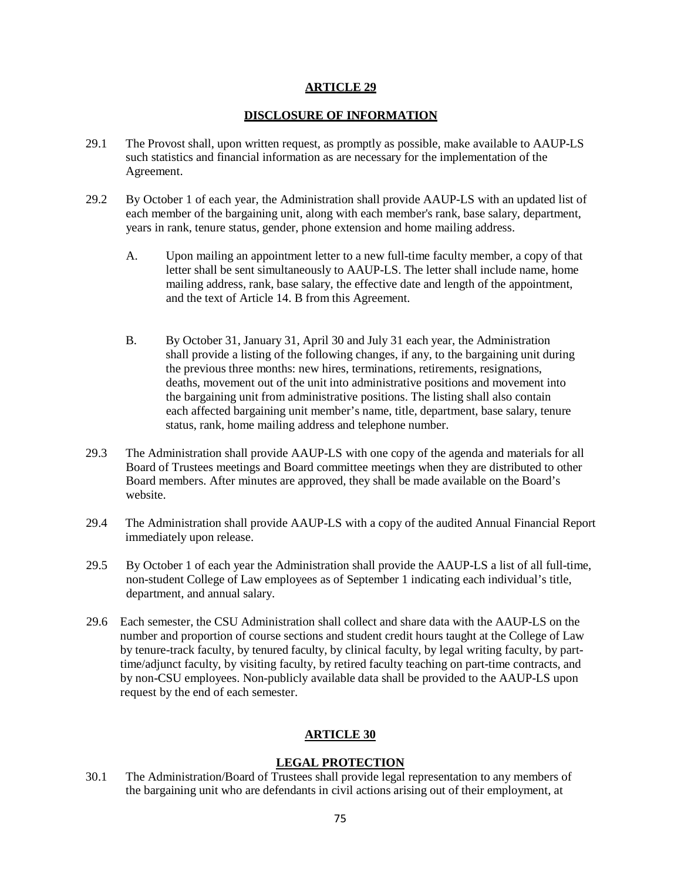## ARTICLE 29

## DISCLOSURE OF INFORMATION

29.1 The Provost shall, upon written request, as promptly as possible, make available to AAUP-LS such statistics and financial information as are necessary for the implementation of the Agreement.

29.2 By October 1 of each year, the Administration shall provide AAUP-LS with an updated list of each member of the bargaining unit, along with each member's rank, base salary, department, years in rank, tenure status, gender, phone extension and home mailing address.

A. Upon mailing an appointment letter to a new full-time faculty member, a copy of that letter shall be sent simultaneously to AAUP-LS. The letter shall include name, home mailing address, rank, base salary, the effective date and length of the appointment, and the text of Article 14. B from this Agreement.

B. By October 31, January 31, April 30 and July 31 each year, the Administration shall provide a listing of the following changes, if any, to the bargaining unit during the previous three months: new hires, terminations, retirements, resignations, deaths, movement out of the unit into administrative positions and movement into the bargaining unit from administrative positions. The listing shall also contain each affected bargaining unit member's name, title, department, base salary, tenure status, rank, home mailing address and telephone number.

29.3 The Administration shall provide AAUP-LS with one copy of the agenda and materials for all Board of Trustees meetings and Board committee meetings when they are distributed to other Board members. After minutes are approved, they shall be made available on the Board's website.

29.4 The Administration shall provide AAUP-LS with a copy of the audited Annual Financial Report immediately upon release.

29.5 By October 1 of each year the Administration shall provide the AAUP-LS a list of all full-time, non-student College of Law employees as of September 1 indicating each individual's title, department, and annual salary.

29.6 Each semester, the CSU Administration shall collect and share data with the AAUP-LS on the number and proportion of course sections and student credit hours taught at the College of Law by tenure-track faculty, by tenured faculty, by clinical faculty, by legal writing faculty, by part-time/adjunct faculty, by visiting faculty, by retired faculty teaching on part-time contracts, and by non-CSU employees. Non-publicly available data shall be provided to the AAUP-LS upon request by the end of each semester.

## ARTICLE 30

## LEGAL PROTECTION

30.1 The Administration/Board of Trustees shall provide legal representation to any members of the bargaining unit who are defendants in civil actions arising out of their employment, at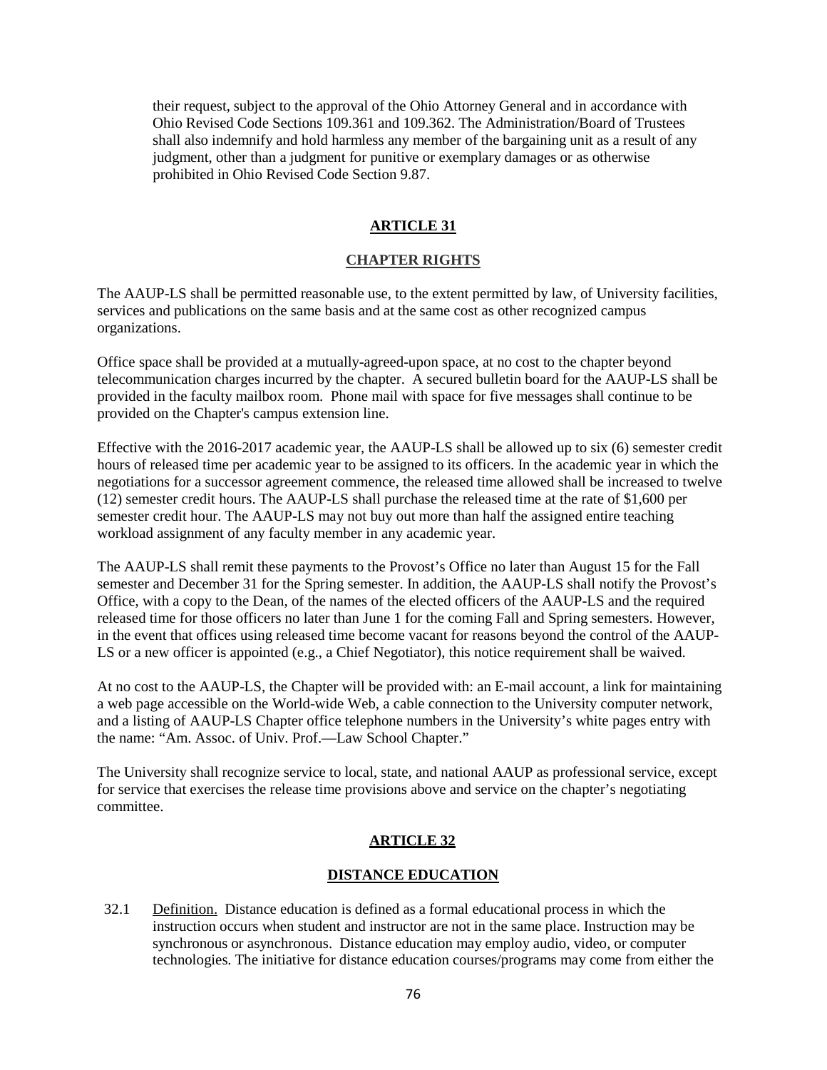their request, subject to the approval of the Ohio Attorney General and in accordance with Ohio Revised Code Sections 109.361 and 109.362. The Administration/Board of Trustees shall also indemnify and hold harmless any member of the bargaining unit as a result of any judgment, other than a judgment for punitive or exemplary damages or as otherwise prohibited in Ohio Revised Code Section 9.87.

## ARTICLE 31

## CHAPTER RIGHTS

The AAUP-LS shall be permitted reasonable use, to the extent permitted by law, of University facilities, services and publications on the same basis and at the same cost as other recognized campus organizations.

Office space shall be provided at a mutually-agreed-upon space, at no cost to the chapter beyond telecommunication charges incurred by the chapter. A secured bulletin board for the AAUP-LS shall be provided in the faculty mailbox room. Phone mail with space for five messages shall continue to be provided on the Chapter's campus extension line.

Effective with the 2016-2017 academic year, the AAUP-LS shall be allowed up to six (6) semester credit hours of released time per academic year to be assigned to its officers. In the academic year in which the negotiations for a successor agreement commence, the released time allowed shall be increased to twelve (12) semester credit hours. The AAUP-LS shall purchase the released time at the rate of $1,600 per semester credit hour. The AAUP-LS may not buy out more than half the assigned entire teaching workload assignment of any faculty member in any academic year.

The AAUP-LS shall remit these payments to the Provost's Office no later than August 15 for the Fall semester and December 31 for the Spring semester. In addition, the AAUP-LS shall notify the Provost's Office, with a copy to the Dean, of the names of the elected officers of the AAUP-LS and the required released time for those officers no later than June 1 for the coming Fall and Spring semesters. However, in the event that offices using released time become vacant for reasons beyond the control of the AAUP-LS or a new officer is appointed (e.g., a Chief Negotiator), this notice requirement shall be waived.

At no cost to the AAUP-LS, the Chapter will be provided with: an E-mail account, a link for maintaining a web page accessible on the World-wide Web, a cable connection to the University computer network, and a listing of AAUP-LS Chapter office telephone numbers in the University's white pages entry with the name: "Am. Assoc. of Univ. Prof.—Law School Chapter."

The University shall recognize service to local, state, and national AAUP as professional service, except for service that exercises the release time provisions above and service on the chapter's negotiating committee.

## ARTICLE 32

## DISTANCE EDUCATION

32.1 Definition. Distance education is defined as a formal educational process in which the instruction occurs when student and instructor are not in the same place. Instruction may be synchronous or asynchronous. Distance education may employ audio, video, or computer technologies. The initiative for distance education courses/programs may come from either the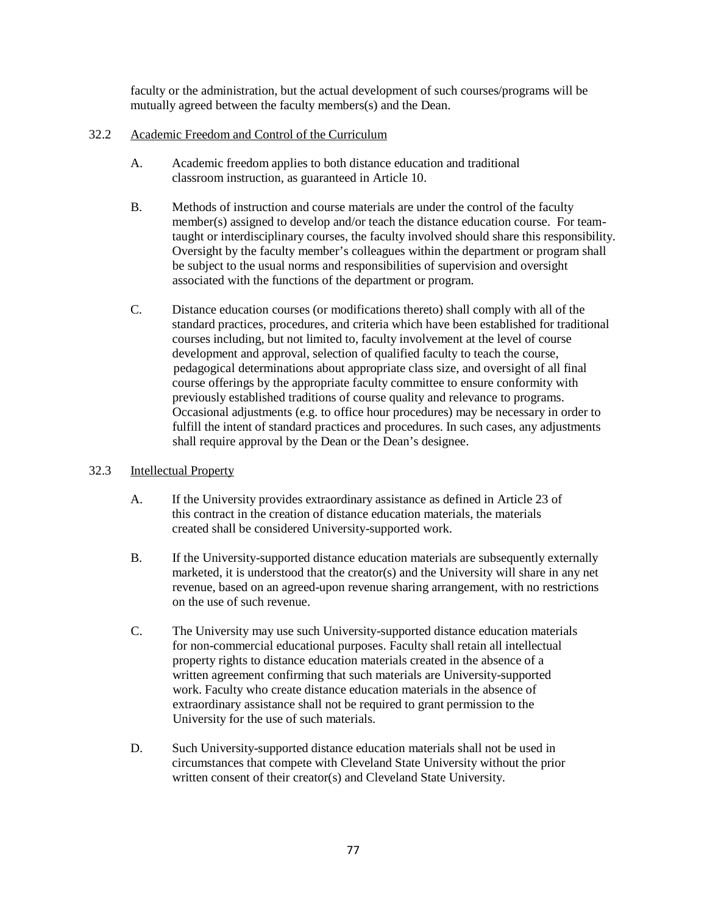faculty or the administration, but the actual development of such courses/programs will be mutually agreed between the faculty members(s) and the Dean.

32.2 Academic Freedom and Control of the Curriculum

A. Academic freedom applies to both distance education and traditional classroom instruction, as guaranteed in Article 10.

B. Methods of instruction and course materials are under the control of the faculty member(s) assigned to develop and/or teach the distance education course. For team-taught or interdisciplinary courses, the faculty involved should share this responsibility. Oversight by the faculty member's colleagues within the department or program shall be subject to the usual norms and responsibilities of supervision and oversight associated with the functions of the department or program.

C. Distance education courses (or modifications thereto) shall comply with all of the standard practices, procedures, and criteria which have been established for traditional courses including, but not limited to, faculty involvement at the level of course development and approval, selection of qualified faculty to teach the course, pedagogical determinations about appropriate class size, and oversight of all final course offerings by the appropriate faculty committee to ensure conformity with previously established traditions of course quality and relevance to programs. Occasional adjustments (e.g. to office hour procedures) may be necessary in order to fulfill the intent of standard practices and procedures. In such cases, any adjustments shall require approval by the Dean or the Dean's designee.

32.3 Intellectual Property

A. If the University provides extraordinary assistance as defined in Article 23 of this contract in the creation of distance education materials, the materials created shall be considered University-supported work.

B. If the University-supported distance education materials are subsequently externally marketed, it is understood that the creator(s) and the University will share in any net revenue, based on an agreed-upon revenue sharing arrangement, with no restrictions on the use of such revenue.

C. The University may use such University-supported distance education materials for non-commercial educational purposes. Faculty shall retain all intellectual property rights to distance education materials created in the absence of a written agreement confirming that such materials are University-supported work. Faculty who create distance education materials in the absence of extraordinary assistance shall not be required to grant permission to the University for the use of such materials.

D. Such University-supported distance education materials shall not be used in circumstances that compete with Cleveland State University without the prior written consent of their creator(s) and Cleveland State University.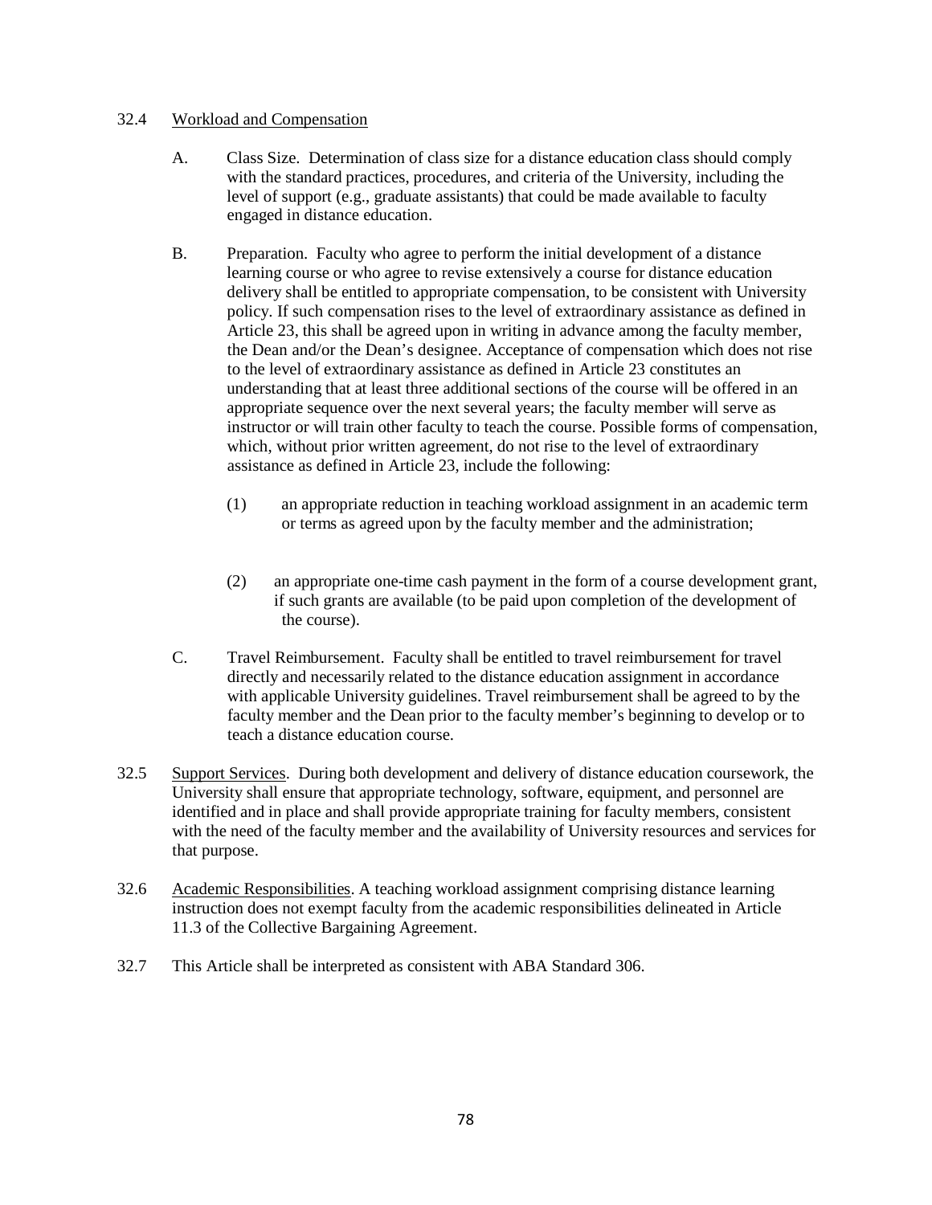32.4 <u>Workload and Compensation</u>

A. Class Size. Determination of class size for a distance education class should comply with the standard practices, procedures, and criteria of the University, including the level of support (e.g., graduate assistants) that could be made available to faculty engaged in distance education.

B. Preparation. Faculty who agree to perform the initial development of a distance learning course or who agree to revise extensively a course for distance education delivery shall be entitled to appropriate compensation, to be consistent with University policy. If such compensation rises to the level of extraordinary assistance as defined in Article 23, this shall be agreed upon in writing in advance among the faculty member, the Dean and/or the Dean's designee. Acceptance of compensation which does not rise to the level of extraordinary assistance as defined in Article 23 constitutes an understanding that at least three additional sections of the course will be offered in an appropriate sequence over the next several years; the faculty member will serve as instructor or will train other faculty to teach the course. Possible forms of compensation, which, without prior written agreement, do not rise to the level of extraordinary assistance as defined in Article 23, include the following:

(1) an appropriate reduction in teaching workload assignment in an academic term or terms as agreed upon by the faculty member and the administration;

(2) an appropriate one-time cash payment in the form of a course development grant, if such grants are available (to be paid upon completion of the development of the course).

C. Travel Reimbursement. Faculty shall be entitled to travel reimbursement for travel directly and necessarily related to the distance education assignment in accordance with applicable University guidelines. Travel reimbursement shall be agreed to by the faculty member and the Dean prior to the faculty member's beginning to develop or to teach a distance education course.

32.5 <u>Support Services</u>. During both development and delivery of distance education coursework, the University shall ensure that appropriate technology, software, equipment, and personnel are identified and in place and shall provide appropriate training for faculty members, consistent with the need of the faculty member and the availability of University resources and services for that purpose.

32.6 <u>Academic Responsibilities</u>. A teaching workload assignment comprising distance learning instruction does not exempt faculty from the academic responsibilities delineated in Article 11.3 of the Collective Bargaining Agreement.

32.7 This Article shall be interpreted as consistent with ABA Standard 306.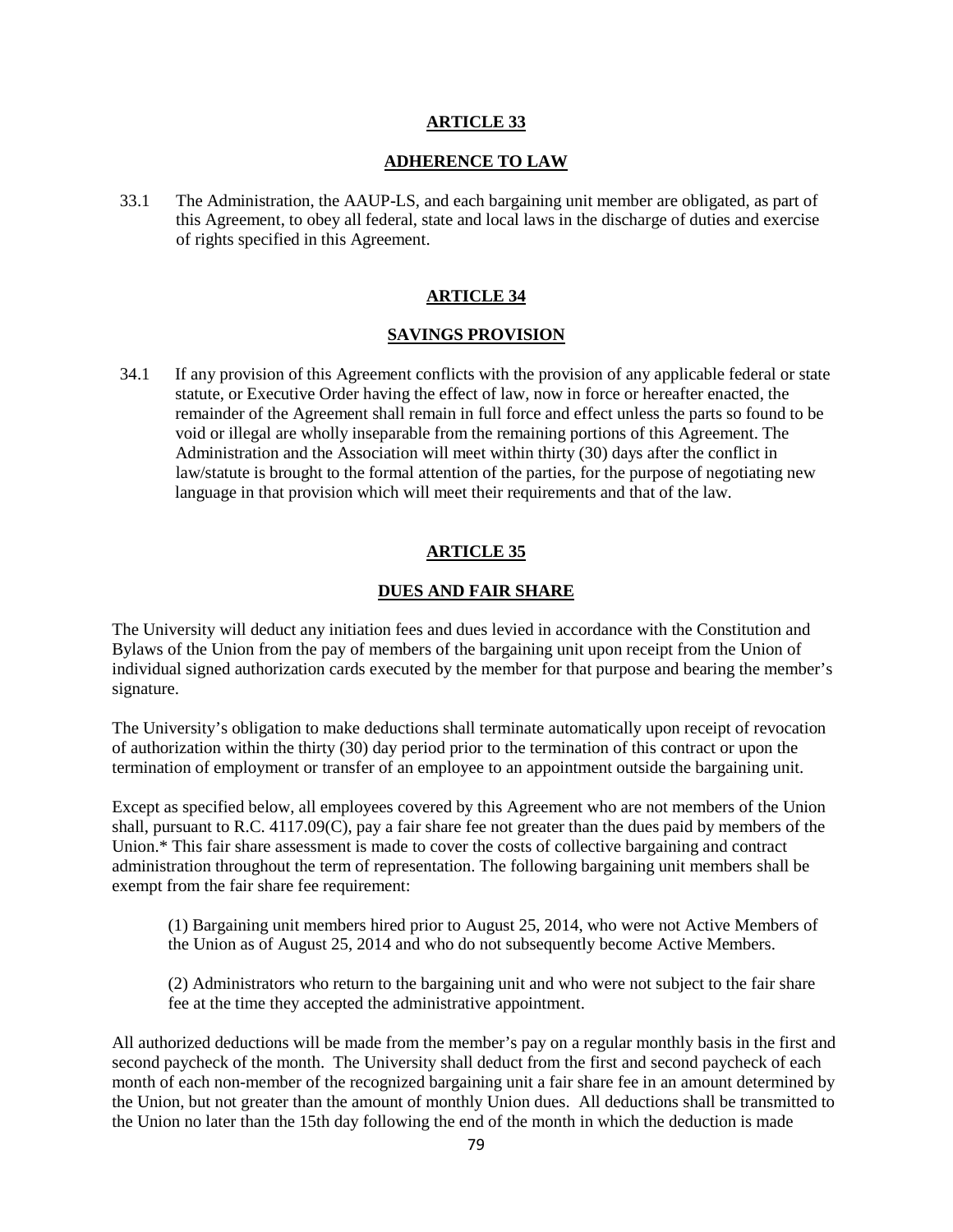## ARTICLE 33

### ADHERENCE TO LAW

33.1 The Administration, the AAUP-LS, and each bargaining unit member are obligated, as part of this Agreement, to obey all federal, state and local laws in the discharge of duties and exercise of rights specified in this Agreement.

## ARTICLE 34

### SAVINGS PROVISION

34.1 If any provision of this Agreement conflicts with the provision of any applicable federal or state statute, or Executive Order having the effect of law, now in force or hereafter enacted, the remainder of the Agreement shall remain in full force and effect unless the parts so found to be void or illegal are wholly inseparable from the remaining portions of this Agreement. The Administration and the Association will meet within thirty (30) days after the conflict in law/statute is brought to the formal attention of the parties, for the purpose of negotiating new language in that provision which will meet their requirements and that of the law.

## ARTICLE 35

### DUES AND FAIR SHARE

The University will deduct any initiation fees and dues levied in accordance with the Constitution and Bylaws of the Union from the pay of members of the bargaining unit upon receipt from the Union of individual signed authorization cards executed by the member for that purpose and bearing the member's signature.

The University's obligation to make deductions shall terminate automatically upon receipt of revocation of authorization within the thirty (30) day period prior to the termination of this contract or upon the termination of employment or transfer of an employee to an appointment outside the bargaining unit.

Except as specified below, all employees covered by this Agreement who are not members of the Union shall, pursuant to R.C. 4117.09(C), pay a fair share fee not greater than the dues paid by members of the Union.* This fair share assessment is made to cover the costs of collective bargaining and contract administration throughout the term of representation. The following bargaining unit members shall be exempt from the fair share fee requirement:

(1) Bargaining unit members hired prior to August 25, 2014, who were not Active Members of the Union as of August 25, 2014 and who do not subsequently become Active Members.

(2) Administrators who return to the bargaining unit and who were not subject to the fair share fee at the time they accepted the administrative appointment.

All authorized deductions will be made from the member's pay on a regular monthly basis in the first and second paycheck of the month. The University shall deduct from the first and second paycheck of each month of each non-member of the recognized bargaining unit a fair share fee in an amount determined by the Union, but not greater than the amount of monthly Union dues. All deductions shall be transmitted to the Union no later than the 15th day following the end of the month in which the deduction is made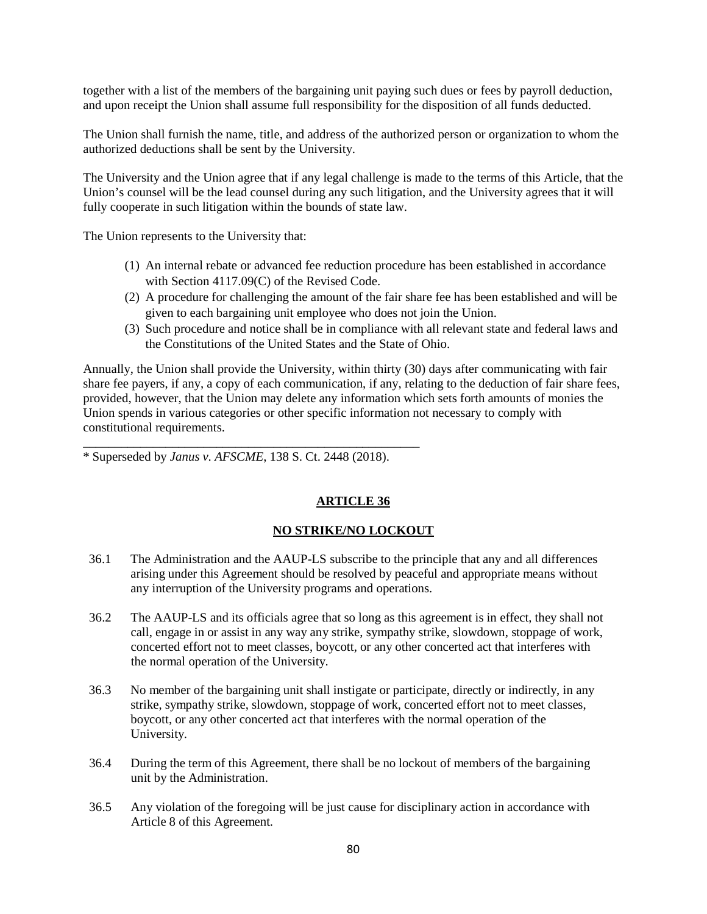together with a list of the members of the bargaining unit paying such dues or fees by payroll deduction, and upon receipt the Union shall assume full responsibility for the disposition of all funds deducted.

The Union shall furnish the name, title, and address of the authorized person or organization to whom the authorized deductions shall be sent by the University.

The University and the Union agree that if any legal challenge is made to the terms of this Article, that the Union's counsel will be the lead counsel during any such litigation, and the University agrees that it will fully cooperate in such litigation within the bounds of state law.

The Union represents to the University that:

1. An internal rebate or advanced fee reduction procedure has been established in accordance with Section 4117.09(C) of the Revised Code.
2. A procedure for challenging the amount of the fair share fee has been established and will be given to each bargaining unit employee who does not join the Union.
3. Such procedure and notice shall be in compliance with all relevant state and federal laws and the Constitutions of the United States and the State of Ohio.

Annually, the Union shall provide the University, within thirty (30) days after communicating with fair share fee payers, if any, a copy of each communication, if any, relating to the deduction of fair share fees, provided, however, that the Union may delete any information which sets forth amounts of monies the Union spends in various categories or other specific information not necessary to comply with constitutional requirements.

---

\* Superseded by *Janus v. AFSCME*, 138 S. Ct. 2448 (2018).

## ARTICLE 36

## NO STRIKE/NO LOCKOUT

36.1 The Administration and the AAUP-LS subscribe to the principle that any and all differences arising under this Agreement should be resolved by peaceful and appropriate means without any interruption of the University programs and operations.

36.2 The AAUP-LS and its officials agree that so long as this agreement is in effect, they shall not call, engage in or assist in any way any strike, sympathy strike, slowdown, stoppage of work, concerted effort not to meet classes, boycott, or any other concerted act that interferes with the normal operation of the University.

36.3 No member of the bargaining unit shall instigate or participate, directly or indirectly, in any strike, sympathy strike, slowdown, stoppage of work, concerted effort not to meet classes, boycott, or any other concerted act that interferes with the normal operation of the University.

36.4 During the term of this Agreement, there shall be no lockout of members of the bargaining unit by the Administration.

36.5 Any violation of the foregoing will be just cause for disciplinary action in accordance with Article 8 of this Agreement.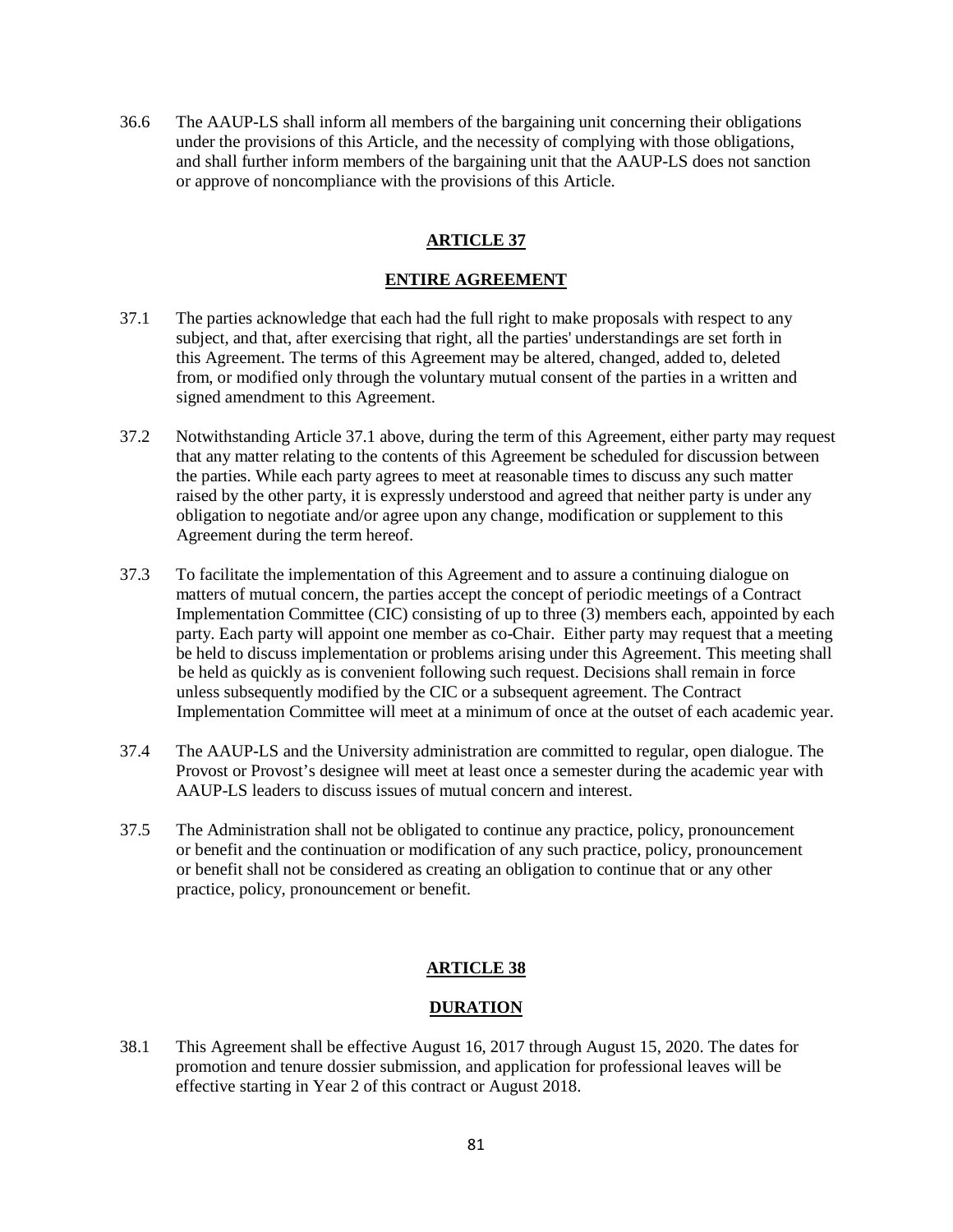36.6 The AAUP-LS shall inform all members of the bargaining unit concerning their obligations under the provisions of this Article, and the necessity of complying with those obligations, and shall further inform members of the bargaining unit that the AAUP-LS does not sanction or approve of noncompliance with the provisions of this Article.

## ARTICLE 37

## ENTIRE AGREEMENT

37.1 The parties acknowledge that each had the full right to make proposals with respect to any subject, and that, after exercising that right, all the parties' understandings are set forth in this Agreement. The terms of this Agreement may be altered, changed, added to, deleted from, or modified only through the voluntary mutual consent of the parties in a written and signed amendment to this Agreement.

37.2 Notwithstanding Article 37.1 above, during the term of this Agreement, either party may request that any matter relating to the contents of this Agreement be scheduled for discussion between the parties. While each party agrees to meet at reasonable times to discuss any such matter raised by the other party, it is expressly understood and agreed that neither party is under any obligation to negotiate and/or agree upon any change, modification or supplement to this Agreement during the term hereof.

37.3 To facilitate the implementation of this Agreement and to assure a continuing dialogue on matters of mutual concern, the parties accept the concept of periodic meetings of a Contract Implementation Committee (CIC) consisting of up to three (3) members each, appointed by each party. Each party will appoint one member as co-Chair. Either party may request that a meeting be held to discuss implementation or problems arising under this Agreement. This meeting shall be held as quickly as is convenient following such request. Decisions shall remain in force unless subsequently modified by the CIC or a subsequent agreement. The Contract Implementation Committee will meet at a minimum of once at the outset of each academic year.

37.4 The AAUP-LS and the University administration are committed to regular, open dialogue. The Provost or Provost's designee will meet at least once a semester during the academic year with AAUP-LS leaders to discuss issues of mutual concern and interest.

37.5 The Administration shall not be obligated to continue any practice, policy, pronouncement or benefit and the continuation or modification of any such practice, policy, pronouncement or benefit shall not be considered as creating an obligation to continue that or any other practice, policy, pronouncement or benefit.

## ARTICLE 38

## DURATION

38.1 This Agreement shall be effective August 16, 2017 through August 15, 2020. The dates for promotion and tenure dossier submission, and application for professional leaves will be effective starting in Year 2 of this contract or August 2018.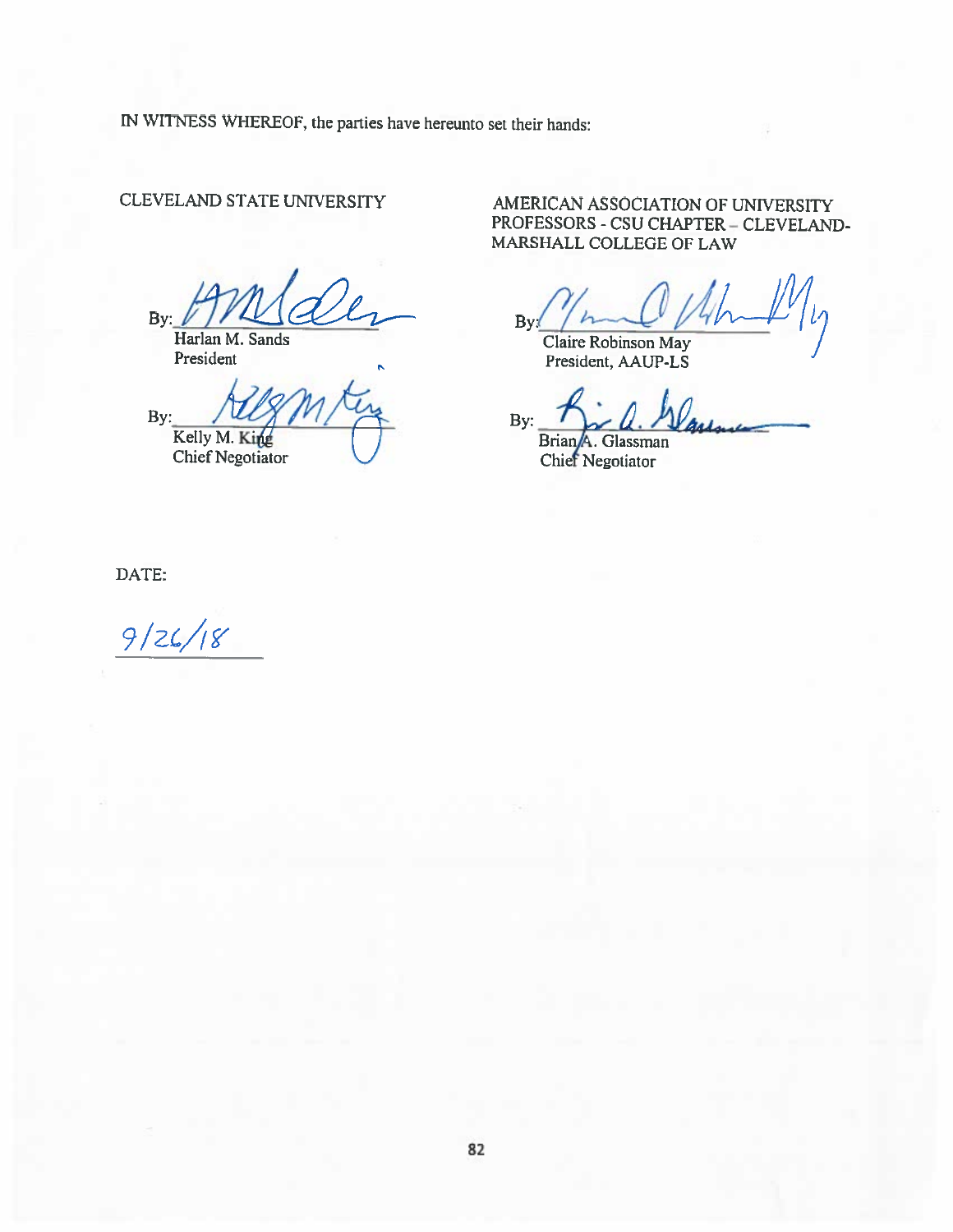IN WITNESS WHEREOF, the parties have hereunto set their hands:

CLEVELAND STATE UNIVERSITY

By: ______________________
Harlan M. Sands
President

By: ______________________
Kelly M. King
Chief Negotiator

AMERICAN ASSOCIATION OF UNIVERSITY PROFESSORS - CSU CHAPTER – CLEVELAND-MARSHALL COLLEGE OF LAW

By: ______________________
Claire Robinson May
President, AAUP-LS

By: ______________________
Brian A. Glassman
Chief Negotiator

DATE:

9/26/18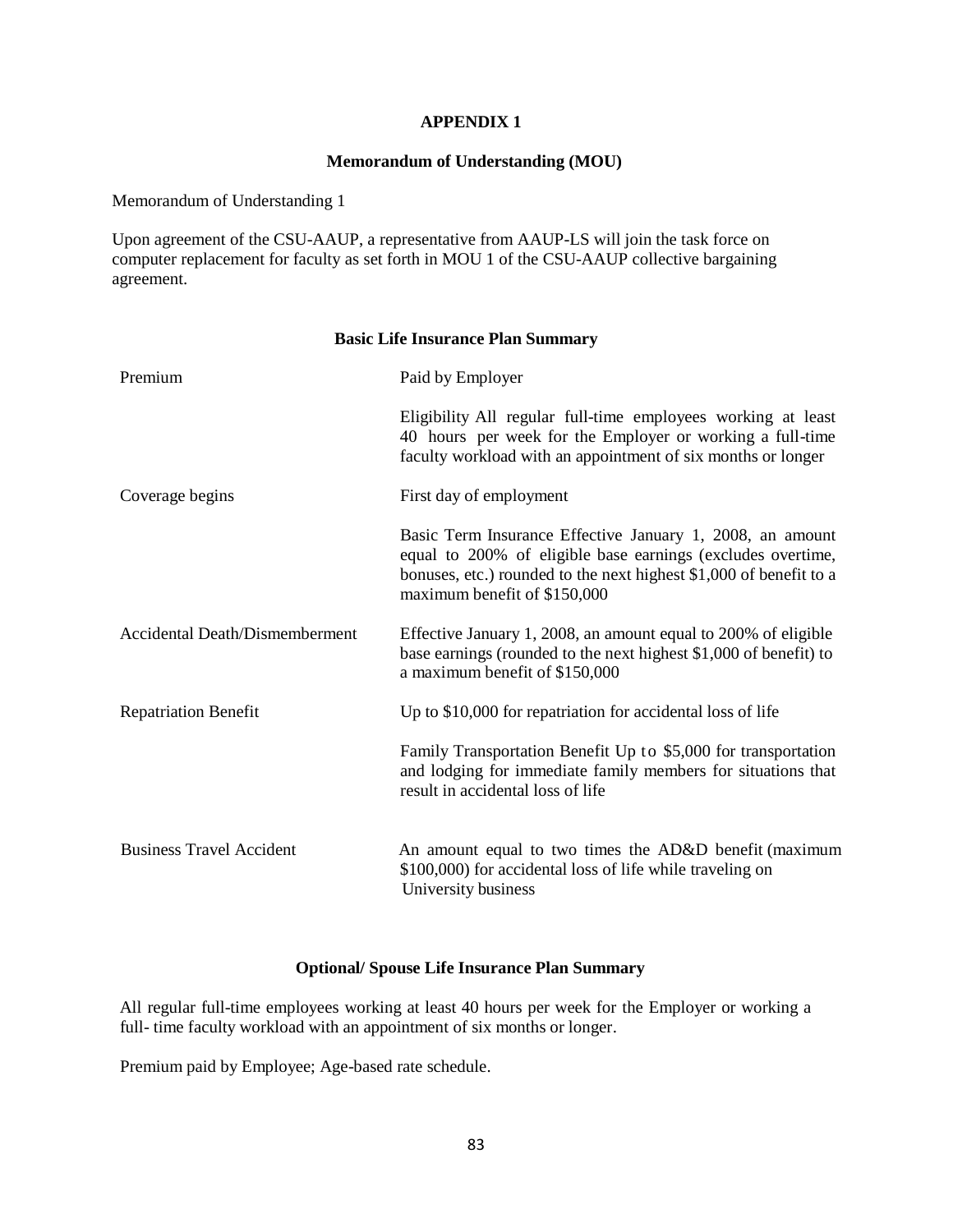## APPENDIX 1

### Memorandum of Understanding (MOU)

Memorandum of Understanding 1

Upon agreement of the CSU-AAUP, a representative from AAUP-LS will join the task force on computer replacement for faculty as set forth in MOU 1 of the CSU-AAUP collective bargaining agreement.

### Basic Life Insurance Plan Summary

| | |
|---|---|
| Premium | Paid by Employer |
| | Eligibility All regular full-time employees working at least 40 hours per week for the Employer or working a full-time faculty workload with an appointment of six months or longer |
| Coverage begins | First day of employment |
| | Basic Term Insurance Effective January 1, 2008, an amount equal to 200% of eligible base earnings (excludes overtime, bonuses, etc.) rounded to the next highest $1,000 of benefit to a maximum benefit of $150,000 |
| Accidental Death/Dismemberment | Effective January 1, 2008, an amount equal to 200% of eligible base earnings (rounded to the next highest $1,000 of benefit) to a maximum benefit of $150,000 |
| Repatriation Benefit | Up to $10,000 for repatriation for accidental loss of life |
| | Family Transportation Benefit Up to $5,000 for transportation and lodging for immediate family members for situations that result in accidental loss of life |
| Business Travel Accident | An amount equal to two times the AD&D benefit (maximum $100,000) for accidental loss of life while traveling on University business |

### Optional/ Spouse Life Insurance Plan Summary

All regular full-time employees working at least 40 hours per week for the Employer or working a full- time faculty workload with an appointment of six months or longer.

Premium paid by Employee; Age-based rate schedule.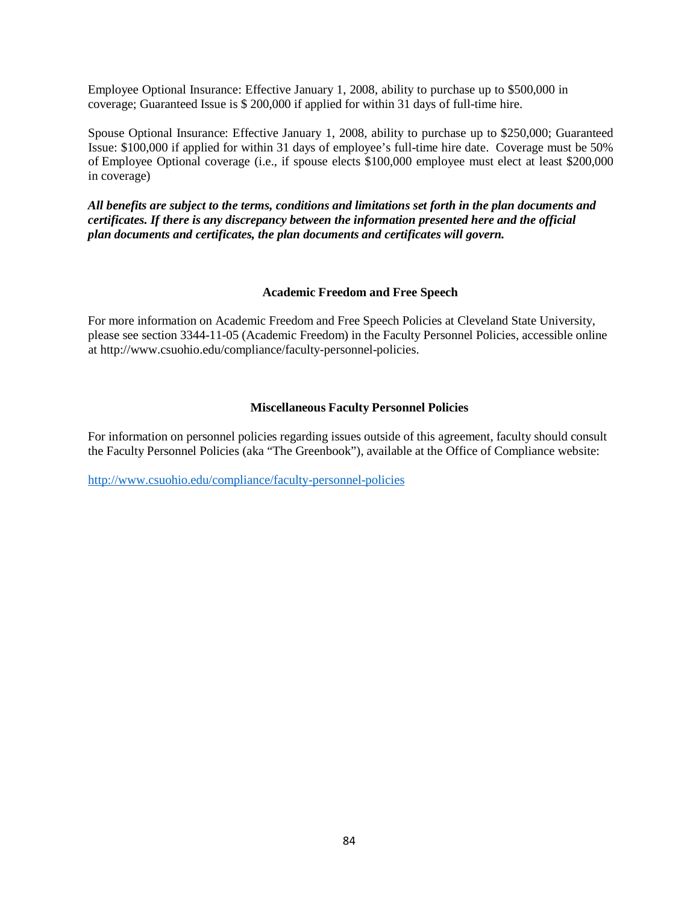Employee Optional Insurance: Effective January 1, 2008, ability to purchase up to $500,000 in coverage; Guaranteed Issue is $ 200,000 if applied for within 31 days of full-time hire.

Spouse Optional Insurance: Effective January 1, 2008, ability to purchase up to $250,000; Guaranteed Issue: $100,000 if applied for within 31 days of employee's full-time hire date. Coverage must be 50% of Employee Optional coverage (i.e., if spouse elects $100,000 employee must elect at least $200,000 in coverage)

***All benefits are subject to the terms, conditions and limitations set forth in the plan documents and certificates. If there is any discrepancy between the information presented here and the official plan documents and certificates, the plan documents and certificates will govern.***

## Academic Freedom and Free Speech

For more information on Academic Freedom and Free Speech Policies at Cleveland State University, please see section 3344-11-05 (Academic Freedom) in the Faculty Personnel Policies, accessible online at http://www.csuohio.edu/compliance/faculty-personnel-policies.

## Miscellaneous Faculty Personnel Policies

For information on personnel policies regarding issues outside of this agreement, faculty should consult the Faculty Personnel Policies (aka "The Greenbook"), available at the Office of Compliance website:

http://www.csuohio.edu/compliance/faculty-personnel-policies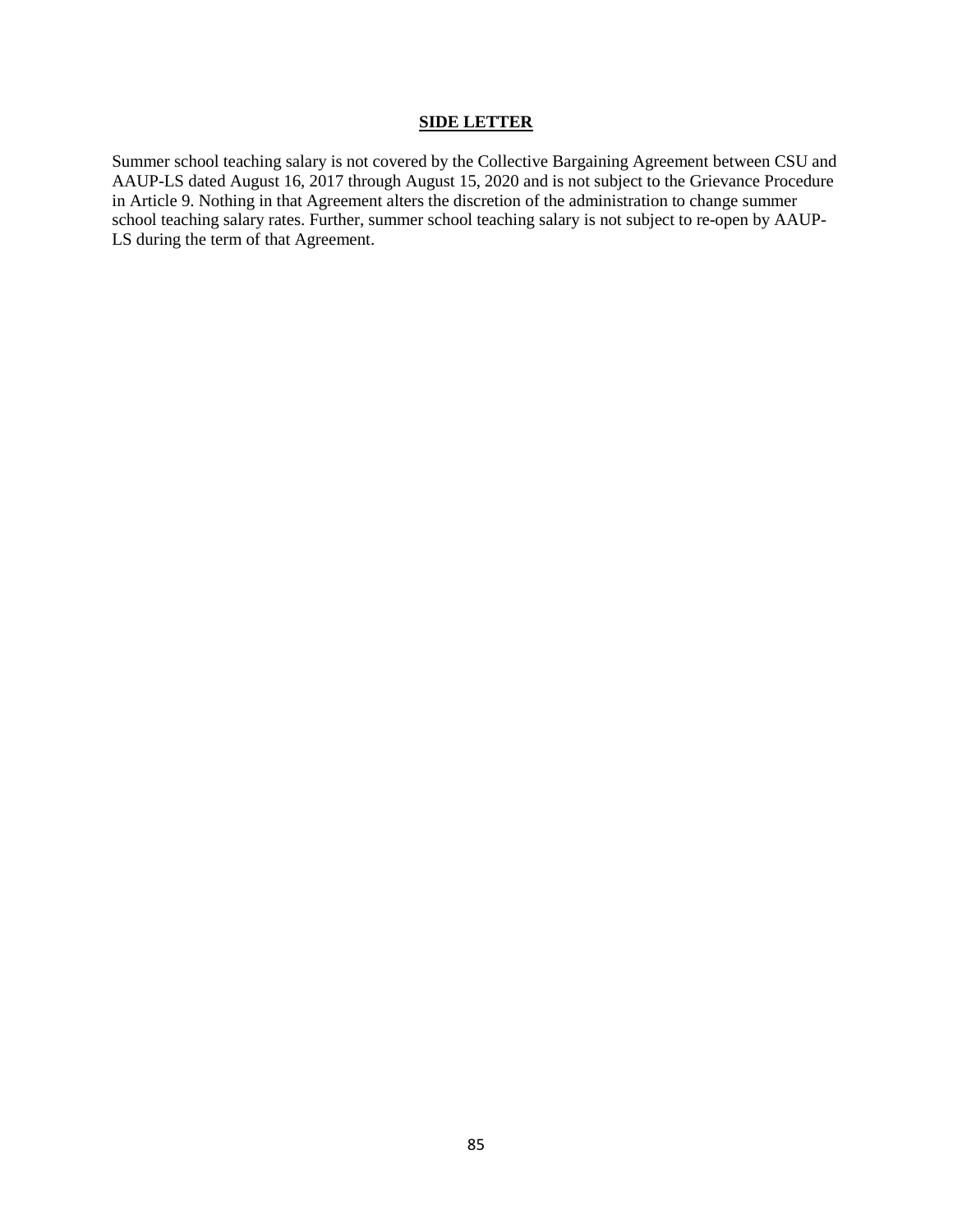**SIDE LETTER**

Summer school teaching salary is not covered by the Collective Bargaining Agreement between CSU and AAUP-LS dated August 16, 2017 through August 15, 2020 and is not subject to the Grievance Procedure in Article 9. Nothing in that Agreement alters the discretion of the administration to change summer school teaching salary rates. Further, summer school teaching salary is not subject to re-open by AAUP-LS during the term of that Agreement.